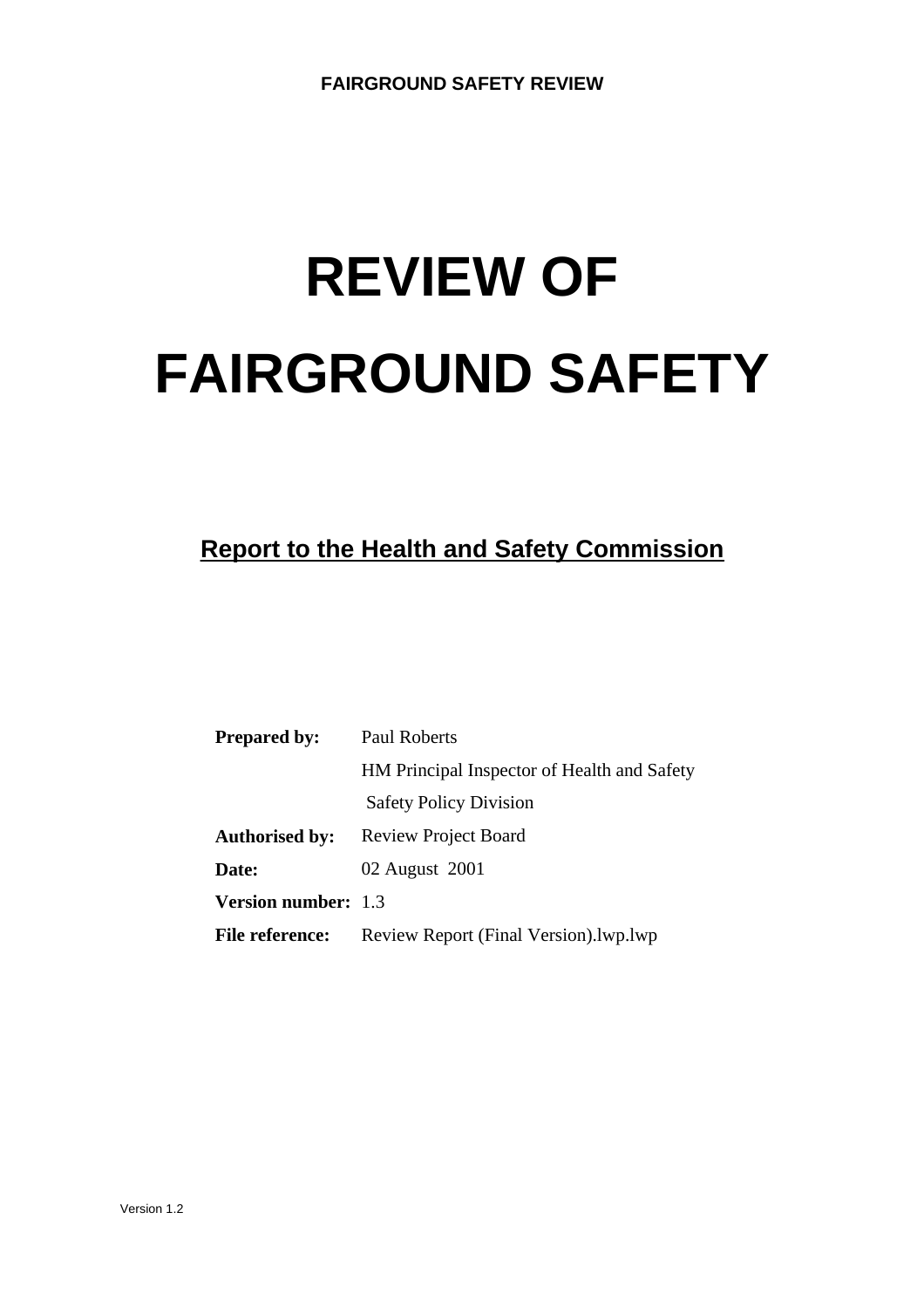# REVIEW OF FAIRGROUND SAFETY

## Report to the Health and Safety Commission

| | |
|---|---|
| **Prepared by:** | Paul Roberts<br>HM Principal Inspector of Health and Safety<br>Safety Policy Division |
| **Authorised by:** | Review Project Board |
| **Date:** | 02 August 2001 |
| **Version number:** | 1.3 |
| **File reference:** | Review Report (Final Version).lwp.lwp |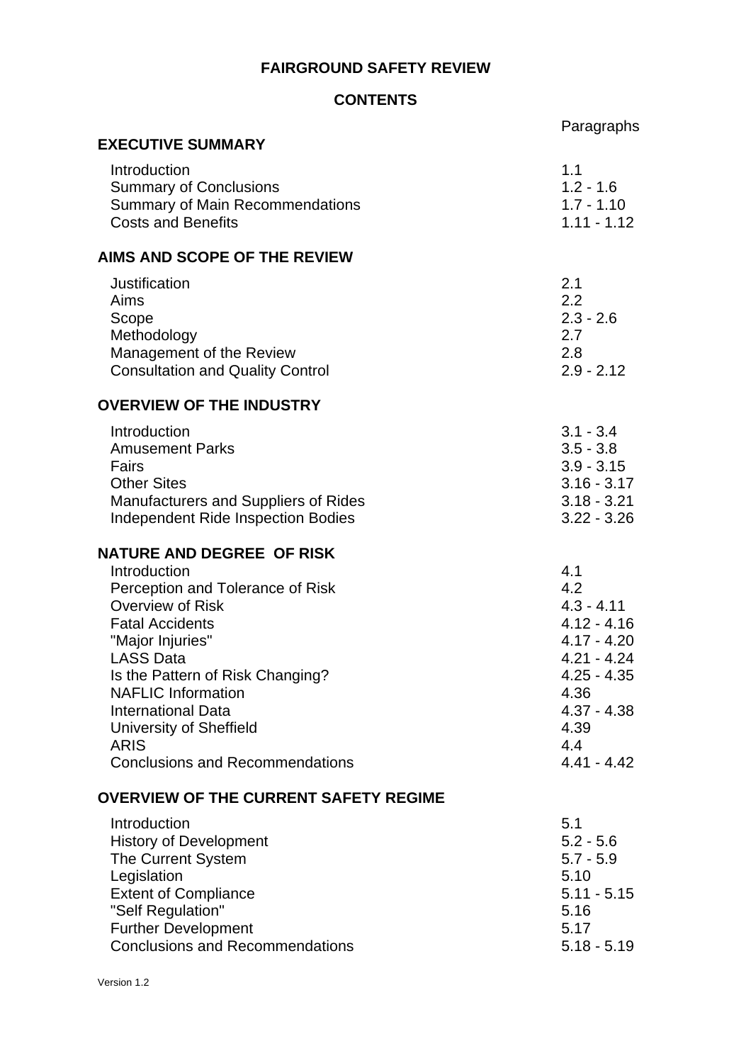# FAIRGROUND SAFETY REVIEW

## CONTENTS

| | Paragraphs |
|---|---|
| **EXECUTIVE SUMMARY** | |
| Introduction | 1.1 |
| Summary of Conclusions | 1.2 - 1.6 |
| Summary of Main Recommendations | 1.7 - 1.10 |
| Costs and Benefits | 1.11 - 1.12 |
| **AIMS AND SCOPE OF THE REVIEW** | |
| Justification | 2.1 |
| Aims | 2.2 |
| Scope | 2.3 - 2.6 |
| Methodology | 2.7 |
| Management of the Review | 2.8 |
| Consultation and Quality Control | 2.9 - 2.12 |
| **OVERVIEW OF THE INDUSTRY** | |
| Introduction | 3.1 - 3.4 |
| Amusement Parks | 3.5 - 3.8 |
| Fairs | 3.9 - 3.15 |
| Other Sites | 3.16 - 3.17 |
| Manufacturers and Suppliers of Rides | 3.18 - 3.21 |
| Independent Ride Inspection Bodies | 3.22 - 3.26 |
| **NATURE AND DEGREE OF RISK** | |
| Introduction | 4.1 |
| Perception and Tolerance of Risk | 4.2 |
| Overview of Risk | 4.3 - 4.11 |
| Fatal Accidents | 4.12 - 4.16 |
| "Major Injuries" | 4.17 - 4.20 |
| LASS Data | 4.21 - 4.24 |
| Is the Pattern of Risk Changing? | 4.25 - 4.35 |
| NAFLIC Information | 4.36 |
| International Data | 4.37 - 4.38 |
| University of Sheffield | 4.39 |
| ARIS | 4.4 |
| Conclusions and Recommendations | 4.41 - 4.42 |
| **OVERVIEW OF THE CURRENT SAFETY REGIME** | |
| Introduction | 5.1 |
| History of Development | 5.2 - 5.6 |
| The Current System | 5.7 - 5.9 |
| Legislation | 5.10 |
| Extent of Compliance | 5.11 - 5.15 |
| "Self Regulation" | 5.16 |
| Further Development | 5.17 |
| Conclusions and Recommendations | 5.18 - 5.19 |

Version 1.2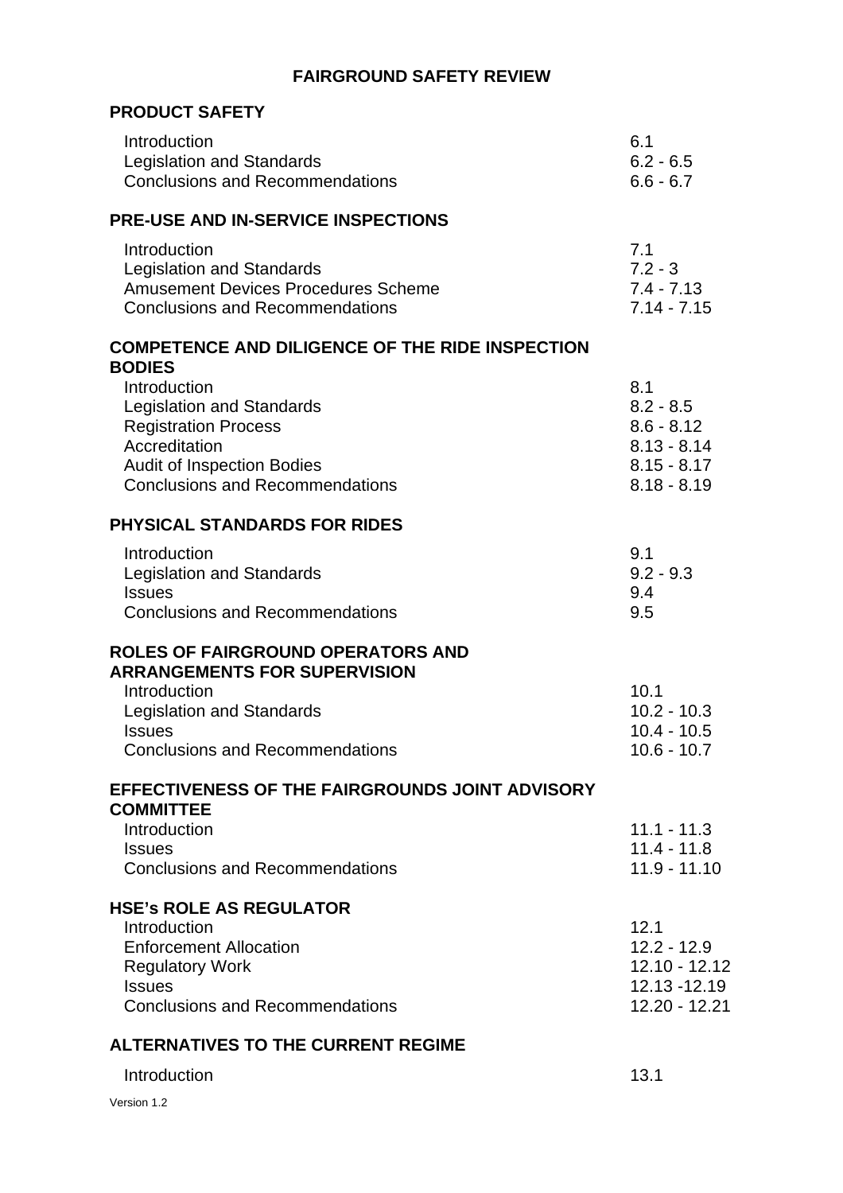**FAIRGROUND SAFETY REVIEW**

**PRODUCT SAFETY**

| | |
|---|---|
| Introduction | 6.1 |
| Legislation and Standards | 6.2 - 6.5 |
| Conclusions and Recommendations | 6.6 - 6.7 |

**PRE-USE AND IN-SERVICE INSPECTIONS**

| | |
|---|---|
| Introduction | 7.1 |
| Legislation and Standards | 7.2 - 3 |
| Amusement Devices Procedures Scheme | 7.4 - 7.13 |
| Conclusions and Recommendations | 7.14 - 7.15 |

**COMPETENCE AND DILIGENCE OF THE RIDE INSPECTION BODIES**

| | |
|---|---|
| Introduction | 8.1 |
| Legislation and Standards | 8.2 - 8.5 |
| Registration Process | 8.6 - 8.12 |
| Accreditation | 8.13 - 8.14 |
| Audit of Inspection Bodies | 8.15 - 8.17 |
| Conclusions and Recommendations | 8.18 - 8.19 |

**PHYSICAL STANDARDS FOR RIDES**

| | |
|---|---|
| Introduction | 9.1 |
| Legislation and Standards | 9.2 - 9.3 |
| Issues | 9.4 |
| Conclusions and Recommendations | 9.5 |

**ROLES OF FAIRGROUND OPERATORS AND ARRANGEMENTS FOR SUPERVISION**

| | |
|---|---|
| Introduction | 10.1 |
| Legislation and Standards | 10.2 - 10.3 |
| Issues | 10.4 - 10.5 |
| Conclusions and Recommendations | 10.6 - 10.7 |

**EFFECTIVENESS OF THE FAIRGROUNDS JOINT ADVISORY COMMITTEE**

| | |
|---|---|
| Introduction | 11.1 - 11.3 |
| Issues | 11.4 - 11.8 |
| Conclusions and Recommendations | 11.9 - 11.10 |

**HSE's ROLE AS REGULATOR**

| | |
|---|---|
| Introduction | 12.1 |
| Enforcement Allocation | 12.2 - 12.9 |
| Regulatory Work | 12.10 - 12.12 |
| Issues | 12.13 -12.19 |
| Conclusions and Recommendations | 12.20 - 12.21 |

**ALTERNATIVES TO THE CURRENT REGIME**

| | |
|---|---|
| Introduction | 13.1 |

Version 1.2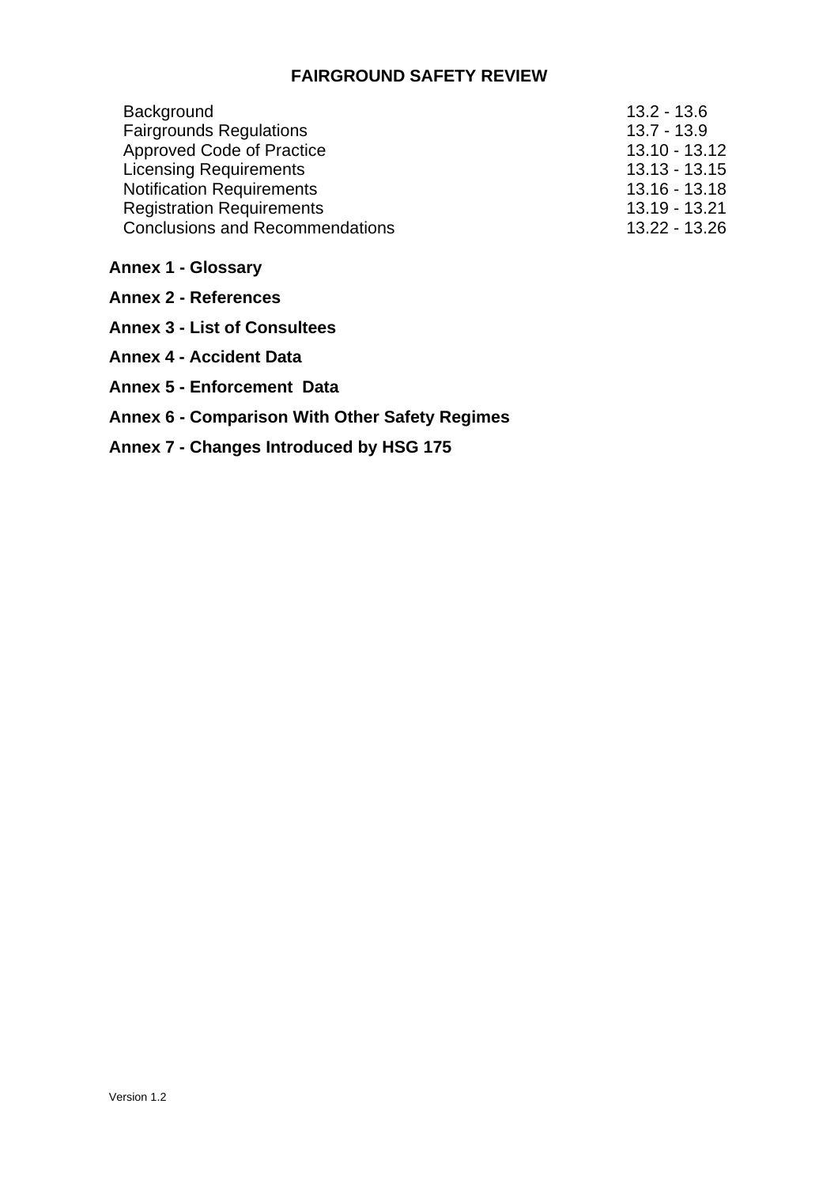**FAIRGROUND SAFETY REVIEW**

| | |
|---|---|
| Background | 13.2 - 13.6 |
| Fairgrounds Regulations | 13.7 - 13.9 |
| Approved Code of Practice | 13.10 - 13.12 |
| Licensing Requirements | 13.13 - 13.15 |
| Notification Requirements | 13.16 - 13.18 |
| Registration Requirements | 13.19 - 13.21 |
| Conclusions and Recommendations | 13.22 - 13.26 |

**Annex 1 - Glossary**

**Annex 2 - References**

**Annex 3 - List of Consultees**

**Annex 4 - Accident Data**

**Annex 5 - Enforcement Data**

**Annex 6 - Comparison With Other Safety Regimes**

**Annex 7 - Changes Introduced by HSG 175**

Version 1.2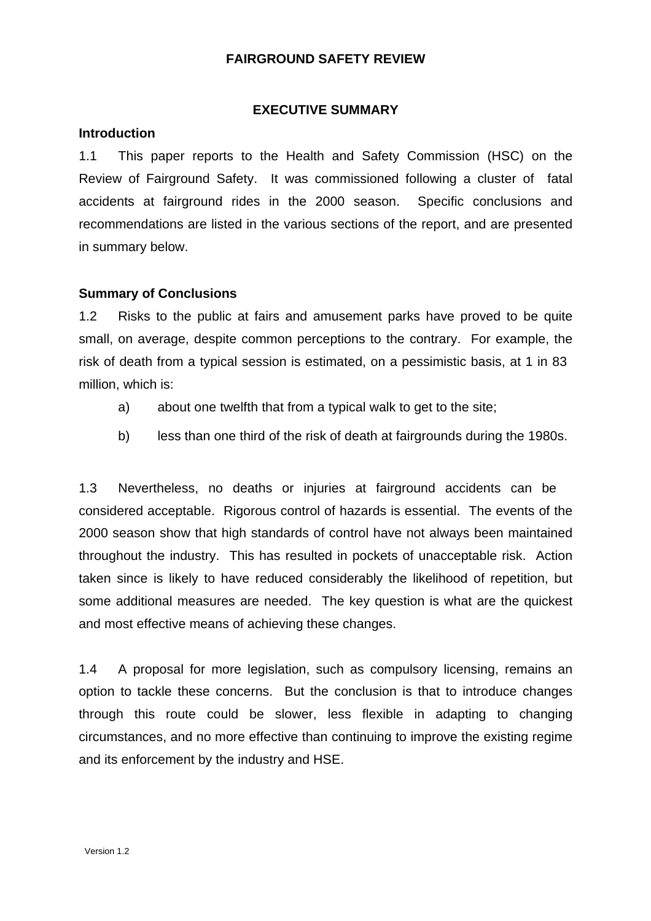**FAIRGROUND SAFETY REVIEW**

**EXECUTIVE SUMMARY**

**Introduction**

1.1 This paper reports to the Health and Safety Commission (HSC) on the Review of Fairground Safety. It was commissioned following a cluster of fatal accidents at fairground rides in the 2000 season. Specific conclusions and recommendations are listed in the various sections of the report, and are presented in summary below.

**Summary of Conclusions**

1.2 Risks to the public at fairs and amusement parks have proved to be quite small, on average, despite common perceptions to the contrary. For example, the risk of death from a typical session is estimated, on a pessimistic basis, at 1 in 83 million, which is:

a) about one twelfth that from a typical walk to get to the site;

b) less than one third of the risk of death at fairgrounds during the 1980s.

1.3 Nevertheless, no deaths or injuries at fairground accidents can be considered acceptable. Rigorous control of hazards is essential. The events of the 2000 season show that high standards of control have not always been maintained throughout the industry. This has resulted in pockets of unacceptable risk. Action taken since is likely to have reduced considerably the likelihood of repetition, but some additional measures are needed. The key question is what are the quickest and most effective means of achieving these changes.

1.4 A proposal for more legislation, such as compulsory licensing, remains an option to tackle these concerns. But the conclusion is that to introduce changes through this route could be slower, less flexible in adapting to changing circumstances, and no more effective than continuing to improve the existing regime and its enforcement by the industry and HSE.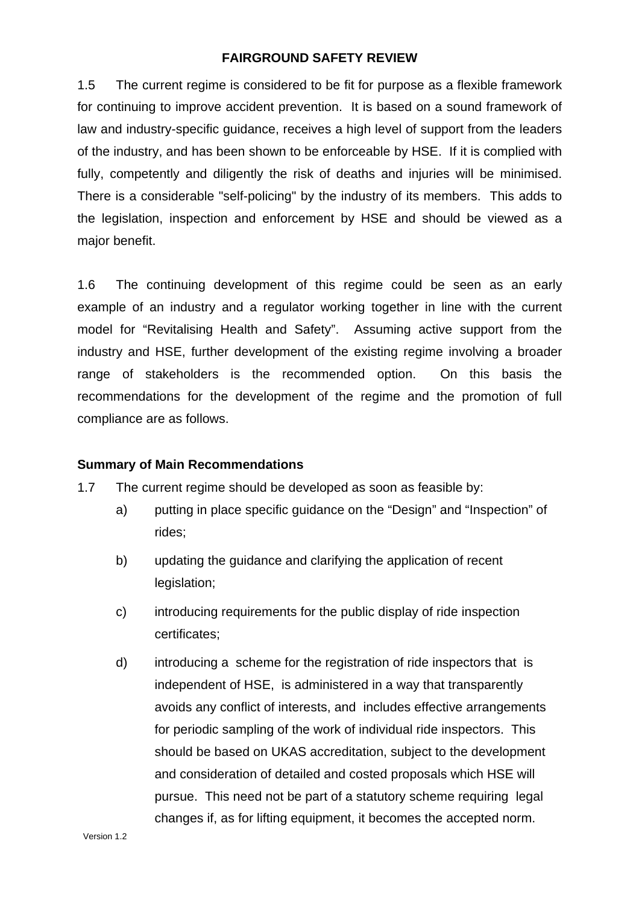1.5 The current regime is considered to be fit for purpose as a flexible framework for continuing to improve accident prevention. It is based on a sound framework of law and industry-specific guidance, receives a high level of support from the leaders of the industry, and has been shown to be enforceable by HSE. If it is complied with fully, competently and diligently the risk of deaths and injuries will be minimised. There is a considerable "self-policing" by the industry of its members. This adds to the legislation, inspection and enforcement by HSE and should be viewed as a major benefit.

1.6 The continuing development of this regime could be seen as an early example of an industry and a regulator working together in line with the current model for "Revitalising Health and Safety". Assuming active support from the industry and HSE, further development of the existing regime involving a broader range of stakeholders is the recommended option. On this basis the recommendations for the development of the regime and the promotion of full compliance are as follows.

**Summary of Main Recommendations**

1.7 The current regime should be developed as soon as feasible by:

a) putting in place specific guidance on the "Design" and "Inspection" of rides;

b) updating the guidance and clarifying the application of recent legislation;

c) introducing requirements for the public display of ride inspection certificates;

d) introducing a scheme for the registration of ride inspectors that is independent of HSE, is administered in a way that transparently avoids any conflict of interests, and includes effective arrangements for periodic sampling of the work of individual ride inspectors. This should be based on UKAS accreditation, subject to the development and consideration of detailed and costed proposals which HSE will pursue. This need not be part of a statutory scheme requiring legal changes if, as for lifting equipment, it becomes the accepted norm.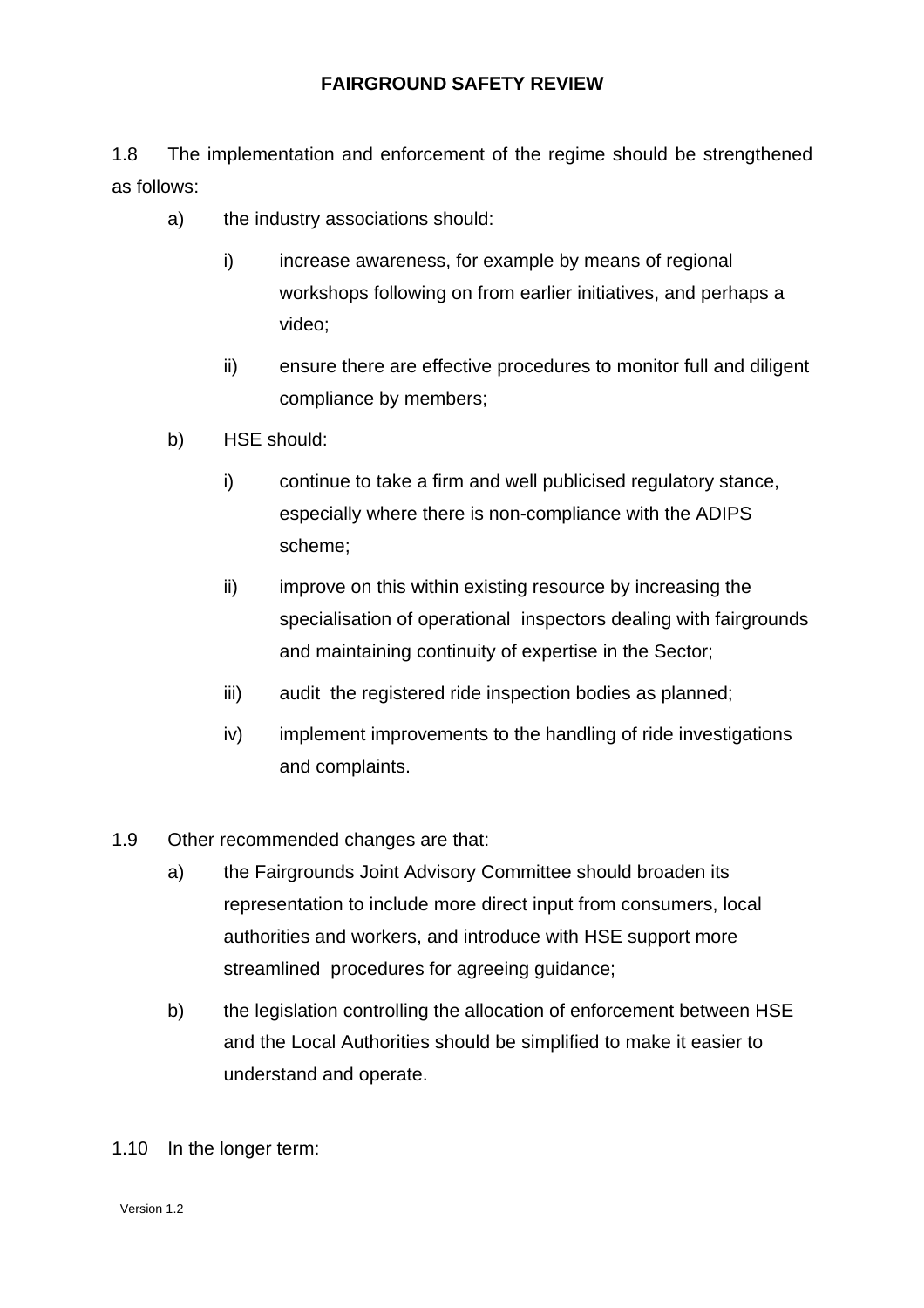1.8 The implementation and enforcement of the regime should be strengthened as follows:

a) the industry associations should:

   i) increase awareness, for example by means of regional workshops following on from earlier initiatives, and perhaps a video;

   ii) ensure there are effective procedures to monitor full and diligent compliance by members;

b) HSE should:

   i) continue to take a firm and well publicised regulatory stance, especially where there is non-compliance with the ADIPS scheme;

   ii) improve on this within existing resource by increasing the specialisation of operational inspectors dealing with fairgrounds and maintaining continuity of expertise in the Sector;

   iii) audit the registered ride inspection bodies as planned;

   iv) implement improvements to the handling of ride investigations and complaints.

1.9 Other recommended changes are that:

a) the Fairgrounds Joint Advisory Committee should broaden its representation to include more direct input from consumers, local authorities and workers, and introduce with HSE support more streamlined procedures for agreeing guidance;

b) the legislation controlling the allocation of enforcement between HSE and the Local Authorities should be simplified to make it easier to understand and operate.

1.10 In the longer term: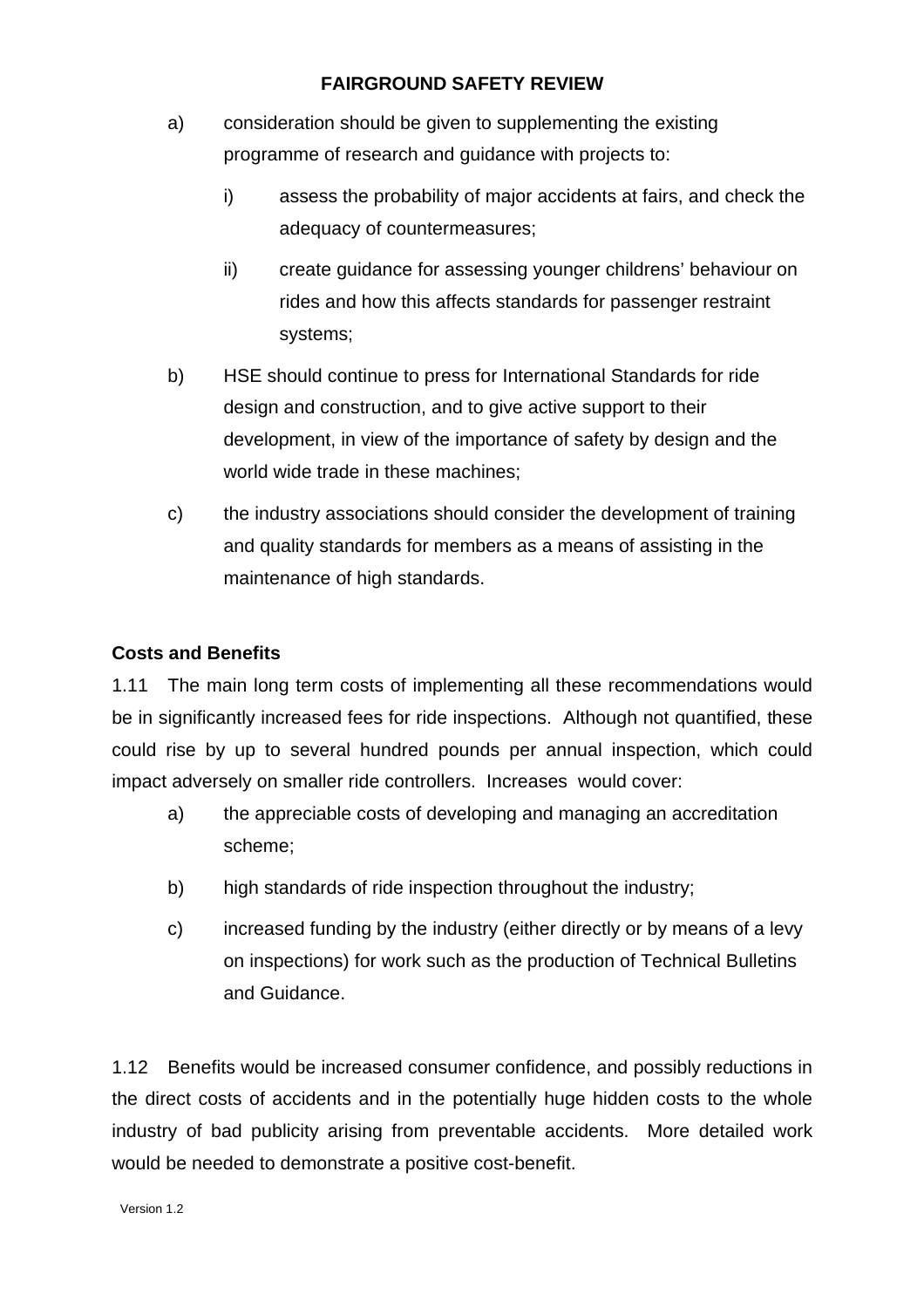a) consideration should be given to supplementing the existing programme of research and guidance with projects to:

   i) assess the probability of major accidents at fairs, and check the adequacy of countermeasures;

   ii) create guidance for assessing younger childrens' behaviour on rides and how this affects standards for passenger restraint systems;

b) HSE should continue to press for International Standards for ride design and construction, and to give active support to their development, in view of the importance of safety by design and the world wide trade in these machines;

c) the industry associations should consider the development of training and quality standards for members as a means of assisting in the maintenance of high standards.

**Costs and Benefits**

1.11 The main long term costs of implementing all these recommendations would be in significantly increased fees for ride inspections. Although not quantified, these could rise by up to several hundred pounds per annual inspection, which could impact adversely on smaller ride controllers. Increases would cover:

a) the appreciable costs of developing and managing an accreditation scheme;

b) high standards of ride inspection throughout the industry;

c) increased funding by the industry (either directly or by means of a levy on inspections) for work such as the production of Technical Bulletins and Guidance.

1.12 Benefits would be increased consumer confidence, and possibly reductions in the direct costs of accidents and in the potentially huge hidden costs to the whole industry of bad publicity arising from preventable accidents. More detailed work would be needed to demonstrate a positive cost-benefit.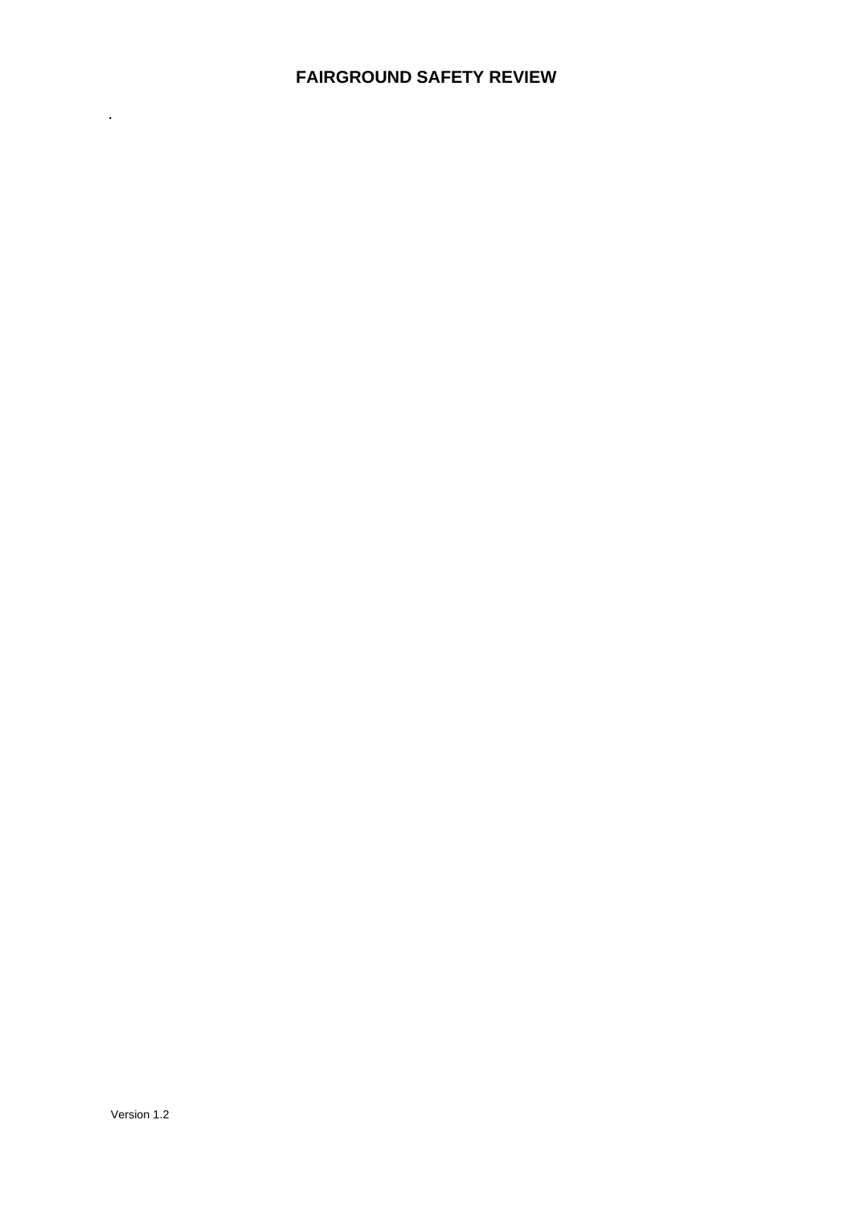# FAIRGROUND SAFETY REVIEW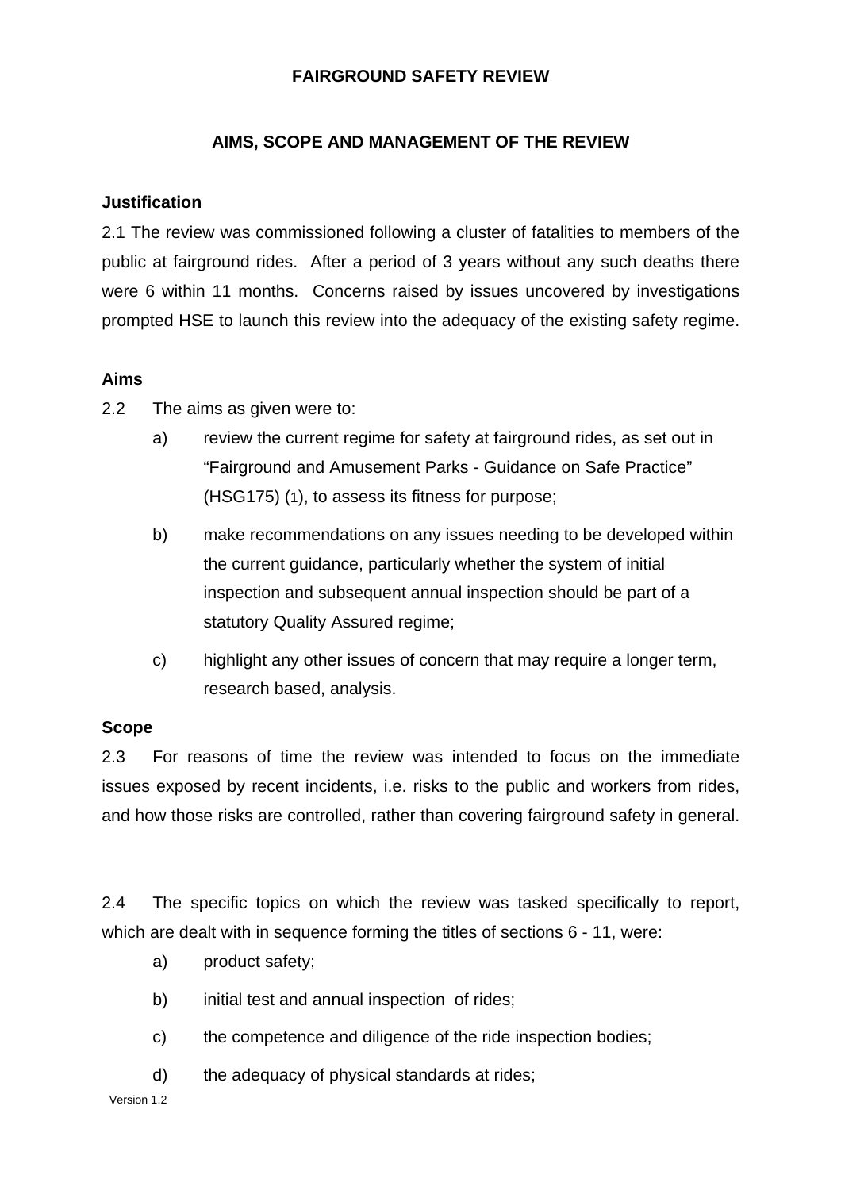# FAIRGROUND SAFETY REVIEW

## AIMS, SCOPE AND MANAGEMENT OF THE REVIEW

**Justification**

2.1 The review was commissioned following a cluster of fatalities to members of the public at fairground rides. After a period of 3 years without any such deaths there were 6 within 11 months. Concerns raised by issues uncovered by investigations prompted HSE to launch this review into the adequacy of the existing safety regime.

**Aims**

2.2 The aims as given were to:

a) review the current regime for safety at fairground rides, as set out in "Fairground and Amusement Parks - Guidance on Safe Practice" (HSG175) (1), to assess its fitness for purpose;

b) make recommendations on any issues needing to be developed within the current guidance, particularly whether the system of initial inspection and subsequent annual inspection should be part of a statutory Quality Assured regime;

c) highlight any other issues of concern that may require a longer term, research based, analysis.

**Scope**

2.3 For reasons of time the review was intended to focus on the immediate issues exposed by recent incidents, i.e. risks to the public and workers from rides, and how those risks are controlled, rather than covering fairground safety in general.

2.4 The specific topics on which the review was tasked specifically to report, which are dealt with in sequence forming the titles of sections 6 - 11, were:

a) product safety;

b) initial test and annual inspection of rides;

c) the competence and diligence of the ride inspection bodies;

d) the adequacy of physical standards at rides;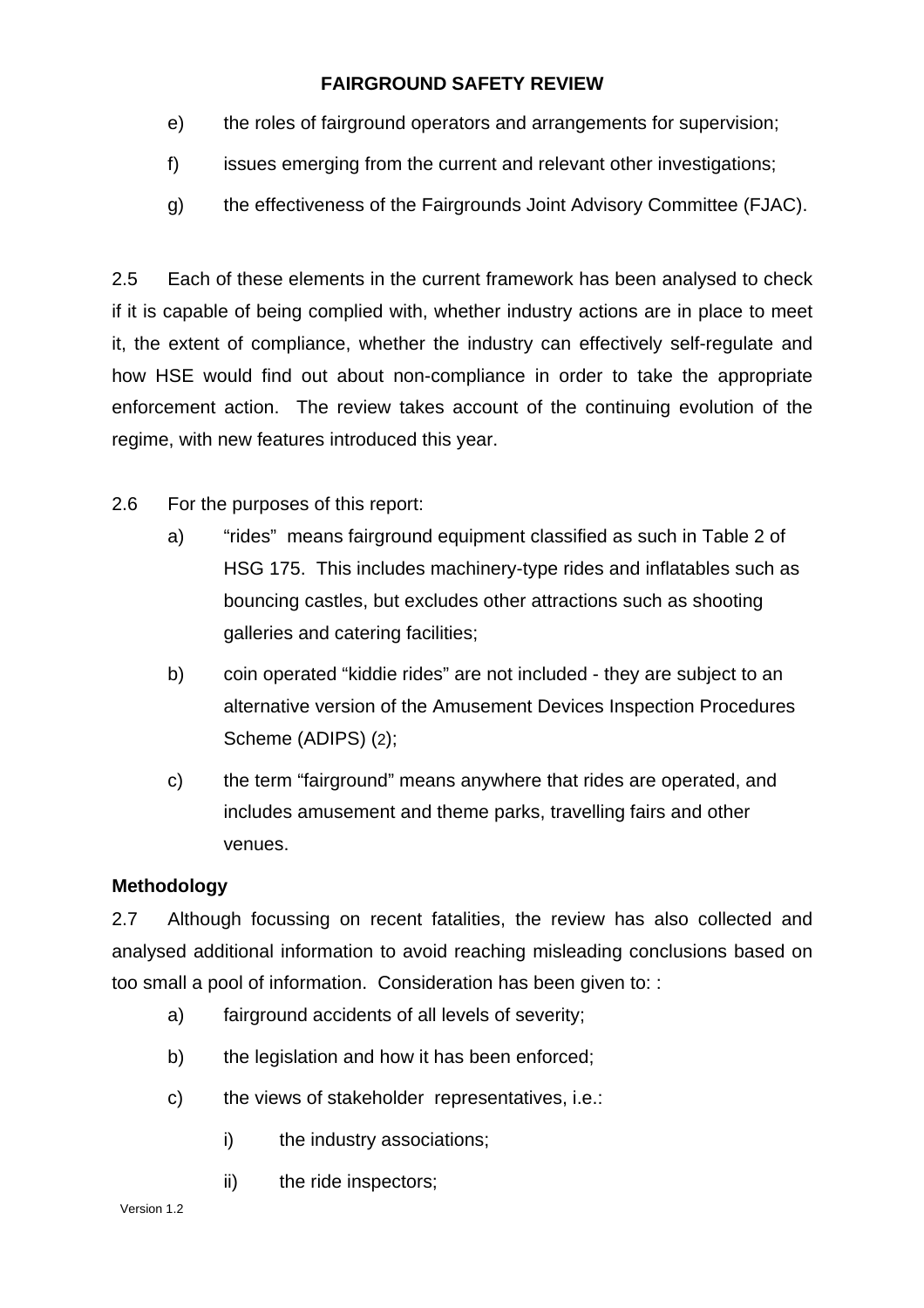e) the roles of fairground operators and arrangements for supervision;

f) issues emerging from the current and relevant other investigations;

g) the effectiveness of the Fairgrounds Joint Advisory Committee (FJAC).

2.5 Each of these elements in the current framework has been analysed to check if it is capable of being complied with, whether industry actions are in place to meet it, the extent of compliance, whether the industry can effectively self-regulate and how HSE would find out about non-compliance in order to take the appropriate enforcement action. The review takes account of the continuing evolution of the regime, with new features introduced this year.

2.6 For the purposes of this report:

a) "rides" means fairground equipment classified as such in Table 2 of HSG 175. This includes machinery-type rides and inflatables such as bouncing castles, but excludes other attractions such as shooting galleries and catering facilities;

b) coin operated "kiddie rides" are not included - they are subject to an alternative version of the Amusement Devices Inspection Procedures Scheme (ADIPS) (2);

c) the term "fairground" means anywhere that rides are operated, and includes amusement and theme parks, travelling fairs and other venues.

**Methodology**

2.7 Although focussing on recent fatalities, the review has also collected and analysed additional information to avoid reaching misleading conclusions based on too small a pool of information. Consideration has been given to: :

a) fairground accidents of all levels of severity;

b) the legislation and how it has been enforced;

c) the views of stakeholder representatives, i.e.:

i) the industry associations;

ii) the ride inspectors;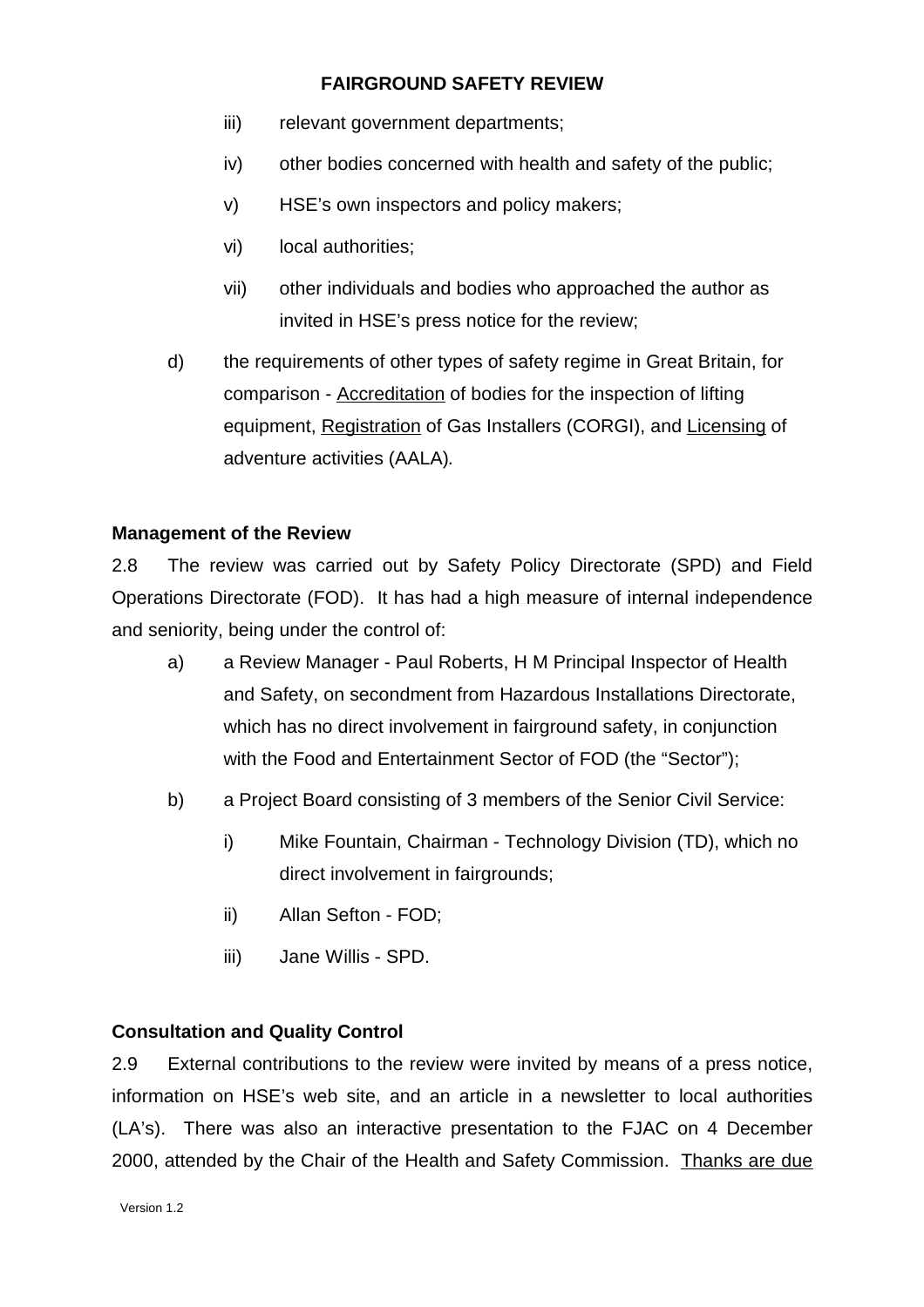iii) relevant government departments;

iv) other bodies concerned with health and safety of the public;

v) HSE's own inspectors and policy makers;

vi) local authorities;

vii) other individuals and bodies who approached the author as invited in HSE's press notice for the review;

d) the requirements of other types of safety regime in Great Britain, for comparison - Accreditation of bodies for the inspection of lifting equipment, Registration of Gas Installers (CORGI), and Licensing of adventure activities (AALA).

**Management of the Review**

2.8 The review was carried out by Safety Policy Directorate (SPD) and Field Operations Directorate (FOD). It has had a high measure of internal independence and seniority, being under the control of:

a) a Review Manager - Paul Roberts, H M Principal Inspector of Health and Safety, on secondment from Hazardous Installations Directorate, which has no direct involvement in fairground safety, in conjunction with the Food and Entertainment Sector of FOD (the "Sector");

b) a Project Board consisting of 3 members of the Senior Civil Service:

i) Mike Fountain, Chairman - Technology Division (TD), which no direct involvement in fairgrounds;

ii) Allan Sefton - FOD;

iii) Jane Willis - SPD.

**Consultation and Quality Control**

2.9 External contributions to the review were invited by means of a press notice, information on HSE's web site, and an article in a newsletter to local authorities (LA's). There was also an interactive presentation to the FJAC on 4 December 2000, attended by the Chair of the Health and Safety Commission. Thanks are due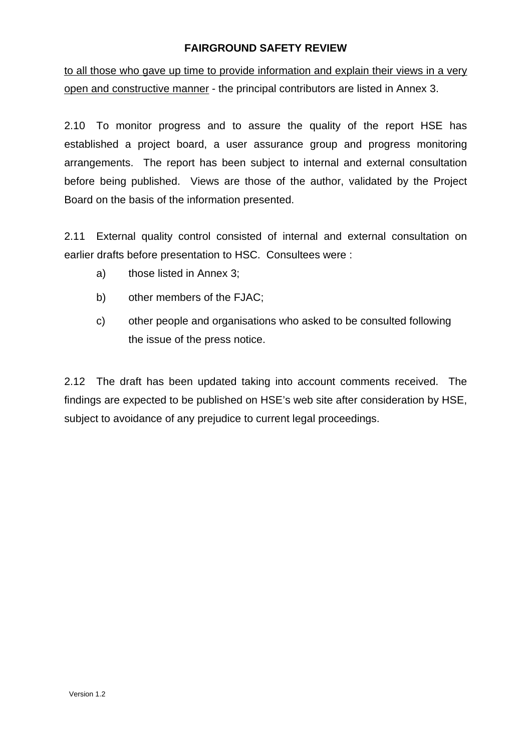to all those who gave up time to provide information and explain their views in a very open and constructive manner - the principal contributors are listed in Annex 3.

2.10 To monitor progress and to assure the quality of the report HSE has established a project board, a user assurance group and progress monitoring arrangements. The report has been subject to internal and external consultation before being published. Views are those of the author, validated by the Project Board on the basis of the information presented.

2.11 External quality control consisted of internal and external consultation on earlier drafts before presentation to HSC. Consultees were :

a) those listed in Annex 3;

b) other members of the FJAC;

c) other people and organisations who asked to be consulted following the issue of the press notice.

2.12 The draft has been updated taking into account comments received. The findings are expected to be published on HSE's web site after consideration by HSE, subject to avoidance of any prejudice to current legal proceedings.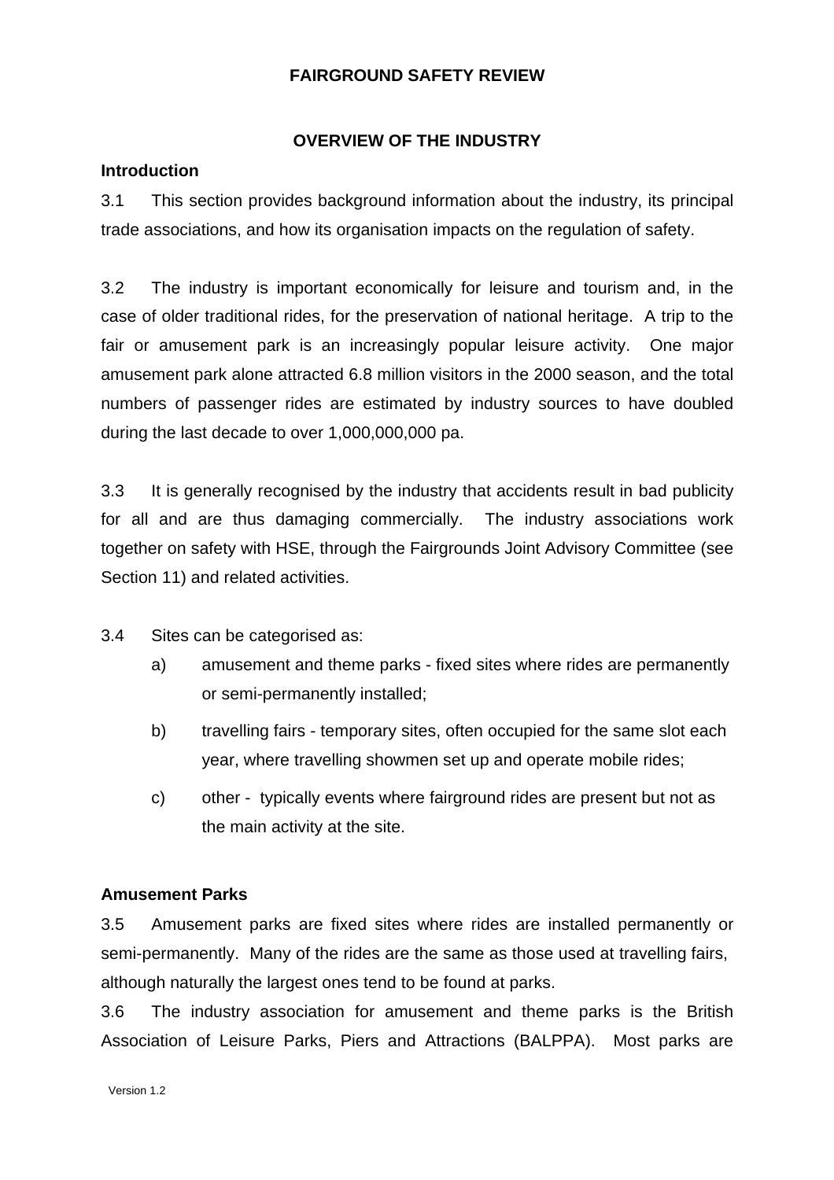# FAIRGROUND SAFETY REVIEW

## OVERVIEW OF THE INDUSTRY

### Introduction

3.1 This section provides background information about the industry, its principal trade associations, and how its organisation impacts on the regulation of safety.

3.2 The industry is important economically for leisure and tourism and, in the case of older traditional rides, for the preservation of national heritage. A trip to the fair or amusement park is an increasingly popular leisure activity. One major amusement park alone attracted 6.8 million visitors in the 2000 season, and the total numbers of passenger rides are estimated by industry sources to have doubled during the last decade to over 1,000,000,000 pa.

3.3 It is generally recognised by the industry that accidents result in bad publicity for all and are thus damaging commercially. The industry associations work together on safety with HSE, through the Fairgrounds Joint Advisory Committee (see Section 11) and related activities.

3.4 Sites can be categorised as:

a) amusement and theme parks - fixed sites where rides are permanently or semi-permanently installed;

b) travelling fairs - temporary sites, often occupied for the same slot each year, where travelling showmen set up and operate mobile rides;

c) other - typically events where fairground rides are present but not as the main activity at the site.

### Amusement Parks

3.5 Amusement parks are fixed sites where rides are installed permanently or semi-permanently. Many of the rides are the same as those used at travelling fairs, although naturally the largest ones tend to be found at parks.

3.6 The industry association for amusement and theme parks is the British Association of Leisure Parks, Piers and Attractions (BALPPA). Most parks are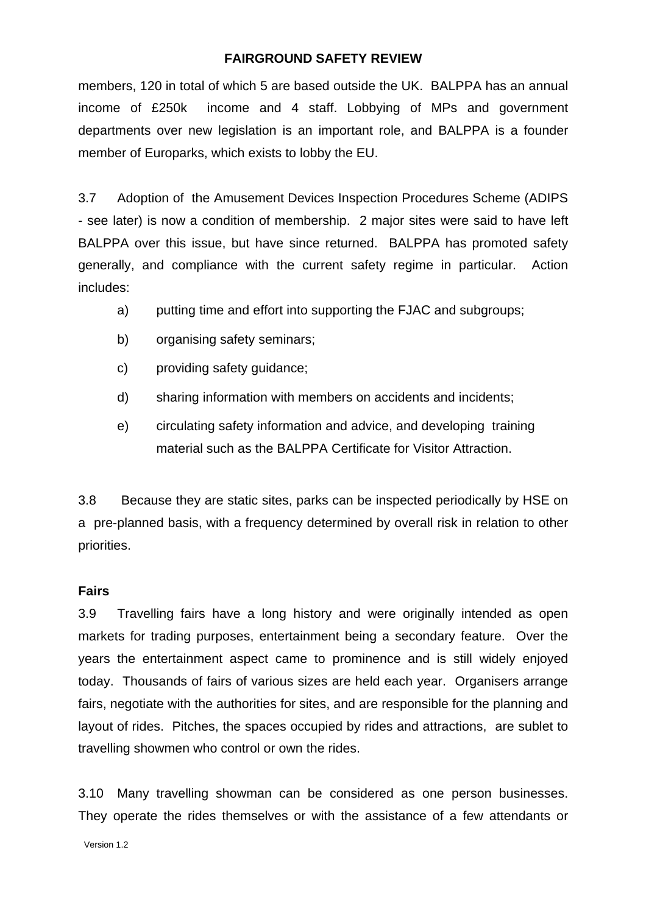members, 120 in total of which 5 are based outside the UK. BALPPA has an annual income of £250k income and 4 staff. Lobbying of MPs and government departments over new legislation is an important role, and BALPPA is a founder member of Europarks, which exists to lobby the EU.

3.7 Adoption of the Amusement Devices Inspection Procedures Scheme (ADIPS - see later) is now a condition of membership. 2 major sites were said to have left BALPPA over this issue, but have since returned. BALPPA has promoted safety generally, and compliance with the current safety regime in particular. Action includes:

a) putting time and effort into supporting the FJAC and subgroups;

b) organising safety seminars;

c) providing safety guidance;

d) sharing information with members on accidents and incidents;

e) circulating safety information and advice, and developing training material such as the BALPPA Certificate for Visitor Attraction.

3.8 Because they are static sites, parks can be inspected periodically by HSE on a pre-planned basis, with a frequency determined by overall risk in relation to other priorities.

**Fairs**

3.9 Travelling fairs have a long history and were originally intended as open markets for trading purposes, entertainment being a secondary feature. Over the years the entertainment aspect came to prominence and is still widely enjoyed today. Thousands of fairs of various sizes are held each year. Organisers arrange fairs, negotiate with the authorities for sites, and are responsible for the planning and layout of rides. Pitches, the spaces occupied by rides and attractions, are sublet to travelling showmen who control or own the rides.

3.10 Many travelling showman can be considered as one person businesses. They operate the rides themselves or with the assistance of a few attendants or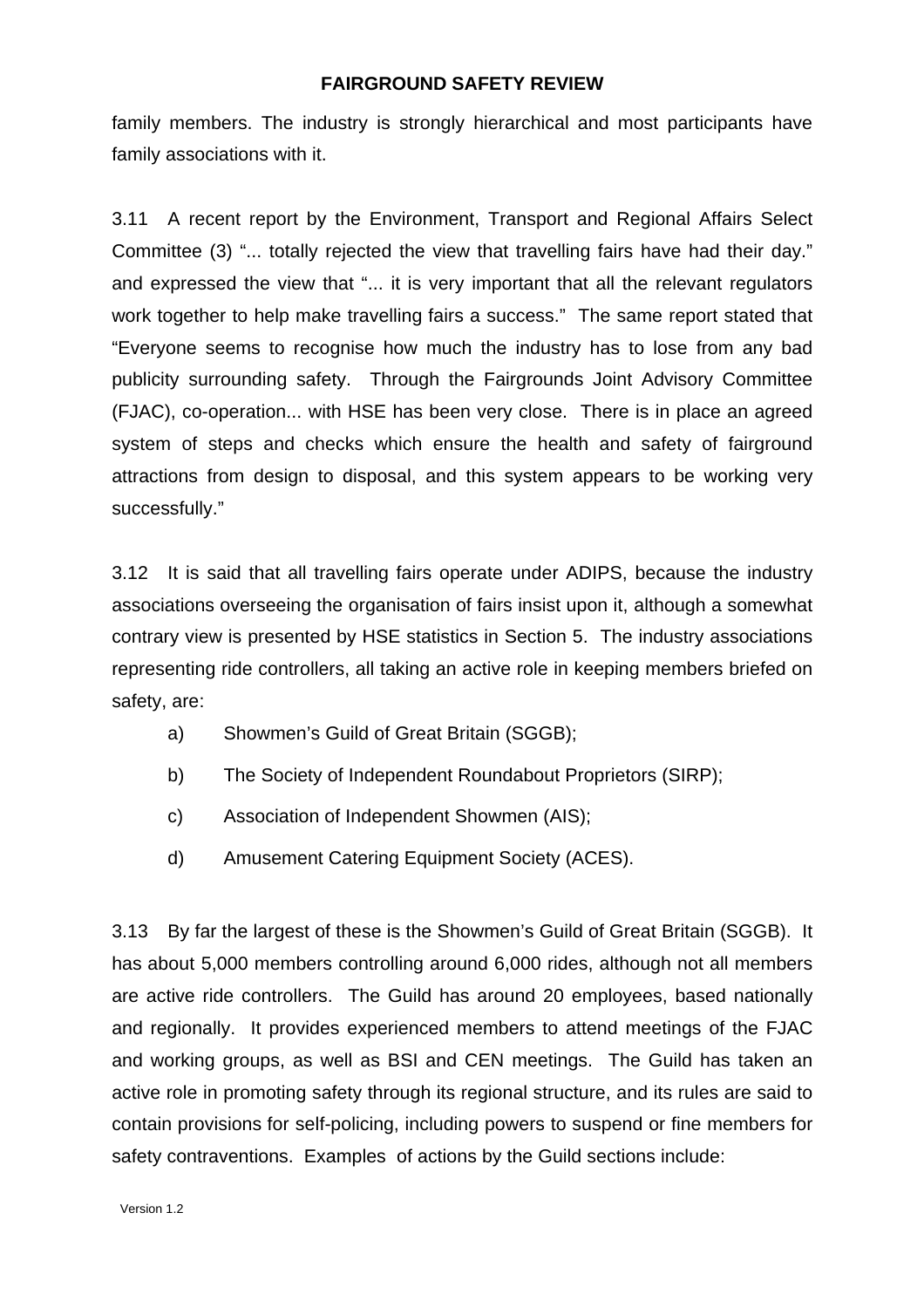family members. The industry is strongly hierarchical and most participants have family associations with it.

3.11 A recent report by the Environment, Transport and Regional Affairs Select Committee (3) "... totally rejected the view that travelling fairs have had their day." and expressed the view that "... it is very important that all the relevant regulators work together to help make travelling fairs a success." The same report stated that "Everyone seems to recognise how much the industry has to lose from any bad publicity surrounding safety. Through the Fairgrounds Joint Advisory Committee (FJAC), co-operation... with HSE has been very close. There is in place an agreed system of steps and checks which ensure the health and safety of fairground attractions from design to disposal, and this system appears to be working very successfully."

3.12 It is said that all travelling fairs operate under ADIPS, because the industry associations overseeing the organisation of fairs insist upon it, although a somewhat contrary view is presented by HSE statistics in Section 5. The industry associations representing ride controllers, all taking an active role in keeping members briefed on safety, are:

a) Showmen's Guild of Great Britain (SGGB);

b) The Society of Independent Roundabout Proprietors (SIRP);

c) Association of Independent Showmen (AIS);

d) Amusement Catering Equipment Society (ACES).

3.13 By far the largest of these is the Showmen's Guild of Great Britain (SGGB). It has about 5,000 members controlling around 6,000 rides, although not all members are active ride controllers. The Guild has around 20 employees, based nationally and regionally. It provides experienced members to attend meetings of the FJAC and working groups, as well as BSI and CEN meetings. The Guild has taken an active role in promoting safety through its regional structure, and its rules are said to contain provisions for self-policing, including powers to suspend or fine members for safety contraventions. Examples of actions by the Guild sections include: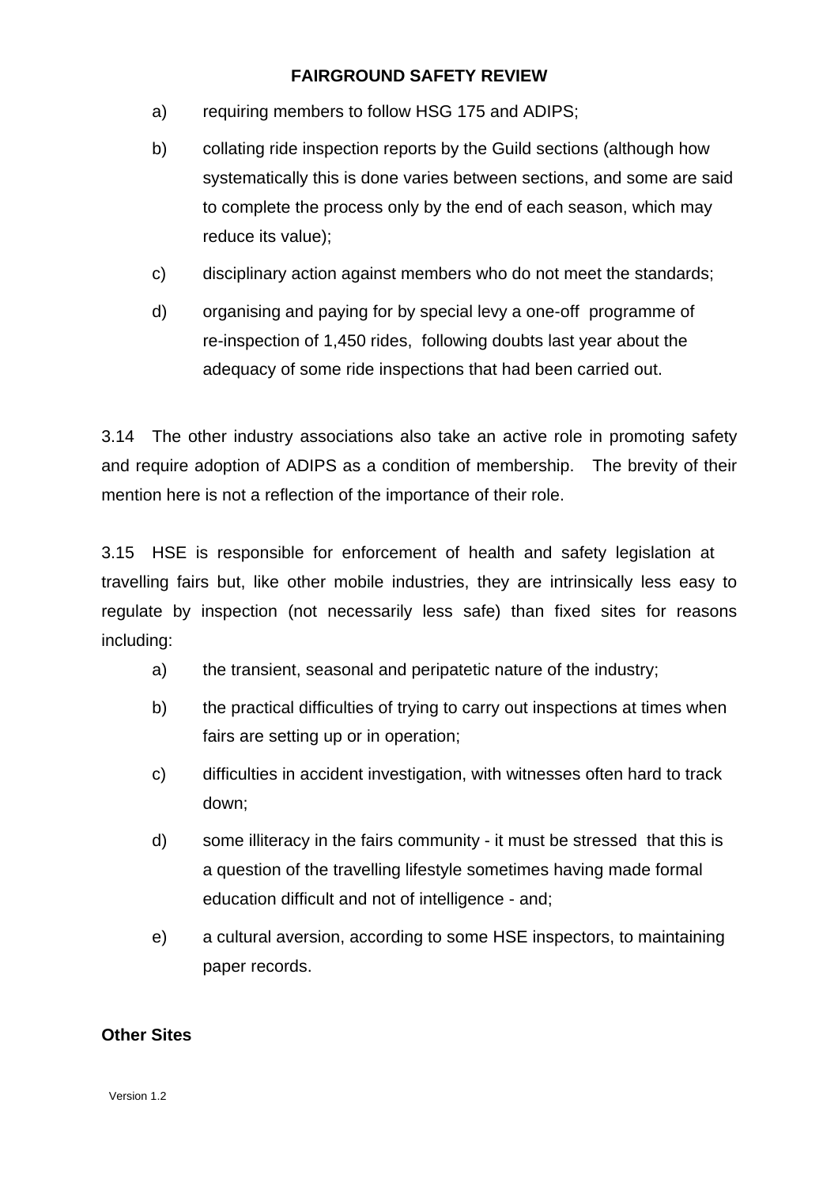a) requiring members to follow HSG 175 and ADIPS;

b) collating ride inspection reports by the Guild sections (although how systematically this is done varies between sections, and some are said to complete the process only by the end of each season, which may reduce its value);

c) disciplinary action against members who do not meet the standards;

d) organising and paying for by special levy a one-off programme of re-inspection of 1,450 rides, following doubts last year about the adequacy of some ride inspections that had been carried out.

3.14 The other industry associations also take an active role in promoting safety and require adoption of ADIPS as a condition of membership. The brevity of their mention here is not a reflection of the importance of their role.

3.15 HSE is responsible for enforcement of health and safety legislation at travelling fairs but, like other mobile industries, they are intrinsically less easy to regulate by inspection (not necessarily less safe) than fixed sites for reasons including:

a) the transient, seasonal and peripatetic nature of the industry;

b) the practical difficulties of trying to carry out inspections at times when fairs are setting up or in operation;

c) difficulties in accident investigation, with witnesses often hard to track down;

d) some illiteracy in the fairs community - it must be stressed that this is a question of the travelling lifestyle sometimes having made formal education difficult and not of intelligence - and;

e) a cultural aversion, according to some HSE inspectors, to maintaining paper records.

**Other Sites**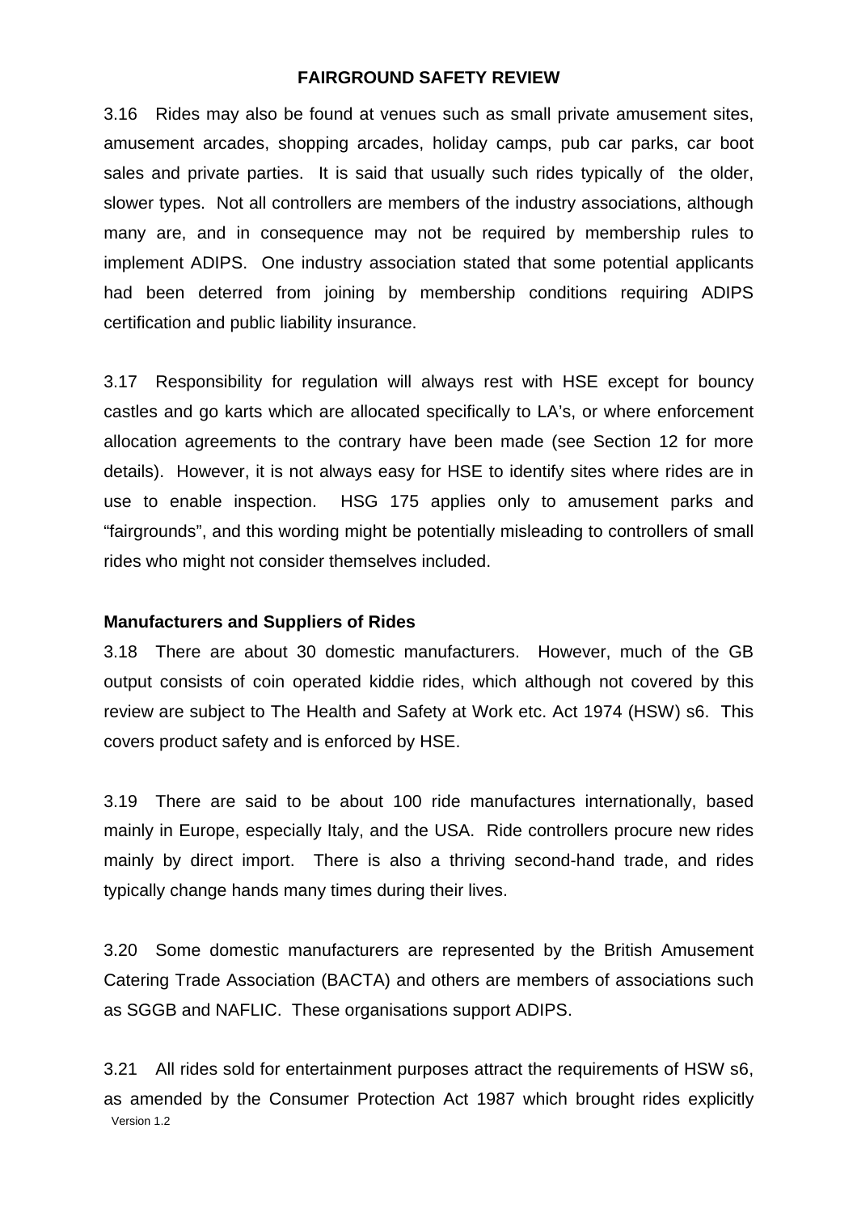3.16 Rides may also be found at venues such as small private amusement sites, amusement arcades, shopping arcades, holiday camps, pub car parks, car boot sales and private parties. It is said that usually such rides typically of the older, slower types. Not all controllers are members of the industry associations, although many are, and in consequence may not be required by membership rules to implement ADIPS. One industry association stated that some potential applicants had been deterred from joining by membership conditions requiring ADIPS certification and public liability insurance.

3.17 Responsibility for regulation will always rest with HSE except for bouncy castles and go karts which are allocated specifically to LA's, or where enforcement allocation agreements to the contrary have been made (see Section 12 for more details). However, it is not always easy for HSE to identify sites where rides are in use to enable inspection. HSG 175 applies only to amusement parks and "fairgrounds", and this wording might be potentially misleading to controllers of small rides who might not consider themselves included.

**Manufacturers and Suppliers of Rides**

3.18 There are about 30 domestic manufacturers. However, much of the GB output consists of coin operated kiddie rides, which although not covered by this review are subject to The Health and Safety at Work etc. Act 1974 (HSW) s6. This covers product safety and is enforced by HSE.

3.19 There are said to be about 100 ride manufactures internationally, based mainly in Europe, especially Italy, and the USA. Ride controllers procure new rides mainly by direct import. There is also a thriving second-hand trade, and rides typically change hands many times during their lives.

3.20 Some domestic manufacturers are represented by the British Amusement Catering Trade Association (BACTA) and others are members of associations such as SGGB and NAFLIC. These organisations support ADIPS.

3.21 All rides sold for entertainment purposes attract the requirements of HSW s6, as amended by the Consumer Protection Act 1987 which brought rides explicitly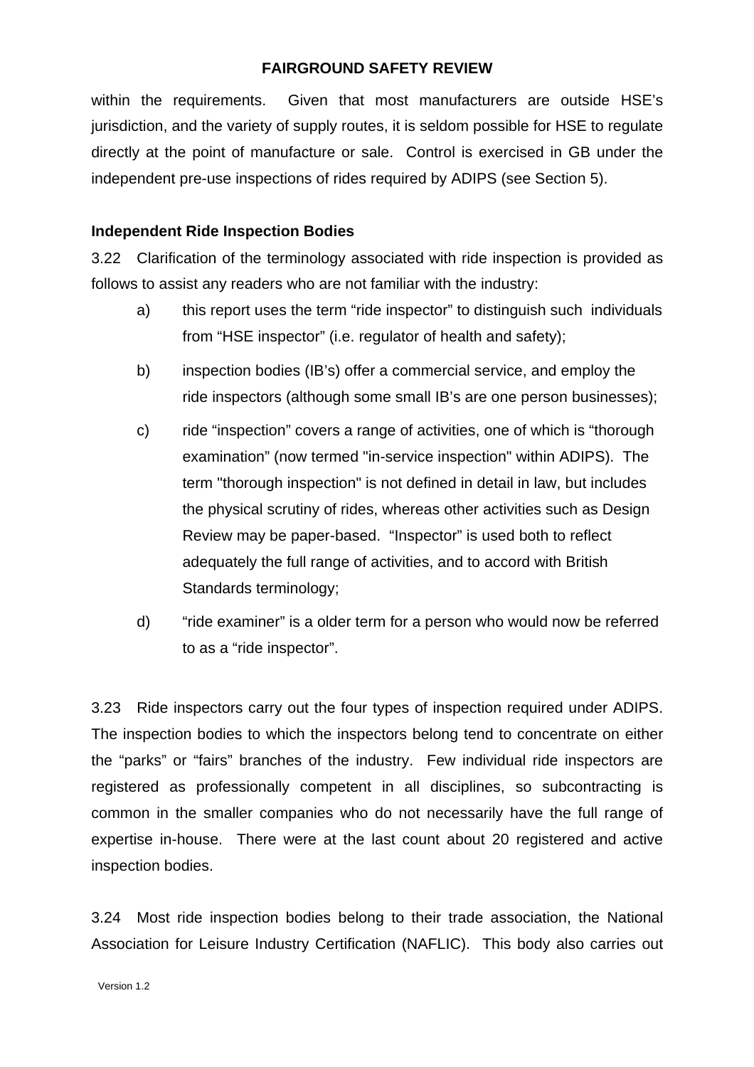within the requirements. Given that most manufacturers are outside HSE's jurisdiction, and the variety of supply routes, it is seldom possible for HSE to regulate directly at the point of manufacture or sale. Control is exercised in GB under the independent pre-use inspections of rides required by ADIPS (see Section 5).

**Independent Ride Inspection Bodies**

3.22 Clarification of the terminology associated with ride inspection is provided as follows to assist any readers who are not familiar with the industry:

a) this report uses the term "ride inspector" to distinguish such individuals from "HSE inspector" (i.e. regulator of health and safety);

b) inspection bodies (IB's) offer a commercial service, and employ the ride inspectors (although some small IB's are one person businesses);

c) ride "inspection" covers a range of activities, one of which is "thorough examination" (now termed "in-service inspection" within ADIPS). The term "thorough inspection" is not defined in detail in law, but includes the physical scrutiny of rides, whereas other activities such as Design Review may be paper-based. "Inspector" is used both to reflect adequately the full range of activities, and to accord with British Standards terminology;

d) "ride examiner" is a older term for a person who would now be referred to as a "ride inspector".

3.23 Ride inspectors carry out the four types of inspection required under ADIPS. The inspection bodies to which the inspectors belong tend to concentrate on either the "parks" or "fairs" branches of the industry. Few individual ride inspectors are registered as professionally competent in all disciplines, so subcontracting is common in the smaller companies who do not necessarily have the full range of expertise in-house. There were at the last count about 20 registered and active inspection bodies.

3.24 Most ride inspection bodies belong to their trade association, the National Association for Leisure Industry Certification (NAFLIC). This body also carries out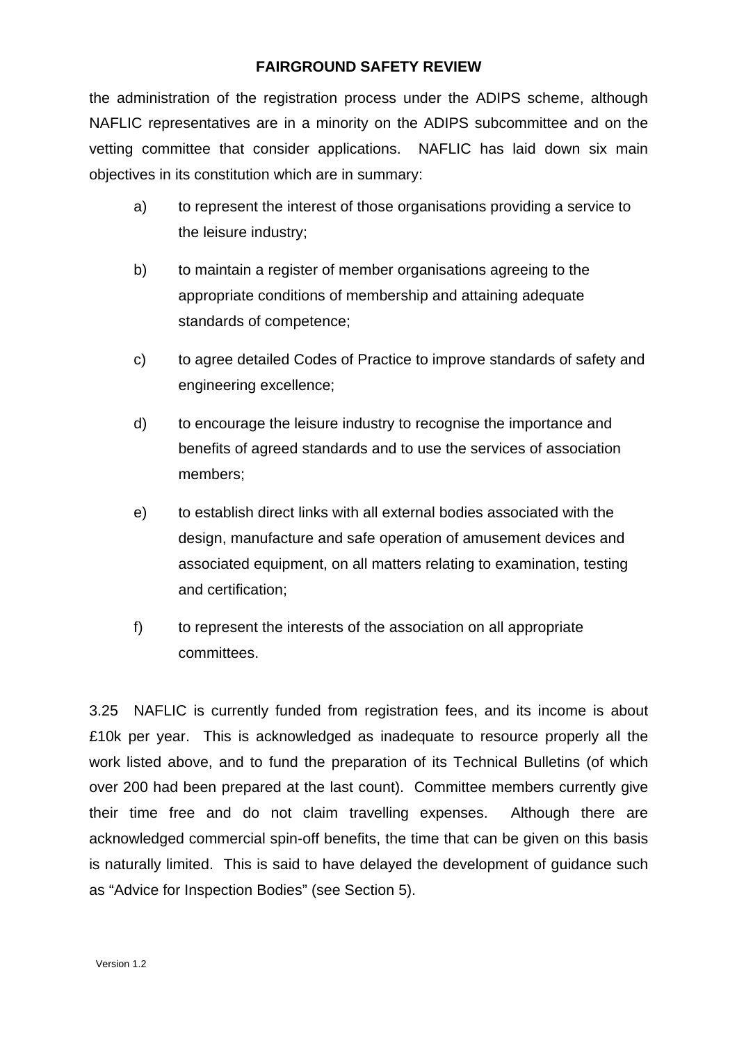the administration of the registration process under the ADIPS scheme, although NAFLIC representatives are in a minority on the ADIPS subcommittee and on the vetting committee that consider applications. NAFLIC has laid down six main objectives in its constitution which are in summary:

a) to represent the interest of those organisations providing a service to the leisure industry;

b) to maintain a register of member organisations agreeing to the appropriate conditions of membership and attaining adequate standards of competence;

c) to agree detailed Codes of Practice to improve standards of safety and engineering excellence;

d) to encourage the leisure industry to recognise the importance and benefits of agreed standards and to use the services of association members;

e) to establish direct links with all external bodies associated with the design, manufacture and safe operation of amusement devices and associated equipment, on all matters relating to examination, testing and certification;

f) to represent the interests of the association on all appropriate committees.

3.25 NAFLIC is currently funded from registration fees, and its income is about £10k per year. This is acknowledged as inadequate to resource properly all the work listed above, and to fund the preparation of its Technical Bulletins (of which over 200 had been prepared at the last count). Committee members currently give their time free and do not claim travelling expenses. Although there are acknowledged commercial spin-off benefits, the time that can be given on this basis is naturally limited. This is said to have delayed the development of guidance such as "Advice for Inspection Bodies" (see Section 5).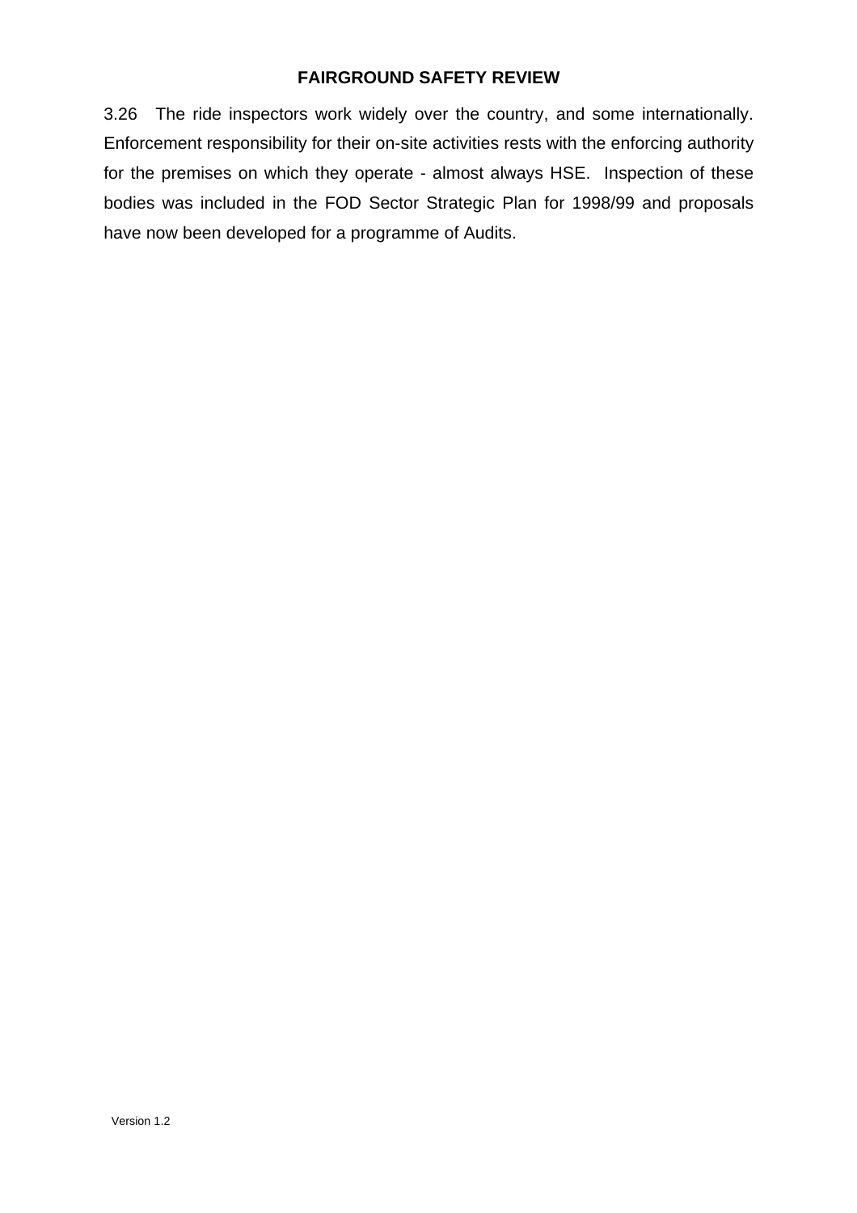3.26 The ride inspectors work widely over the country, and some internationally. Enforcement responsibility for their on-site activities rests with the enforcing authority for the premises on which they operate - almost always HSE. Inspection of these bodies was included in the FOD Sector Strategic Plan for 1998/99 and proposals have now been developed for a programme of Audits.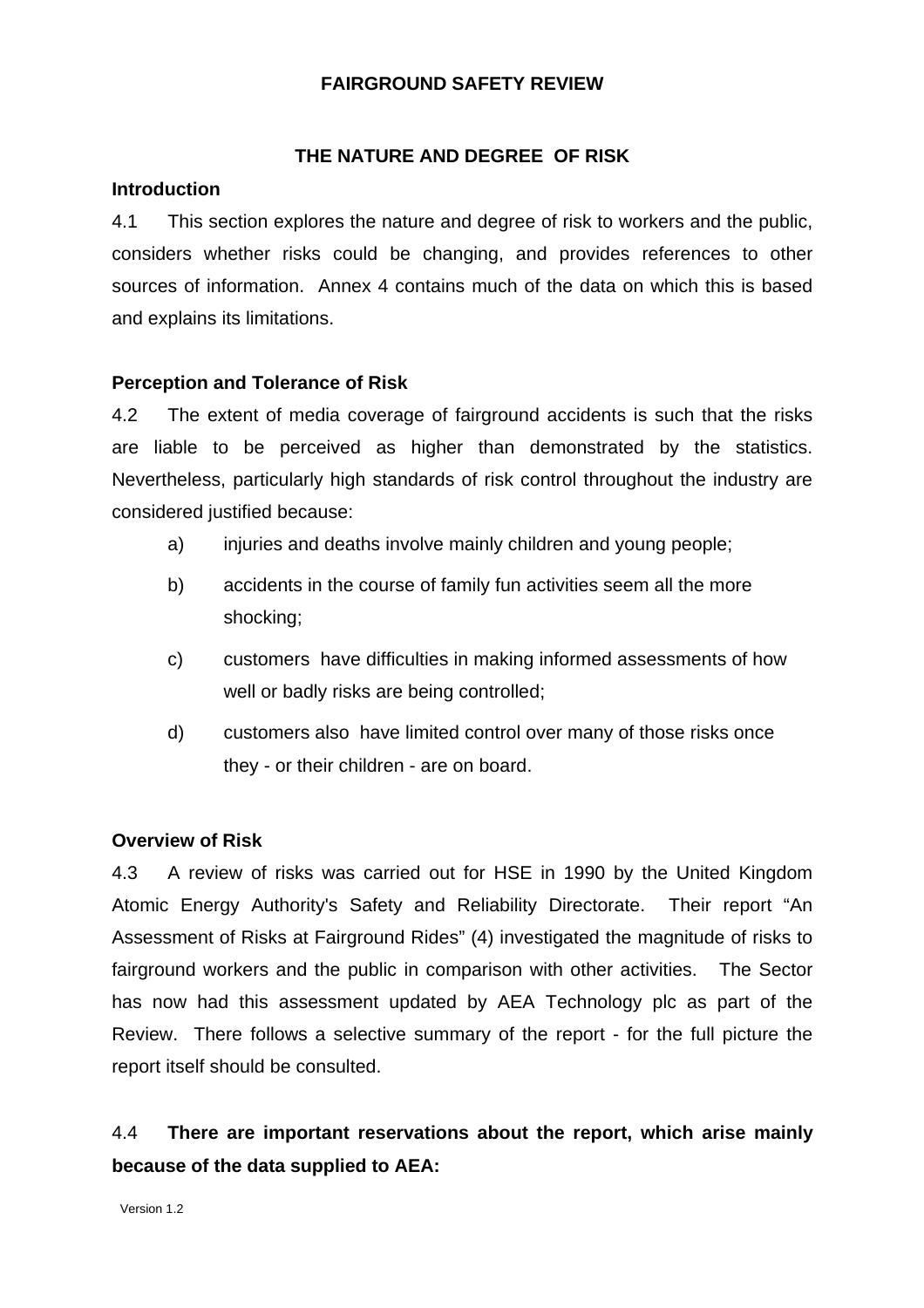**FAIRGROUND SAFETY REVIEW**

## THE NATURE AND DEGREE OF RISK

### Introduction

4.1 This section explores the nature and degree of risk to workers and the public, considers whether risks could be changing, and provides references to other sources of information. Annex 4 contains much of the data on which this is based and explains its limitations.

### Perception and Tolerance of Risk

4.2 The extent of media coverage of fairground accidents is such that the risks are liable to be perceived as higher than demonstrated by the statistics. Nevertheless, particularly high standards of risk control throughout the industry are considered justified because:

a) injuries and deaths involve mainly children and young people;

b) accidents in the course of family fun activities seem all the more shocking;

c) customers have difficulties in making informed assessments of how well or badly risks are being controlled;

d) customers also have limited control over many of those risks once they - or their children - are on board.

### Overview of Risk

4.3 A review of risks was carried out for HSE in 1990 by the United Kingdom Atomic Energy Authority's Safety and Reliability Directorate. Their report "An Assessment of Risks at Fairground Rides" (4) investigated the magnitude of risks to fairground workers and the public in comparison with other activities. The Sector has now had this assessment updated by AEA Technology plc as part of the Review. There follows a selective summary of the report - for the full picture the report itself should be consulted.

4.4 **There are important reservations about the report, which arise mainly because of the data supplied to AEA:**

Version 1.2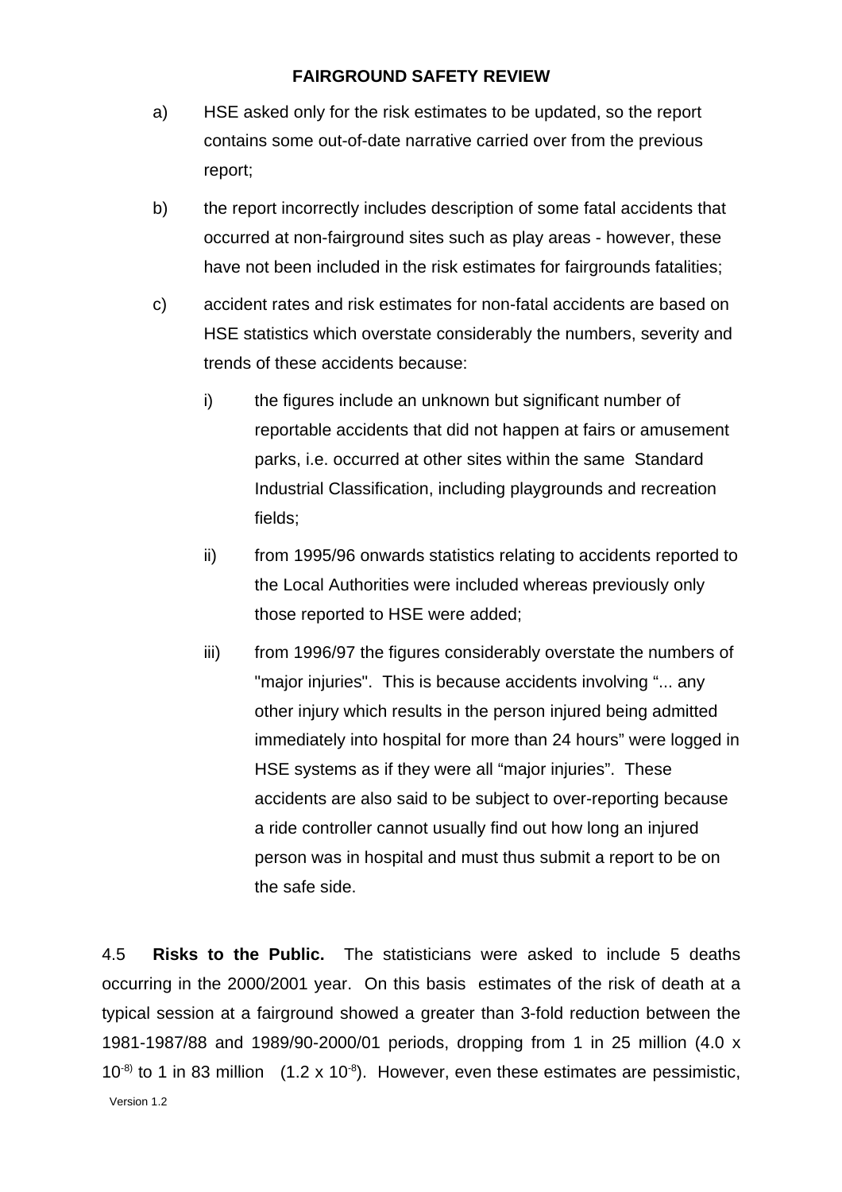a) HSE asked only for the risk estimates to be updated, so the report contains some out-of-date narrative carried over from the previous report;

b) the report incorrectly includes description of some fatal accidents that occurred at non-fairground sites such as play areas - however, these have not been included in the risk estimates for fairgrounds fatalities;

c) accident rates and risk estimates for non-fatal accidents are based on HSE statistics which overstate considerably the numbers, severity and trends of these accidents because:

   i) the figures include an unknown but significant number of reportable accidents that did not happen at fairs or amusement parks, i.e. occurred at other sites within the same Standard Industrial Classification, including playgrounds and recreation fields;

   ii) from 1995/96 onwards statistics relating to accidents reported to the Local Authorities were included whereas previously only those reported to HSE were added;

   iii) from 1996/97 the figures considerably overstate the numbers of "major injuries". This is because accidents involving "... any other injury which results in the person injured being admitted immediately into hospital for more than 24 hours" were logged in HSE systems as if they were all "major injuries". These accidents are also said to be subject to over-reporting because a ride controller cannot usually find out how long an injured person was in hospital and must thus submit a report to be on the safe side.

4.5 **Risks to the Public.** The statisticians were asked to include 5 deaths occurring in the 2000/2001 year. On this basis estimates of the risk of death at a typical session at a fairground showed a greater than 3-fold reduction between the 1981-1987/88 and 1989/90-2000/01 periods, dropping from 1 in 25 million ($4.0 \times 10^{-8}$) to 1 in 83 million ($1.2 \times 10^{-8}$). However, even these estimates are pessimistic,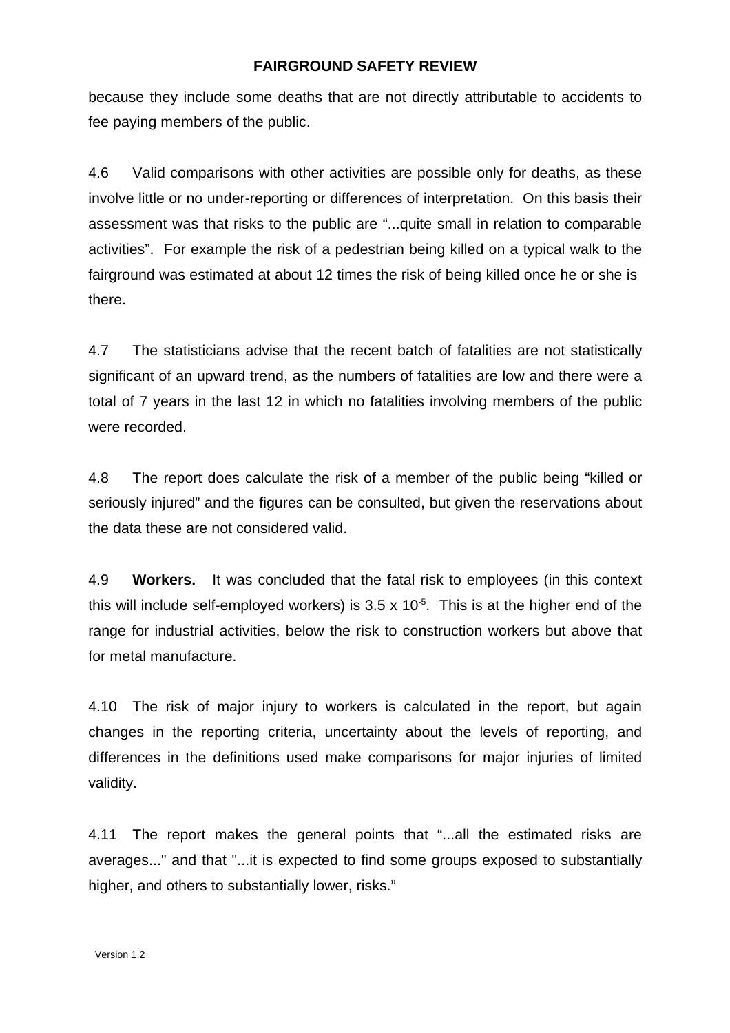because they include some deaths that are not directly attributable to accidents to fee paying members of the public.

4.6 Valid comparisons with other activities are possible only for deaths, as these involve little or no under-reporting or differences of interpretation. On this basis their assessment was that risks to the public are "...quite small in relation to comparable activities". For example the risk of a pedestrian being killed on a typical walk to the fairground was estimated at about 12 times the risk of being killed once he or she is there.

4.7 The statisticians advise that the recent batch of fatalities are not statistically significant of an upward trend, as the numbers of fatalities are low and there were a total of 7 years in the last 12 in which no fatalities involving members of the public were recorded.

4.8 The report does calculate the risk of a member of the public being "killed or seriously injured" and the figures can be consulted, but given the reservations about the data these are not considered valid.

4.9 **Workers.** It was concluded that the fatal risk to employees (in this context this will include self-employed workers) is $3.5 \times 10^{-5}$. This is at the higher end of the range for industrial activities, below the risk to construction workers but above that for metal manufacture.

4.10 The risk of major injury to workers is calculated in the report, but again changes in the reporting criteria, uncertainty about the levels of reporting, and differences in the definitions used make comparisons for major injuries of limited validity.

4.11 The report makes the general points that "...all the estimated risks are averages..." and that "...it is expected to find some groups exposed to substantially higher, and others to substantially lower, risks."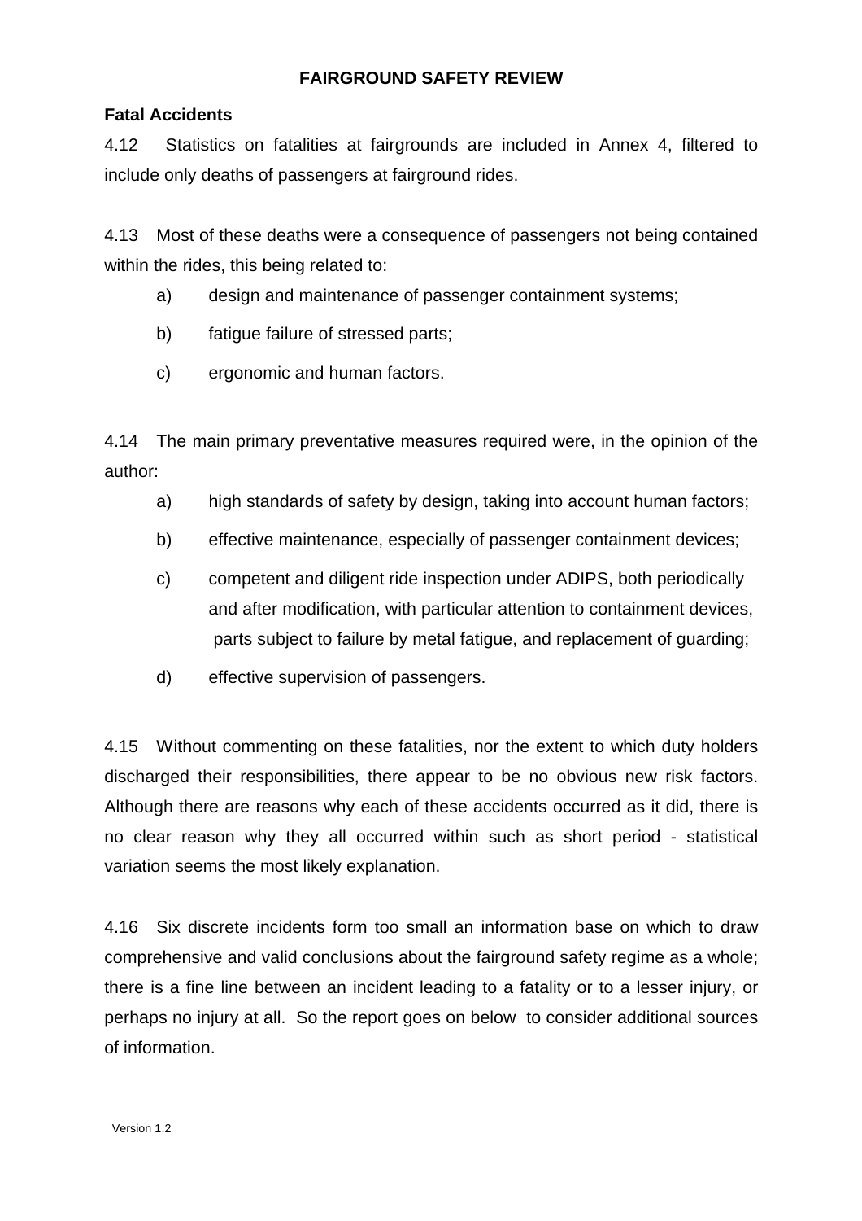**Fatal Accidents**

4.12 Statistics on fatalities at fairgrounds are included in Annex 4, filtered to include only deaths of passengers at fairground rides.

4.13 Most of these deaths were a consequence of passengers not being contained within the rides, this being related to:

a) design and maintenance of passenger containment systems;

b) fatigue failure of stressed parts;

c) ergonomic and human factors.

4.14 The main primary preventative measures required were, in the opinion of the author:

a) high standards of safety by design, taking into account human factors;

b) effective maintenance, especially of passenger containment devices;

c) competent and diligent ride inspection under ADIPS, both periodically and after modification, with particular attention to containment devices, parts subject to failure by metal fatigue, and replacement of guarding;

d) effective supervision of passengers.

4.15 Without commenting on these fatalities, nor the extent to which duty holders discharged their responsibilities, there appear to be no obvious new risk factors. Although there are reasons why each of these accidents occurred as it did, there is no clear reason why they all occurred within such as short period - statistical variation seems the most likely explanation.

4.16 Six discrete incidents form too small an information base on which to draw comprehensive and valid conclusions about the fairground safety regime as a whole; there is a fine line between an incident leading to a fatality or to a lesser injury, or perhaps no injury at all. So the report goes on below to consider additional sources of information.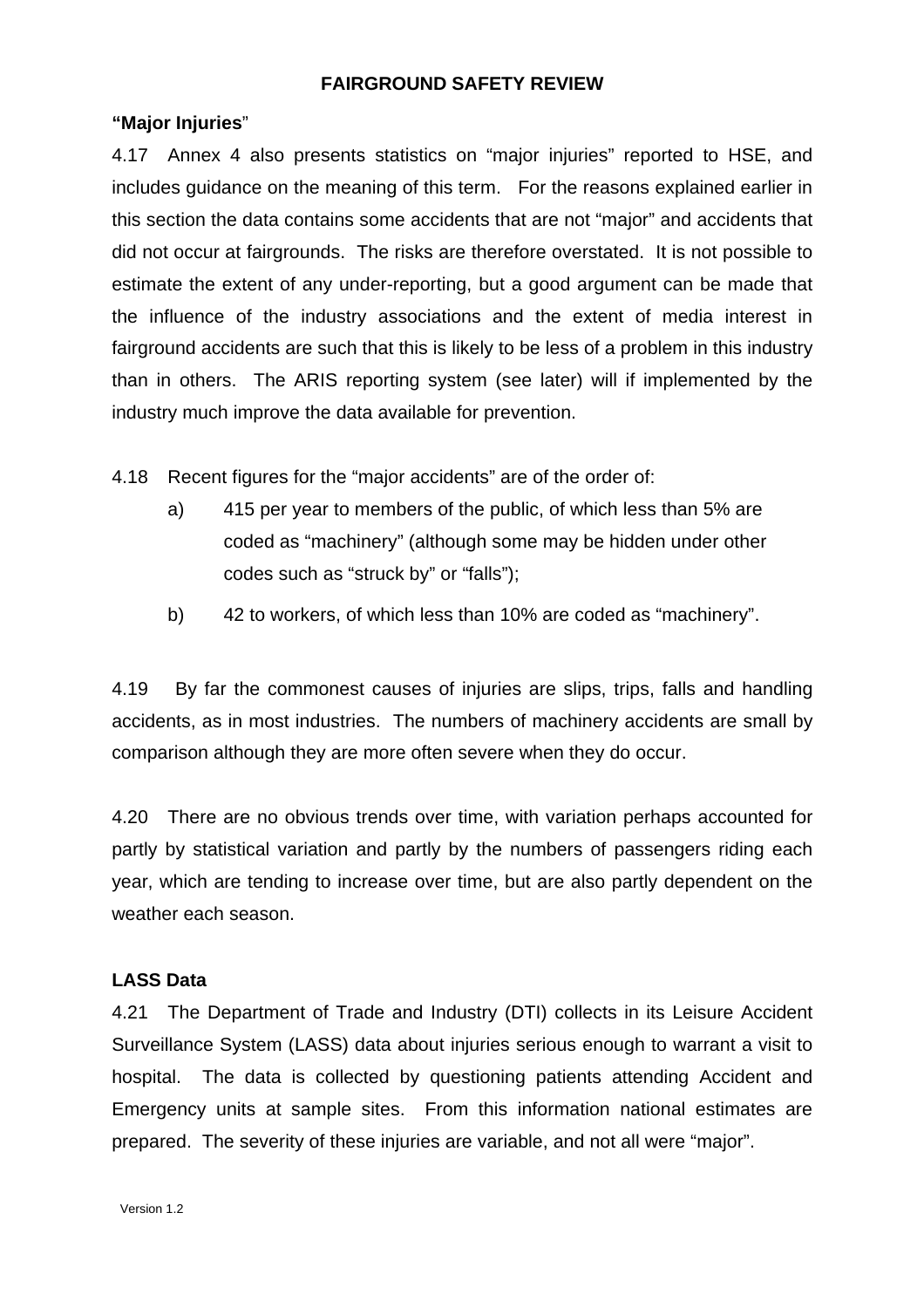**"Major Injuries"**

4.17 Annex 4 also presents statistics on "major injuries" reported to HSE, and includes guidance on the meaning of this term. For the reasons explained earlier in this section the data contains some accidents that are not "major" and accidents that did not occur at fairgrounds. The risks are therefore overstated. It is not possible to estimate the extent of any under-reporting, but a good argument can be made that the influence of the industry associations and the extent of media interest in fairground accidents are such that this is likely to be less of a problem in this industry than in others. The ARIS reporting system (see later) will if implemented by the industry much improve the data available for prevention.

4.18 Recent figures for the "major accidents" are of the order of:

a) 415 per year to members of the public, of which less than 5% are coded as "machinery" (although some may be hidden under other codes such as "struck by" or "falls");

b) 42 to workers, of which less than 10% are coded as "machinery".

4.19 By far the commonest causes of injuries are slips, trips, falls and handling accidents, as in most industries. The numbers of machinery accidents are small by comparison although they are more often severe when they do occur.

4.20 There are no obvious trends over time, with variation perhaps accounted for partly by statistical variation and partly by the numbers of passengers riding each year, which are tending to increase over time, but are also partly dependent on the weather each season.

**LASS Data**

4.21 The Department of Trade and Industry (DTI) collects in its Leisure Accident Surveillance System (LASS) data about injuries serious enough to warrant a visit to hospital. The data is collected by questioning patients attending Accident and Emergency units at sample sites. From this information national estimates are prepared. The severity of these injuries are variable, and not all were "major".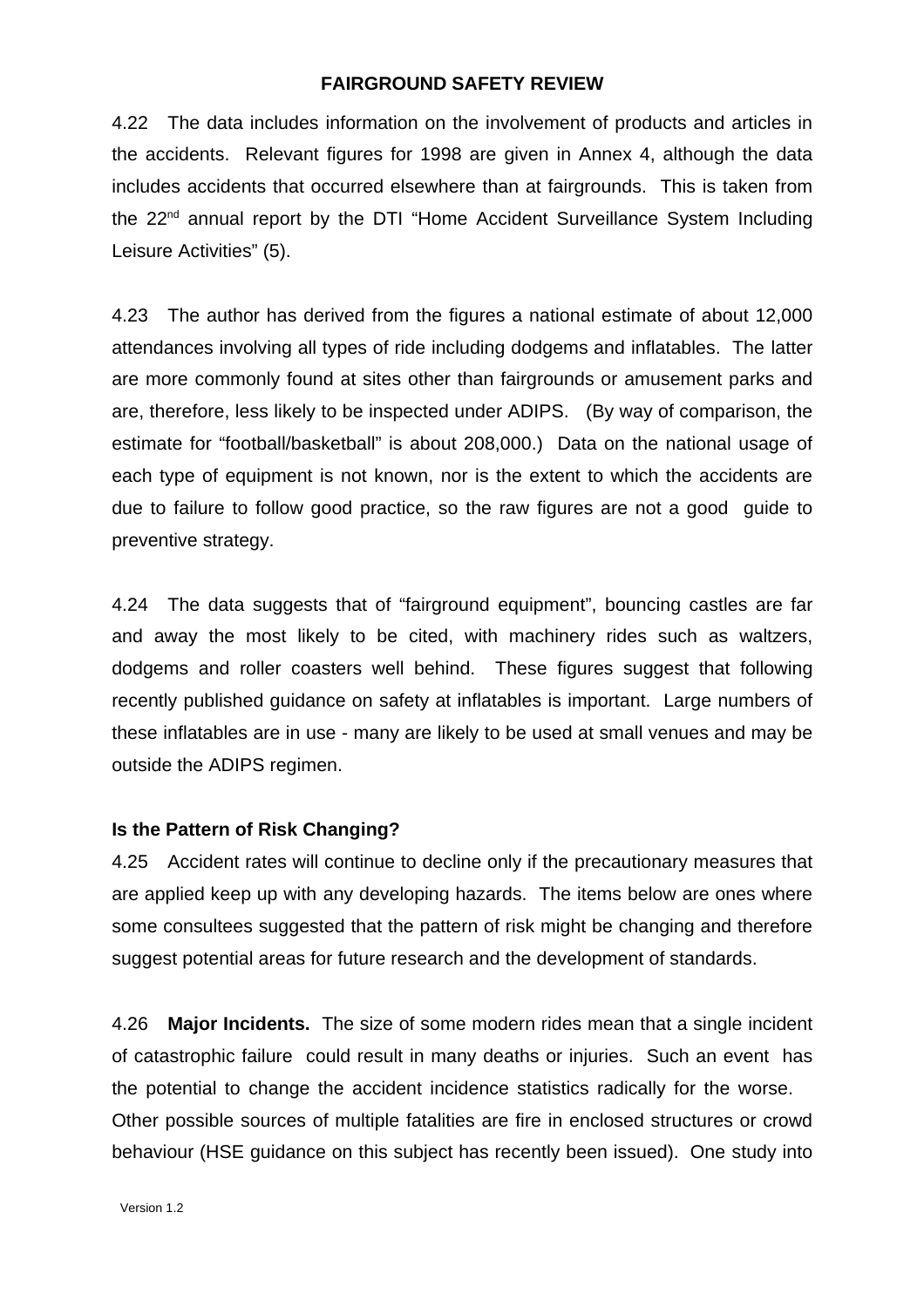4.22 The data includes information on the involvement of products and articles in the accidents. Relevant figures for 1998 are given in Annex 4, although the data includes accidents that occurred elsewhere than at fairgrounds. This is taken from the 22nd annual report by the DTI "Home Accident Surveillance System Including Leisure Activities" (5).

4.23 The author has derived from the figures a national estimate of about 12,000 attendances involving all types of ride including dodgems and inflatables. The latter are more commonly found at sites other than fairgrounds or amusement parks and are, therefore, less likely to be inspected under ADIPS. (By way of comparison, the estimate for "football/basketball" is about 208,000.) Data on the national usage of each type of equipment is not known, nor is the extent to which the accidents are due to failure to follow good practice, so the raw figures are not a good guide to preventive strategy.

4.24 The data suggests that of "fairground equipment", bouncing castles are far and away the most likely to be cited, with machinery rides such as waltzers, dodgems and roller coasters well behind. These figures suggest that following recently published guidance on safety at inflatables is important. Large numbers of these inflatables are in use - many are likely to be used at small venues and may be outside the ADIPS regimen.

**Is the Pattern of Risk Changing?**

4.25 Accident rates will continue to decline only if the precautionary measures that are applied keep up with any developing hazards. The items below are ones where some consultees suggested that the pattern of risk might be changing and therefore suggest potential areas for future research and the development of standards.

4.26 **Major Incidents.** The size of some modern rides mean that a single incident of catastrophic failure could result in many deaths or injuries. Such an event has the potential to change the accident incidence statistics radically for the worse. Other possible sources of multiple fatalities are fire in enclosed structures or crowd behaviour (HSE guidance on this subject has recently been issued). One study into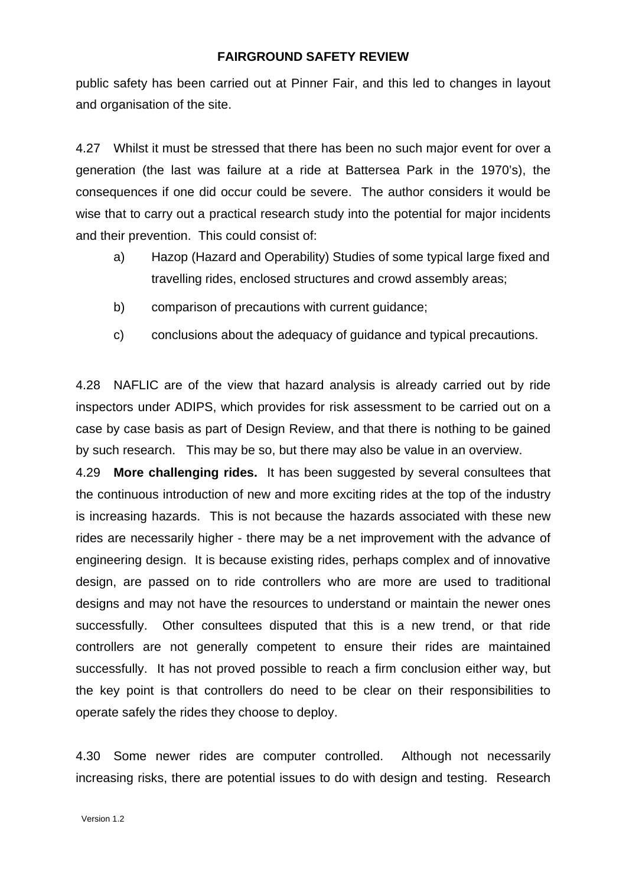public safety has been carried out at Pinner Fair, and this led to changes in layout and organisation of the site.

4.27 Whilst it must be stressed that there has been no such major event for over a generation (the last was failure at a ride at Battersea Park in the 1970's), the consequences if one did occur could be severe. The author considers it would be wise that to carry out a practical research study into the potential for major incidents and their prevention. This could consist of:

a) Hazop (Hazard and Operability) Studies of some typical large fixed and travelling rides, enclosed structures and crowd assembly areas;

b) comparison of precautions with current guidance;

c) conclusions about the adequacy of guidance and typical precautions.

4.28 NAFLIC are of the view that hazard analysis is already carried out by ride inspectors under ADIPS, which provides for risk assessment to be carried out on a case by case basis as part of Design Review, and that there is nothing to be gained by such research. This may be so, but there may also be value in an overview.

4.29 **More challenging rides.** It has been suggested by several consultees that the continuous introduction of new and more exciting rides at the top of the industry is increasing hazards. This is not because the hazards associated with these new rides are necessarily higher - there may be a net improvement with the advance of engineering design. It is because existing rides, perhaps complex and of innovative design, are passed on to ride controllers who are more are used to traditional designs and may not have the resources to understand or maintain the newer ones successfully. Other consultees disputed that this is a new trend, or that ride controllers are not generally competent to ensure their rides are maintained successfully. It has not proved possible to reach a firm conclusion either way, but the key point is that controllers do need to be clear on their responsibilities to operate safely the rides they choose to deploy.

4.30 Some newer rides are computer controlled. Although not necessarily increasing risks, there are potential issues to do with design and testing. Research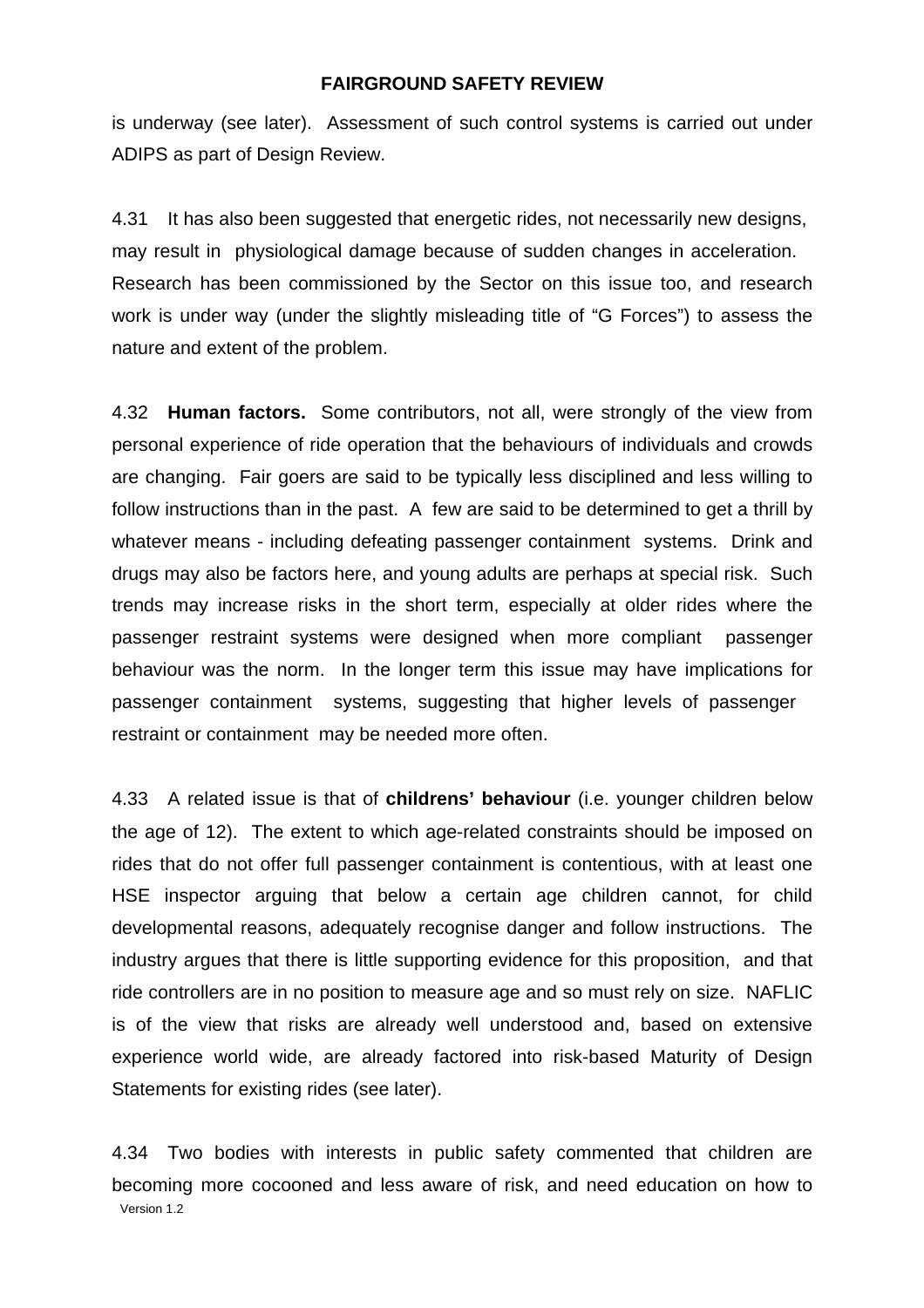is underway (see later). Assessment of such control systems is carried out under ADIPS as part of Design Review.

4.31 It has also been suggested that energetic rides, not necessarily new designs, may result in physiological damage because of sudden changes in acceleration. Research has been commissioned by the Sector on this issue too, and research work is under way (under the slightly misleading title of "G Forces") to assess the nature and extent of the problem.

4.32 **Human factors.** Some contributors, not all, were strongly of the view from personal experience of ride operation that the behaviours of individuals and crowds are changing. Fair goers are said to be typically less disciplined and less willing to follow instructions than in the past. A few are said to be determined to get a thrill by whatever means - including defeating passenger containment systems. Drink and drugs may also be factors here, and young adults are perhaps at special risk. Such trends may increase risks in the short term, especially at older rides where the passenger restraint systems were designed when more compliant passenger behaviour was the norm. In the longer term this issue may have implications for passenger containment systems, suggesting that higher levels of passenger restraint or containment may be needed more often.

4.33 A related issue is that of **childrens' behaviour** (i.e. younger children below the age of 12). The extent to which age-related constraints should be imposed on rides that do not offer full passenger containment is contentious, with at least one HSE inspector arguing that below a certain age children cannot, for child developmental reasons, adequately recognise danger and follow instructions. The industry argues that there is little supporting evidence for this proposition, and that ride controllers are in no position to measure age and so must rely on size. NAFLIC is of the view that risks are already well understood and, based on extensive experience world wide, are already factored into risk-based Maturity of Design Statements for existing rides (see later).

4.34 Two bodies with interests in public safety commented that children are becoming more cocooned and less aware of risk, and need education on how to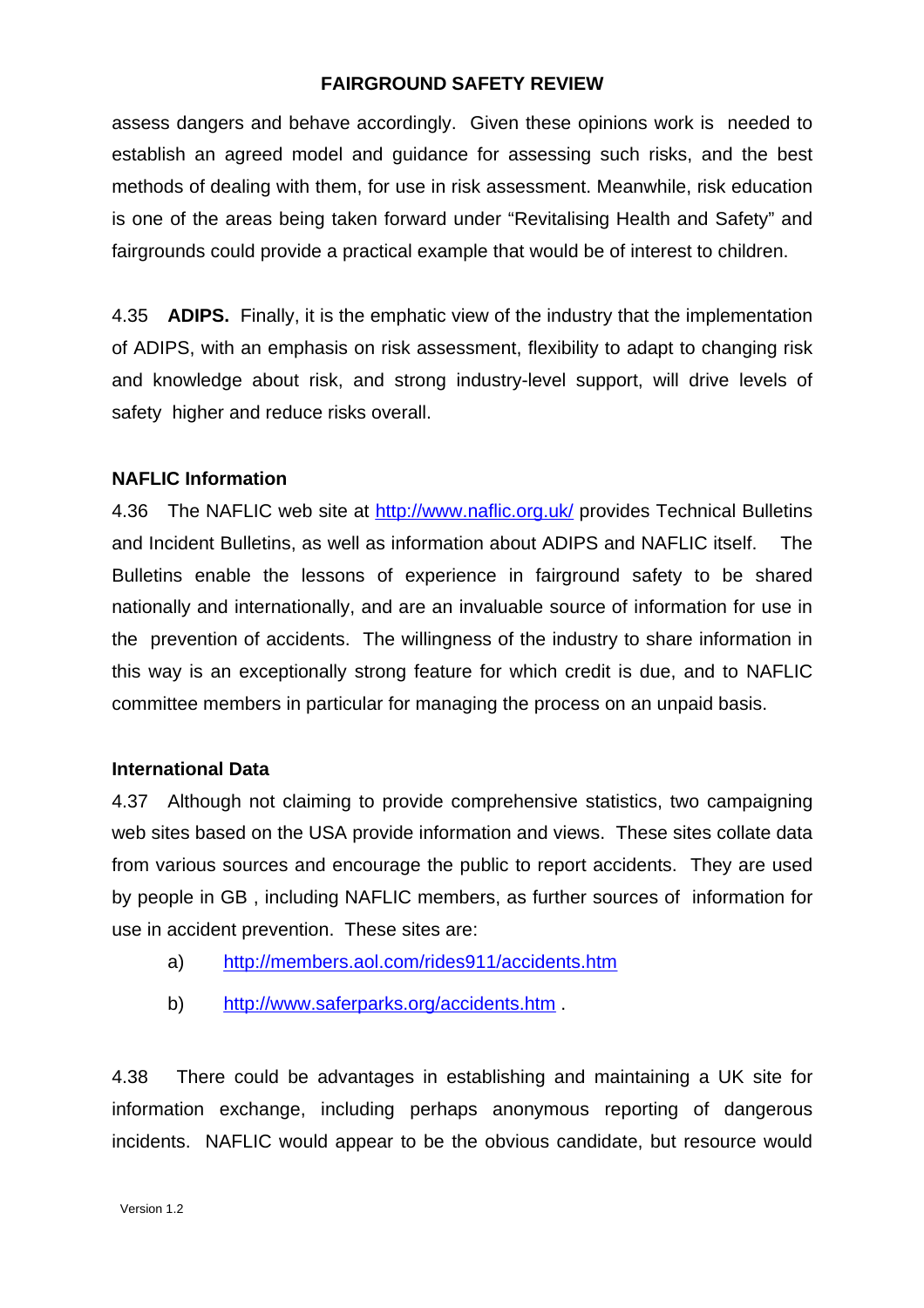assess dangers and behave accordingly. Given these opinions work is needed to establish an agreed model and guidance for assessing such risks, and the best methods of dealing with them, for use in risk assessment. Meanwhile, risk education is one of the areas being taken forward under "Revitalising Health and Safety" and fairgrounds could provide a practical example that would be of interest to children.

4.35 **ADIPS.** Finally, it is the emphatic view of the industry that the implementation of ADIPS, with an emphasis on risk assessment, flexibility to adapt to changing risk and knowledge about risk, and strong industry-level support, will drive levels of safety higher and reduce risks overall.

**NAFLIC Information**

4.36 The NAFLIC web site at http://www.naflic.org.uk/ provides Technical Bulletins and Incident Bulletins, as well as information about ADIPS and NAFLIC itself. The Bulletins enable the lessons of experience in fairground safety to be shared nationally and internationally, and are an invaluable source of information for use in the prevention of accidents. The willingness of the industry to share information in this way is an exceptionally strong feature for which credit is due, and to NAFLIC committee members in particular for managing the process on an unpaid basis.

**International Data**

4.37 Although not claiming to provide comprehensive statistics, two campaigning web sites based on the USA provide information and views. These sites collate data from various sources and encourage the public to report accidents. They are used by people in GB , including NAFLIC members, as further sources of information for use in accident prevention. These sites are:

a) http://members.aol.com/rides911/accidents.htm

b) http://www.saferparks.org/accidents.htm .

4.38 There could be advantages in establishing and maintaining a UK site for information exchange, including perhaps anonymous reporting of dangerous incidents. NAFLIC would appear to be the obvious candidate, but resource would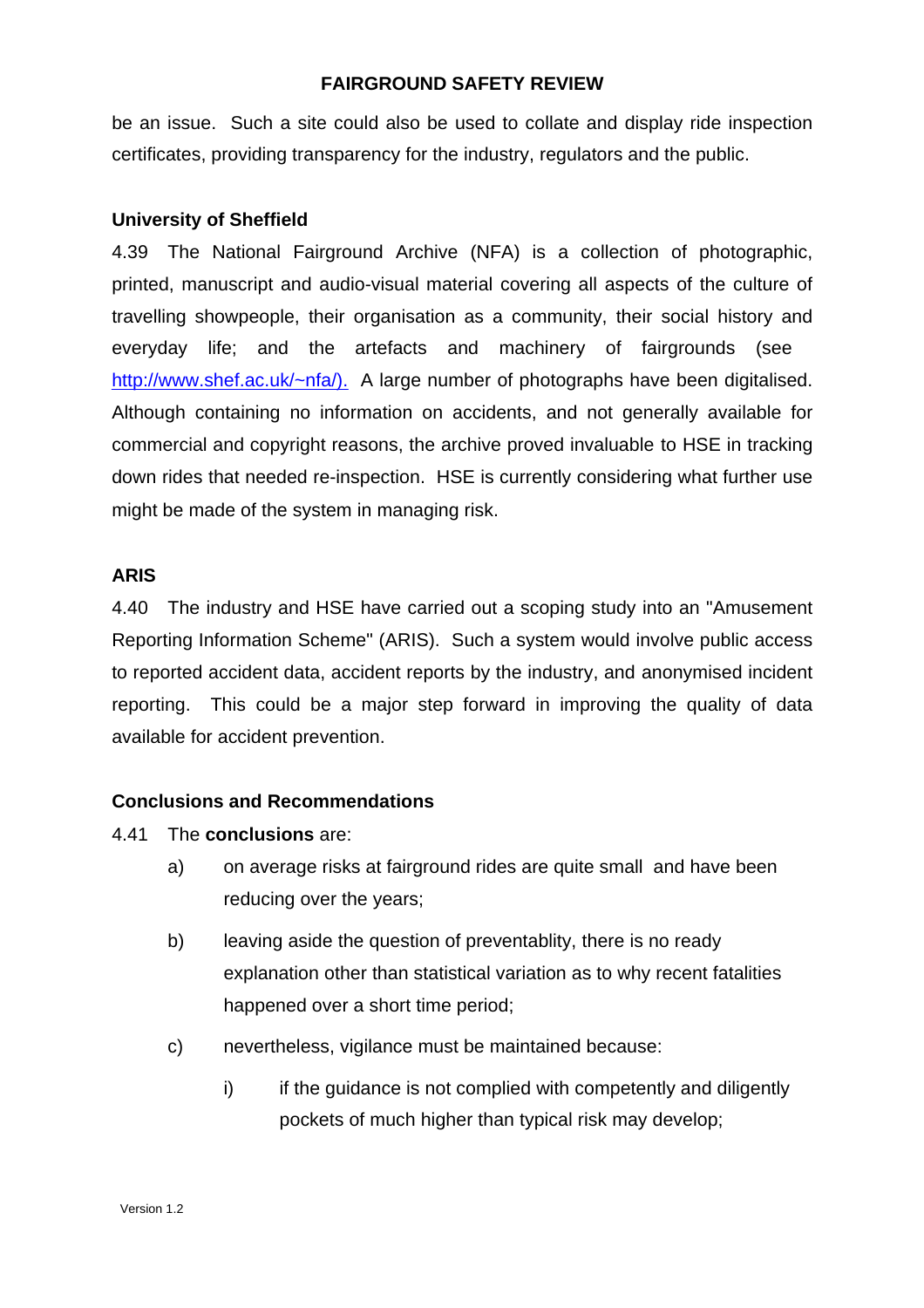be an issue. Such a site could also be used to collate and display ride inspection certificates, providing transparency for the industry, regulators and the public.

**University of Sheffield**

4.39 The National Fairground Archive (NFA) is a collection of photographic, printed, manuscript and audio-visual material covering all aspects of the culture of travelling showpeople, their organisation as a community, their social history and everyday life; and the artefacts and machinery of fairgrounds (see http://www.shef.ac.uk/~nfa/). A large number of photographs have been digitalised. Although containing no information on accidents, and not generally available for commercial and copyright reasons, the archive proved invaluable to HSE in tracking down rides that needed re-inspection. HSE is currently considering what further use might be made of the system in managing risk.

**ARIS**

4.40 The industry and HSE have carried out a scoping study into an "Amusement Reporting Information Scheme" (ARIS). Such a system would involve public access to reported accident data, accident reports by the industry, and anonymised incident reporting. This could be a major step forward in improving the quality of data available for accident prevention.

**Conclusions and Recommendations**

4.41 The **conclusions** are:

a) on average risks at fairground rides are quite small and have been reducing over the years;

b) leaving aside the question of preventablity, there is no ready explanation other than statistical variation as to why recent fatalities happened over a short time period;

c) nevertheless, vigilance must be maintained because:

   i) if the guidance is not complied with competently and diligently pockets of much higher than typical risk may develop;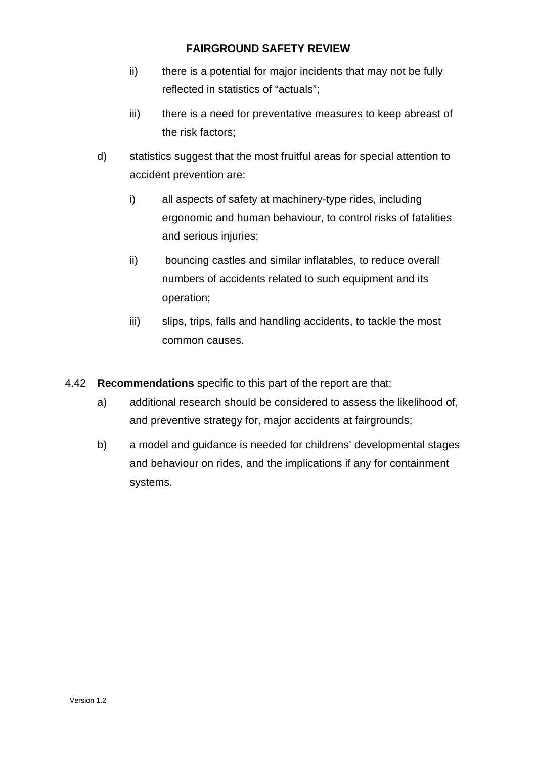ii) there is a potential for major incidents that may not be fully reflected in statistics of “actuals”;

iii) there is a need for preventative measures to keep abreast of the risk factors;

d) statistics suggest that the most fruitful areas for special attention to accident prevention are:

i) all aspects of safety at machinery-type rides, including ergonomic and human behaviour, to control risks of fatalities and serious injuries;

ii) bouncing castles and similar inflatables, to reduce overall numbers of accidents related to such equipment and its operation;

iii) slips, trips, falls and handling accidents, to tackle the most common causes.

4.42 **Recommendations** specific to this part of the report are that:

a) additional research should be considered to assess the likelihood of, and preventive strategy for, major accidents at fairgrounds;

b) a model and guidance is needed for childrens’ developmental stages and behaviour on rides, and the implications if any for containment systems.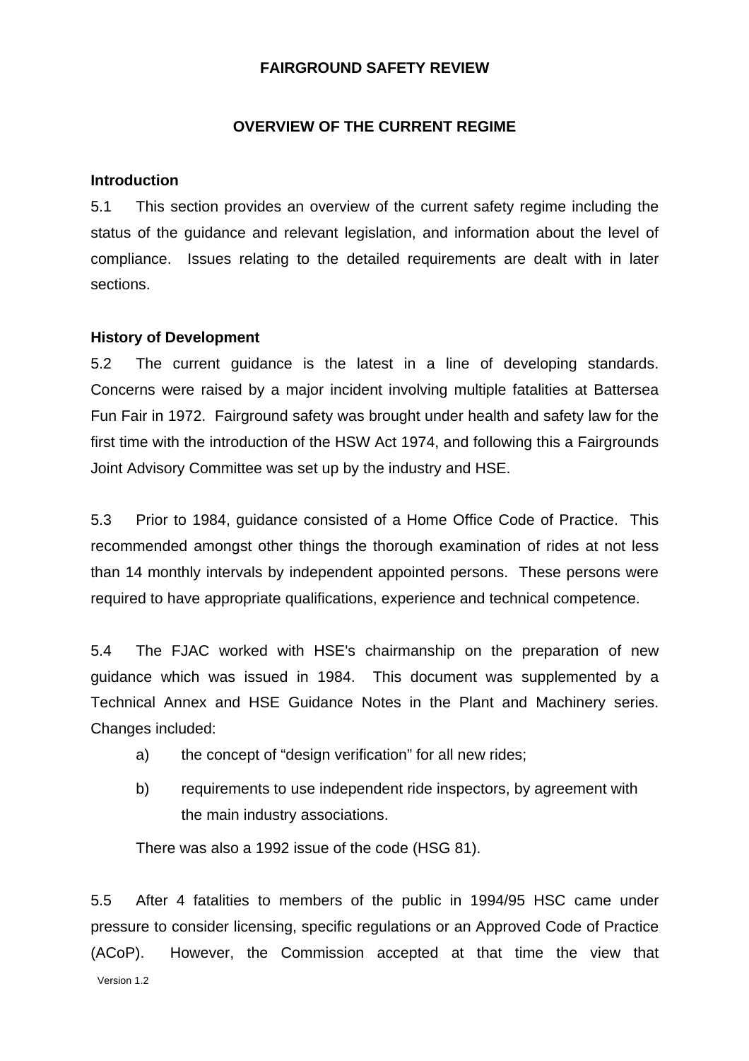**FAIRGROUND SAFETY REVIEW**

**OVERVIEW OF THE CURRENT REGIME**

**Introduction**

5.1 This section provides an overview of the current safety regime including the status of the guidance and relevant legislation, and information about the level of compliance. Issues relating to the detailed requirements are dealt with in later sections.

**History of Development**

5.2 The current guidance is the latest in a line of developing standards. Concerns were raised by a major incident involving multiple fatalities at Battersea Fun Fair in 1972. Fairground safety was brought under health and safety law for the first time with the introduction of the HSW Act 1974, and following this a Fairgrounds Joint Advisory Committee was set up by the industry and HSE.

5.3 Prior to 1984, guidance consisted of a Home Office Code of Practice. This recommended amongst other things the thorough examination of rides at not less than 14 monthly intervals by independent appointed persons. These persons were required to have appropriate qualifications, experience and technical competence.

5.4 The FJAC worked with HSE's chairmanship on the preparation of new guidance which was issued in 1984. This document was supplemented by a Technical Annex and HSE Guidance Notes in the Plant and Machinery series. Changes included:

a) the concept of “design verification” for all new rides;

b) requirements to use independent ride inspectors, by agreement with the main industry associations.

There was also a 1992 issue of the code (HSG 81).

5.5 After 4 fatalities to members of the public in 1994/95 HSC came under pressure to consider licensing, specific regulations or an Approved Code of Practice (ACoP). However, the Commission accepted at that time the view that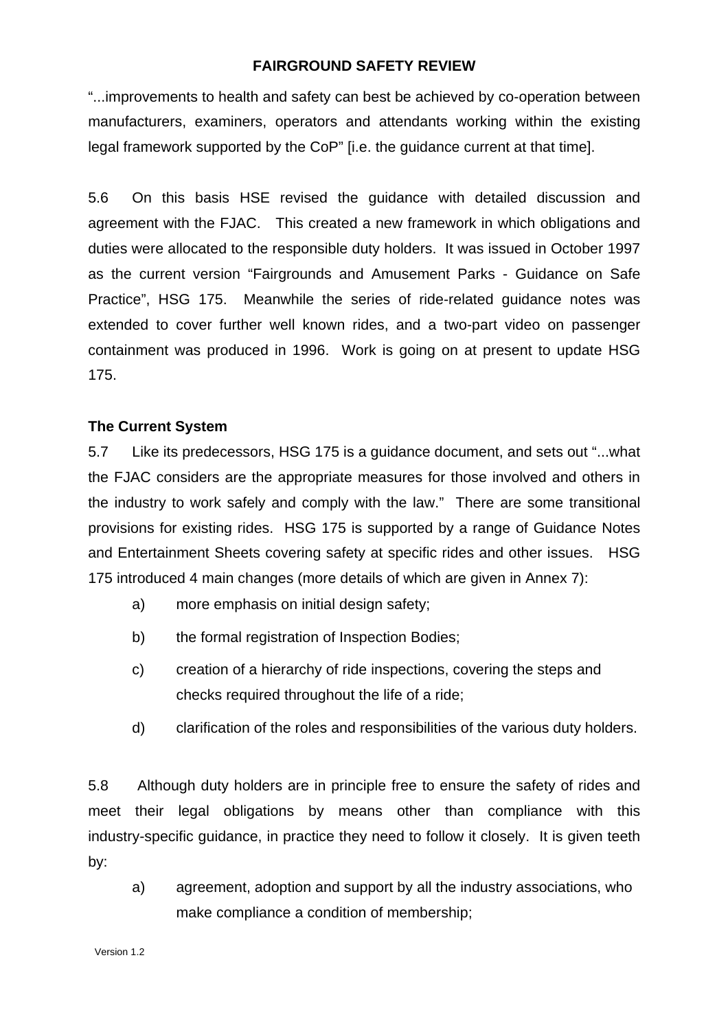"...improvements to health and safety can best be achieved by co-operation between manufacturers, examiners, operators and attendants working within the existing legal framework supported by the CoP" [i.e. the guidance current at that time].

5.6 On this basis HSE revised the guidance with detailed discussion and agreement with the FJAC. This created a new framework in which obligations and duties were allocated to the responsible duty holders. It was issued in October 1997 as the current version "Fairgrounds and Amusement Parks - Guidance on Safe Practice", HSG 175. Meanwhile the series of ride-related guidance notes was extended to cover further well known rides, and a two-part video on passenger containment was produced in 1996. Work is going on at present to update HSG 175.

### The Current System

5.7 Like its predecessors, HSG 175 is a guidance document, and sets out "...what the FJAC considers are the appropriate measures for those involved and others in the industry to work safely and comply with the law." There are some transitional provisions for existing rides. HSG 175 is supported by a range of Guidance Notes and Entertainment Sheets covering safety at specific rides and other issues. HSG 175 introduced 4 main changes (more details of which are given in Annex 7):

a) more emphasis on initial design safety;

b) the formal registration of Inspection Bodies;

c) creation of a hierarchy of ride inspections, covering the steps and checks required throughout the life of a ride;

d) clarification of the roles and responsibilities of the various duty holders.

5.8 Although duty holders are in principle free to ensure the safety of rides and meet their legal obligations by means other than compliance with this industry-specific guidance, in practice they need to follow it closely. It is given teeth by:

a) agreement, adoption and support by all the industry associations, who make compliance a condition of membership;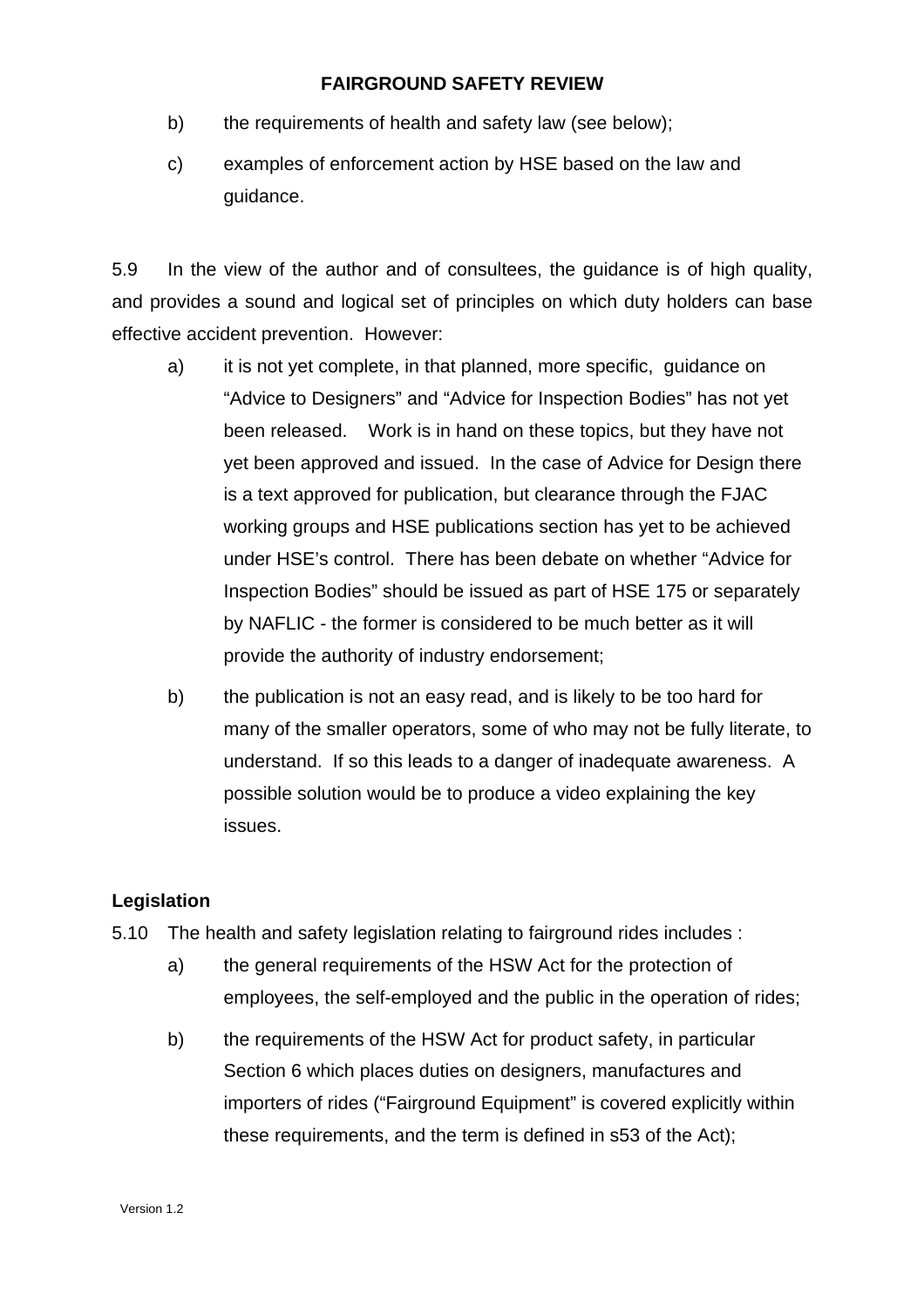b) the requirements of health and safety law (see below);

c) examples of enforcement action by HSE based on the law and guidance.

5.9 In the view of the author and of consultees, the guidance is of high quality, and provides a sound and logical set of principles on which duty holders can base effective accident prevention. However:

a) it is not yet complete, in that planned, more specific, guidance on "Advice to Designers" and "Advice for Inspection Bodies" has not yet been released. Work is in hand on these topics, but they have not yet been approved and issued. In the case of Advice for Design there is a text approved for publication, but clearance through the FJAC working groups and HSE publications section has yet to be achieved under HSE's control. There has been debate on whether "Advice for Inspection Bodies" should be issued as part of HSE 175 or separately by NAFLIC - the former is considered to be much better as it will provide the authority of industry endorsement;

b) the publication is not an easy read, and is likely to be too hard for many of the smaller operators, some of who may not be fully literate, to understand. If so this leads to a danger of inadequate awareness. A possible solution would be to produce a video explaining the key issues.

**Legislation**

5.10 The health and safety legislation relating to fairground rides includes :

a) the general requirements of the HSW Act for the protection of employees, the self-employed and the public in the operation of rides;

b) the requirements of the HSW Act for product safety, in particular Section 6 which places duties on designers, manufactures and importers of rides ("Fairground Equipment" is covered explicitly within these requirements, and the term is defined in s53 of the Act);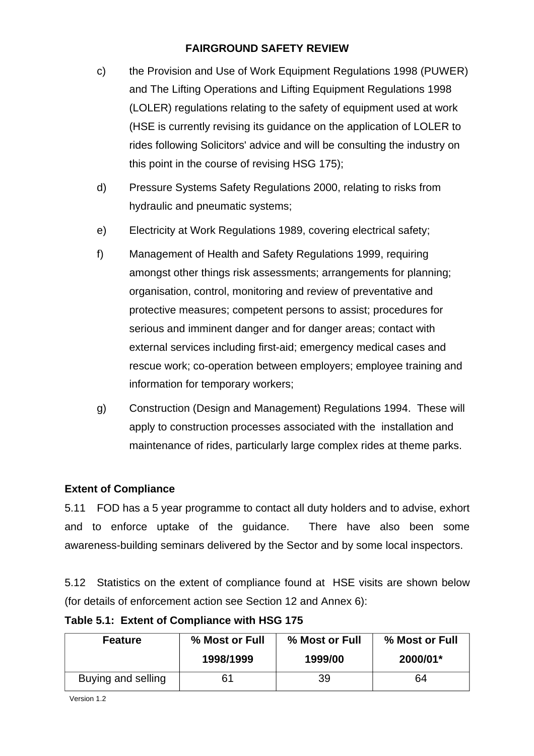c) the Provision and Use of Work Equipment Regulations 1998 (PUWER) and The Lifting Operations and Lifting Equipment Regulations 1998 (LOLER) regulations relating to the safety of equipment used at work (HSE is currently revising its guidance on the application of LOLER to rides following Solicitors' advice and will be consulting the industry on this point in the course of revising HSG 175);

d) Pressure Systems Safety Regulations 2000, relating to risks from hydraulic and pneumatic systems;

e) Electricity at Work Regulations 1989, covering electrical safety;

f) Management of Health and Safety Regulations 1999, requiring amongst other things risk assessments; arrangements for planning; organisation, control, monitoring and review of preventative and protective measures; competent persons to assist; procedures for serious and imminent danger and for danger areas; contact with external services including first-aid; emergency medical cases and rescue work; co-operation between employers; employee training and information for temporary workers;

g) Construction (Design and Management) Regulations 1994. These will apply to construction processes associated with the installation and maintenance of rides, particularly large complex rides at theme parks.

**Extent of Compliance**

5.11 FOD has a 5 year programme to contact all duty holders and to advise, exhort and to enforce uptake of the guidance. There have also been some awareness-building seminars delivered by the Sector and by some local inspectors.

5.12 Statistics on the extent of compliance found at HSE visits are shown below (for details of enforcement action see Section 12 and Annex 6):

**Table 5.1: Extent of Compliance with HSG 175**

| Feature | % Most or Full 1998/1999 | % Most or Full 1999/00 | % Most or Full 2000/01* |
|---|---|---|---|
| Buying and selling | 61 | 39 | 64 |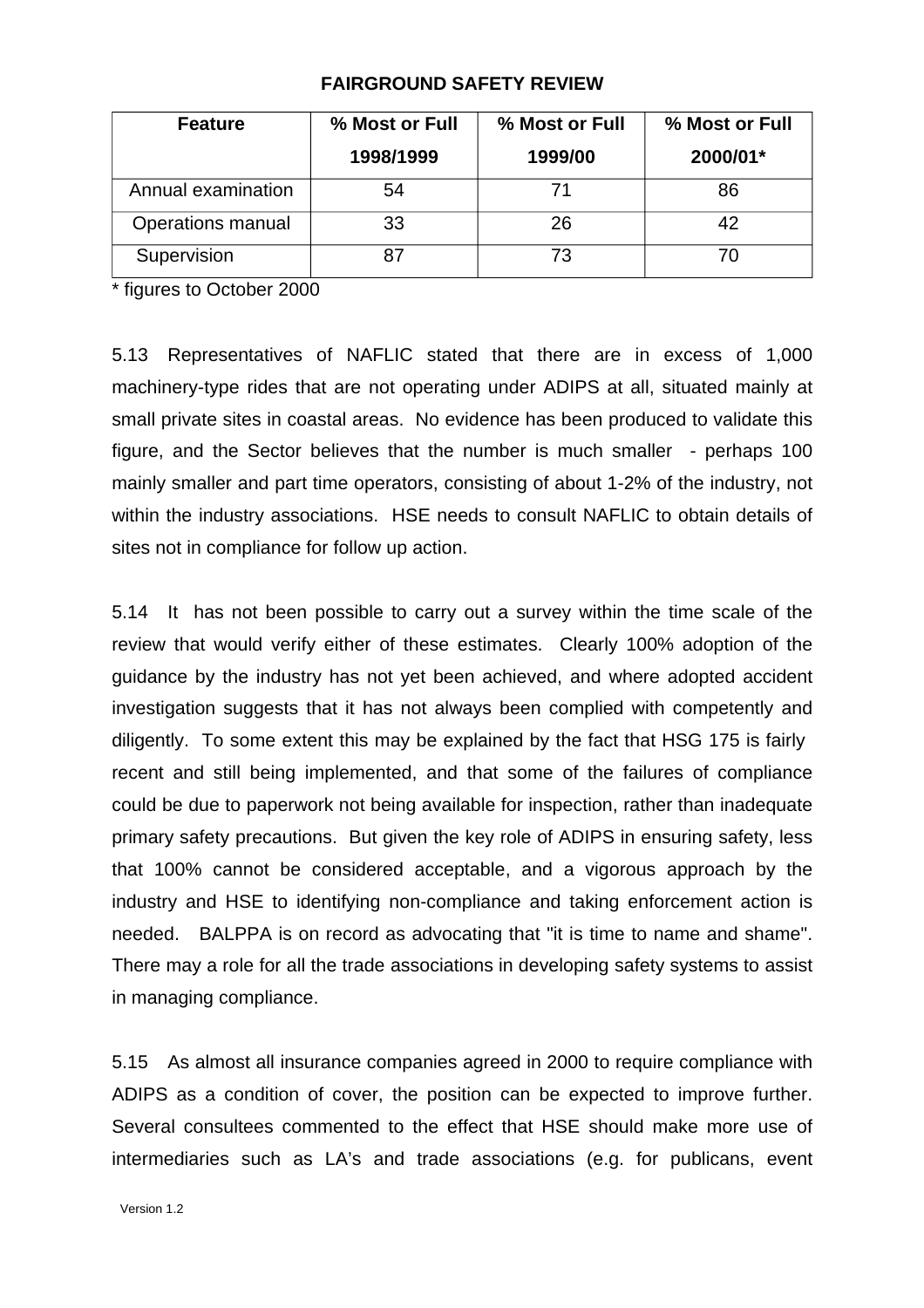**FAIRGROUND SAFETY REVIEW**

| Feature | % Most or Full 1998/1999 | % Most or Full 1999/00 | % Most or Full 2000/01* |
|---|---|---|---|
| Annual examination | 54 | 71 | 86 |
| Operations manual | 33 | 26 | 42 |
| Supervision | 87 | 73 | 70 |

* figures to October 2000

5.13 Representatives of NAFLIC stated that there are in excess of 1,000 machinery-type rides that are not operating under ADIPS at all, situated mainly at small private sites in coastal areas. No evidence has been produced to validate this figure, and the Sector believes that the number is much smaller - perhaps 100 mainly smaller and part time operators, consisting of about 1-2% of the industry, not within the industry associations. HSE needs to consult NAFLIC to obtain details of sites not in compliance for follow up action.

5.14 It has not been possible to carry out a survey within the time scale of the review that would verify either of these estimates. Clearly 100% adoption of the guidance by the industry has not yet been achieved, and where adopted accident investigation suggests that it has not always been complied with competently and diligently. To some extent this may be explained by the fact that HSG 175 is fairly recent and still being implemented, and that some of the failures of compliance could be due to paperwork not being available for inspection, rather than inadequate primary safety precautions. But given the key role of ADIPS in ensuring safety, less that 100% cannot be considered acceptable, and a vigorous approach by the industry and HSE to identifying non-compliance and taking enforcement action is needed. BALPPA is on record as advocating that "it is time to name and shame". There may a role for all the trade associations in developing safety systems to assist in managing compliance.

5.15 As almost all insurance companies agreed in 2000 to require compliance with ADIPS as a condition of cover, the position can be expected to improve further. Several consultees commented to the effect that HSE should make more use of intermediaries such as LA's and trade associations (e.g. for publicans, event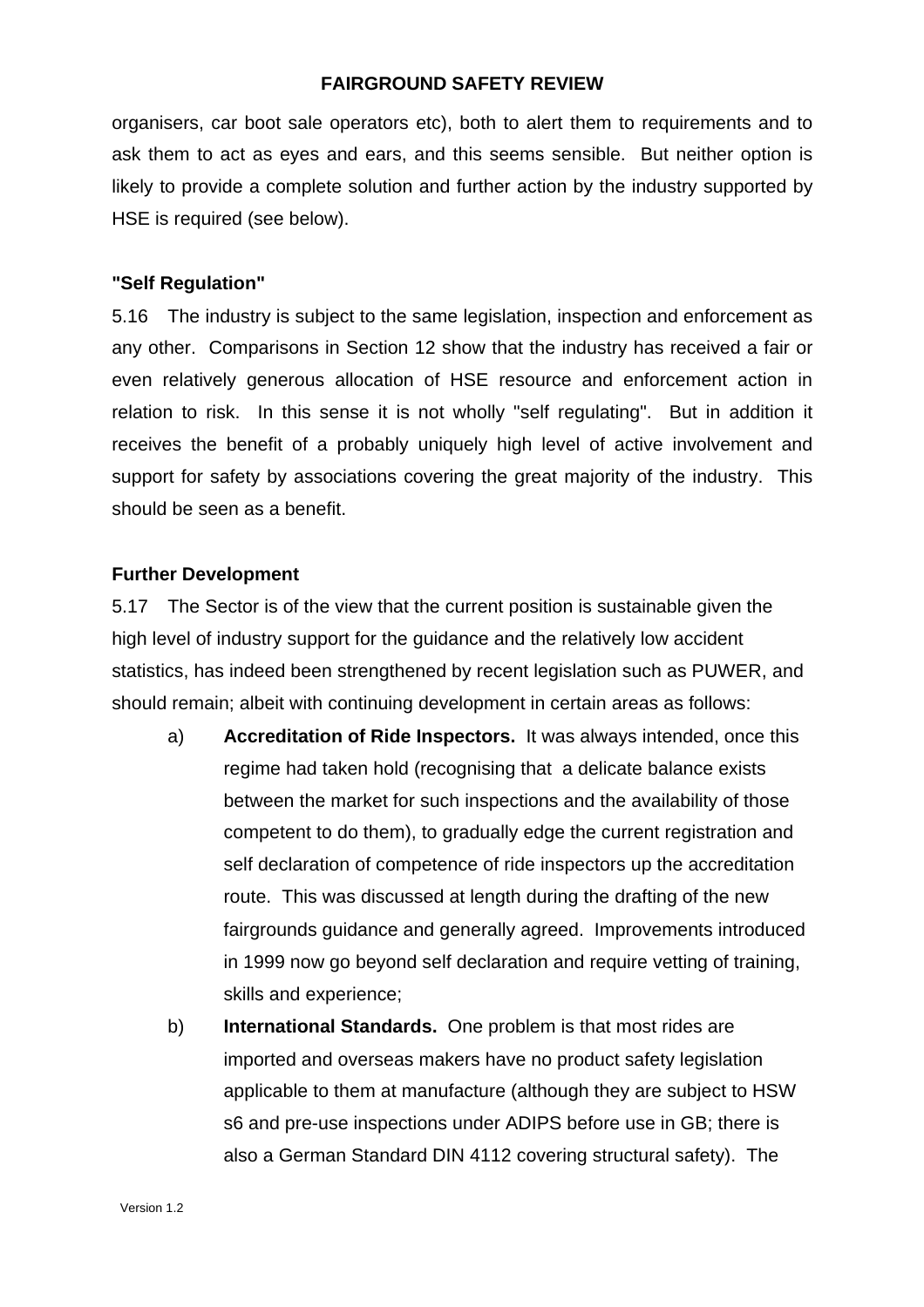organisers, car boot sale operators etc), both to alert them to requirements and to ask them to act as eyes and ears, and this seems sensible. But neither option is likely to provide a complete solution and further action by the industry supported by HSE is required (see below).

### "Self Regulation"

5.16 The industry is subject to the same legislation, inspection and enforcement as any other. Comparisons in Section 12 show that the industry has received a fair or even relatively generous allocation of HSE resource and enforcement action in relation to risk. In this sense it is not wholly "self regulating". But in addition it receives the benefit of a probably uniquely high level of active involvement and support for safety by associations covering the great majority of the industry. This should be seen as a benefit.

### Further Development

5.17 The Sector is of the view that the current position is sustainable given the high level of industry support for the guidance and the relatively low accident statistics, has indeed been strengthened by recent legislation such as PUWER, and should remain; albeit with continuing development in certain areas as follows:

a) **Accreditation of Ride Inspectors.** It was always intended, once this regime had taken hold (recognising that a delicate balance exists between the market for such inspections and the availability of those competent to do them), to gradually edge the current registration and self declaration of competence of ride inspectors up the accreditation route. This was discussed at length during the drafting of the new fairgrounds guidance and generally agreed. Improvements introduced in 1999 now go beyond self declaration and require vetting of training, skills and experience;

b) **International Standards.** One problem is that most rides are imported and overseas makers have no product safety legislation applicable to them at manufacture (although they are subject to HSW s6 and pre-use inspections under ADIPS before use in GB; there is also a German Standard DIN 4112 covering structural safety). The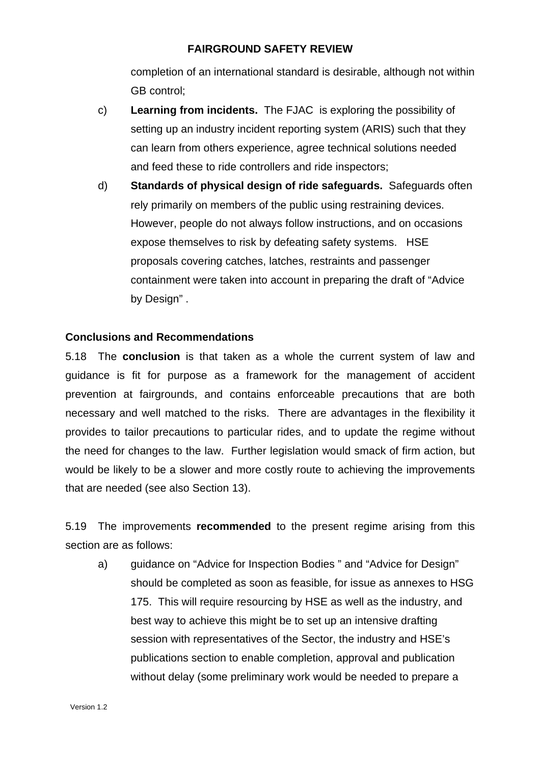completion of an international standard is desirable, although not within GB control;

c) **Learning from incidents.** The FJAC is exploring the possibility of setting up an industry incident reporting system (ARIS) such that they can learn from others experience, agree technical solutions needed and feed these to ride controllers and ride inspectors;

d) **Standards of physical design of ride safeguards.** Safeguards often rely primarily on members of the public using restraining devices. However, people do not always follow instructions, and on occasions expose themselves to risk by defeating safety systems. HSE proposals covering catches, latches, restraints and passenger containment were taken into account in preparing the draft of "Advice by Design" .

**Conclusions and Recommendations**

5.18 The **conclusion** is that taken as a whole the current system of law and guidance is fit for purpose as a framework for the management of accident prevention at fairgrounds, and contains enforceable precautions that are both necessary and well matched to the risks. There are advantages in the flexibility it provides to tailor precautions to particular rides, and to update the regime without the need for changes to the law. Further legislation would smack of firm action, but would be likely to be a slower and more costly route to achieving the improvements that are needed (see also Section 13).

5.19 The improvements **recommended** to the present regime arising from this section are as follows:

a) guidance on "Advice for Inspection Bodies " and "Advice for Design" should be completed as soon as feasible, for issue as annexes to HSG 175. This will require resourcing by HSE as well as the industry, and best way to achieve this might be to set up an intensive drafting session with representatives of the Sector, the industry and HSE's publications section to enable completion, approval and publication without delay (some preliminary work would be needed to prepare a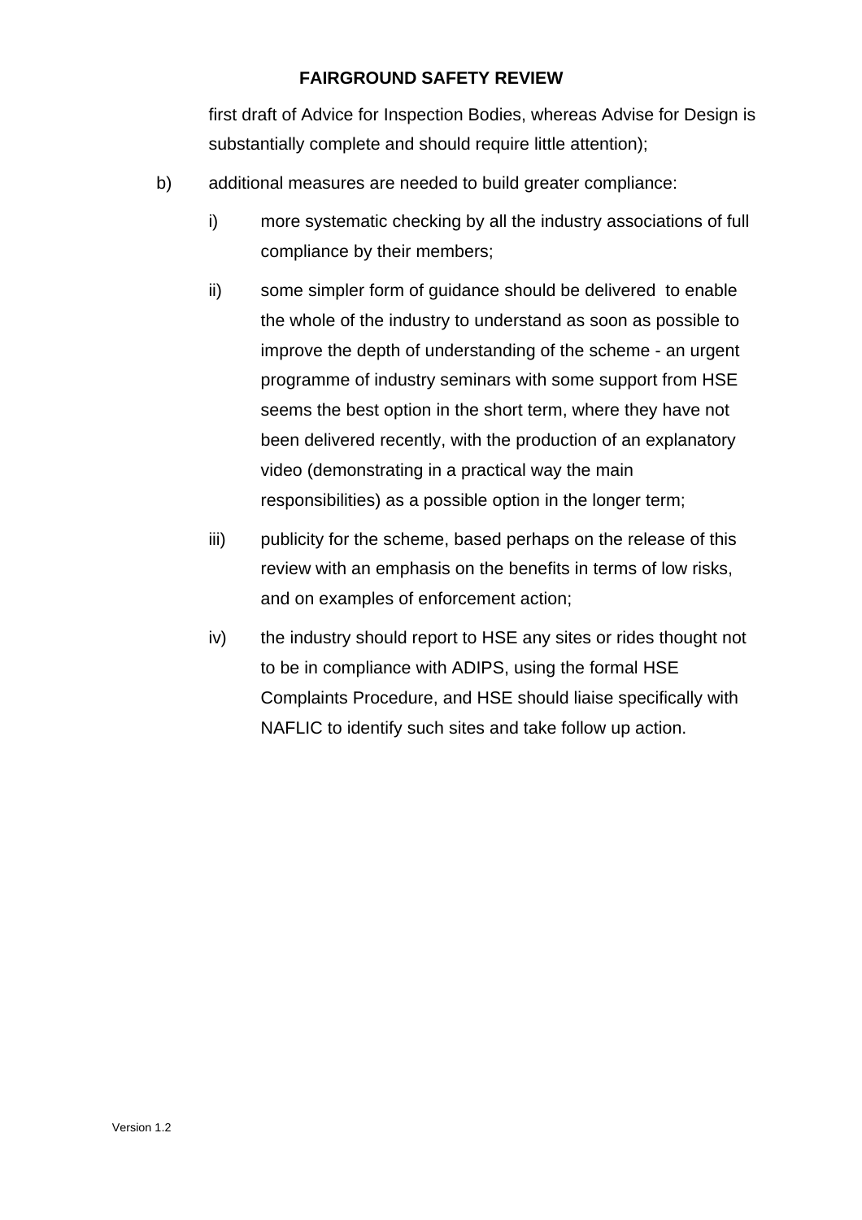first draft of Advice for Inspection Bodies, whereas Advise for Design is substantially complete and should require little attention);

b) additional measures are needed to build greater compliance:

   i) more systematic checking by all the industry associations of full compliance by their members;

   ii) some simpler form of guidance should be delivered to enable the whole of the industry to understand as soon as possible to improve the depth of understanding of the scheme - an urgent programme of industry seminars with some support from HSE seems the best option in the short term, where they have not been delivered recently, with the production of an explanatory video (demonstrating in a practical way the main responsibilities) as a possible option in the longer term;

   iii) publicity for the scheme, based perhaps on the release of this review with an emphasis on the benefits in terms of low risks, and on examples of enforcement action;

   iv) the industry should report to HSE any sites or rides thought not to be in compliance with ADIPS, using the formal HSE Complaints Procedure, and HSE should liaise specifically with NAFLIC to identify such sites and take follow up action.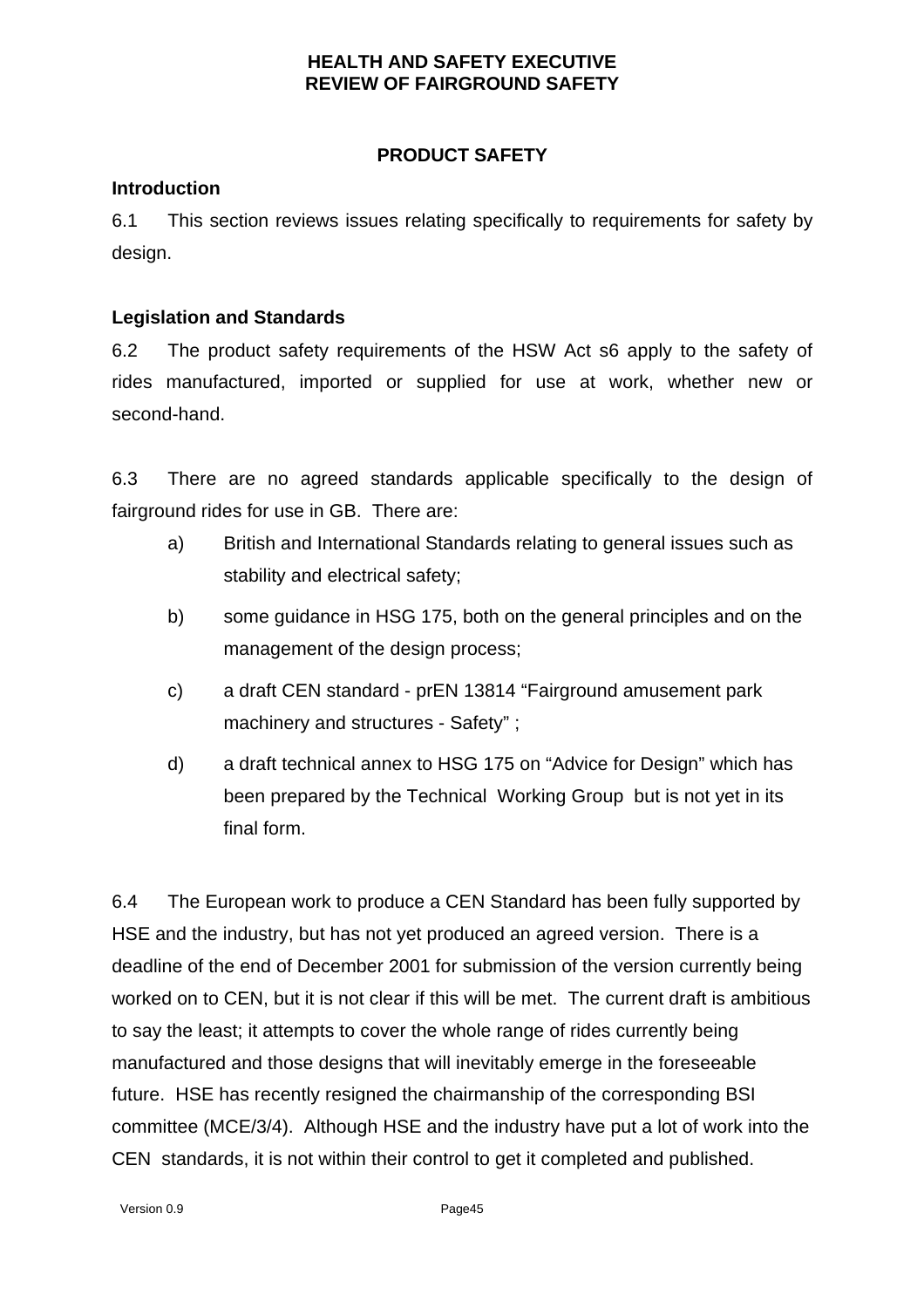## PRODUCT SAFETY

### Introduction

6.1 This section reviews issues relating specifically to requirements for safety by design.

### Legislation and Standards

6.2 The product safety requirements of the HSW Act s6 apply to the safety of rides manufactured, imported or supplied for use at work, whether new or second-hand.

6.3 There are no agreed standards applicable specifically to the design of fairground rides for use in GB. There are:

a) British and International Standards relating to general issues such as stability and electrical safety;

b) some guidance in HSG 175, both on the general principles and on the management of the design process;

c) a draft CEN standard - prEN 13814 "Fairground amusement park machinery and structures - Safety" ;

d) a draft technical annex to HSG 175 on "Advice for Design" which has been prepared by the Technical Working Group but is not yet in its final form.

6.4 The European work to produce a CEN Standard has been fully supported by HSE and the industry, but has not yet produced an agreed version. There is a deadline of the end of December 2001 for submission of the version currently being worked on to CEN, but it is not clear if this will be met. The current draft is ambitious to say the least; it attempts to cover the whole range of rides currently being manufactured and those designs that will inevitably emerge in the foreseeable future. HSE has recently resigned the chairmanship of the corresponding BSI committee (MCE/3/4). Although HSE and the industry have put a lot of work into the CEN standards, it is not within their control to get it completed and published.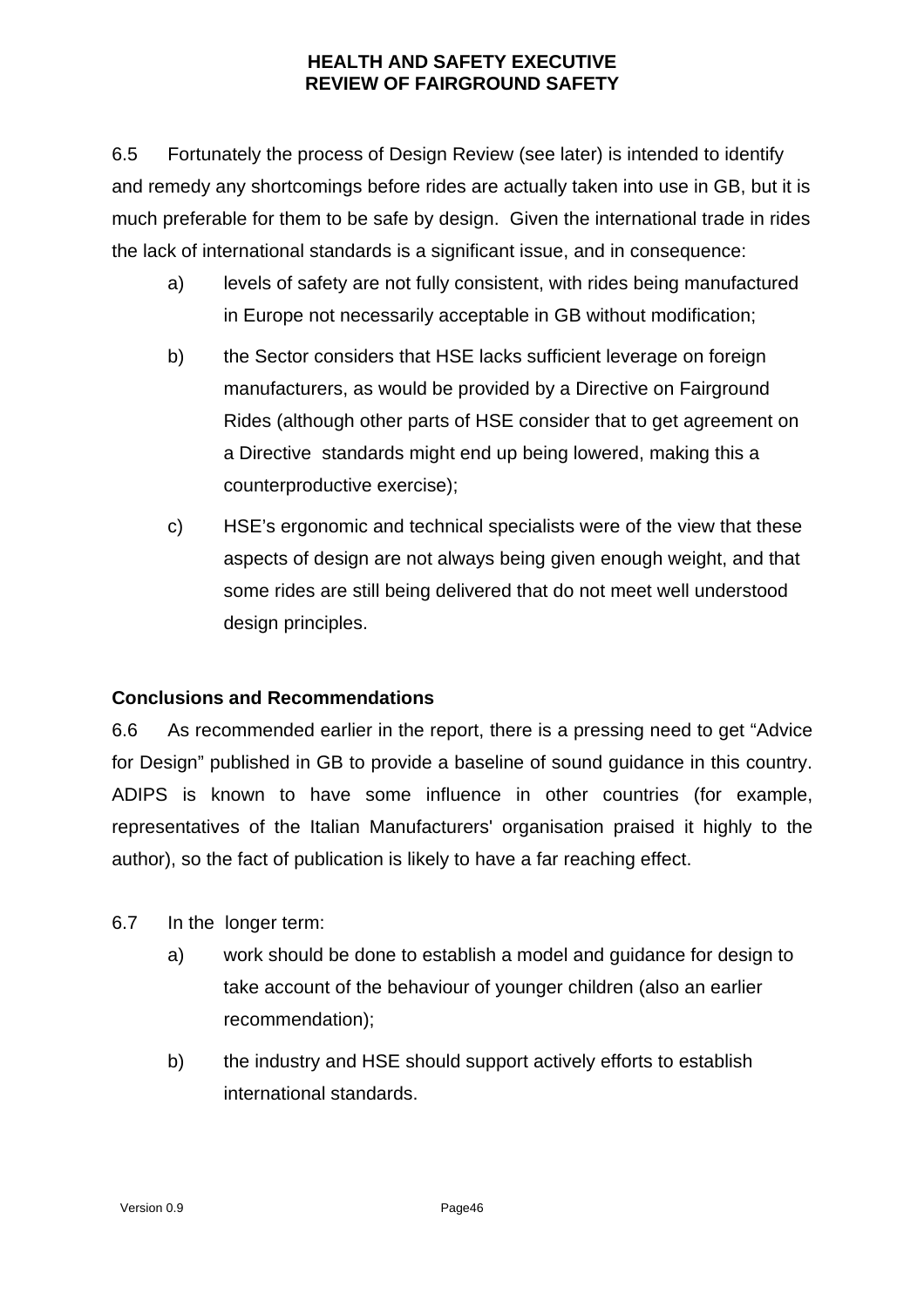6.5 Fortunately the process of Design Review (see later) is intended to identify and remedy any shortcomings before rides are actually taken into use in GB, but it is much preferable for them to be safe by design. Given the international trade in rides the lack of international standards is a significant issue, and in consequence:

a) levels of safety are not fully consistent, with rides being manufactured in Europe not necessarily acceptable in GB without modification;

b) the Sector considers that HSE lacks sufficient leverage on foreign manufacturers, as would be provided by a Directive on Fairground Rides (although other parts of HSE consider that to get agreement on a Directive standards might end up being lowered, making this a counterproductive exercise);

c) HSE's ergonomic and technical specialists were of the view that these aspects of design are not always being given enough weight, and that some rides are still being delivered that do not meet well understood design principles.

### Conclusions and Recommendations

6.6 As recommended earlier in the report, there is a pressing need to get "Advice for Design" published in GB to provide a baseline of sound guidance in this country. ADIPS is known to have some influence in other countries (for example, representatives of the Italian Manufacturers' organisation praised it highly to the author), so the fact of publication is likely to have a far reaching effect.

6.7 In the longer term:

a) work should be done to establish a model and guidance for design to take account of the behaviour of younger children (also an earlier recommendation);

b) the industry and HSE should support actively efforts to establish international standards.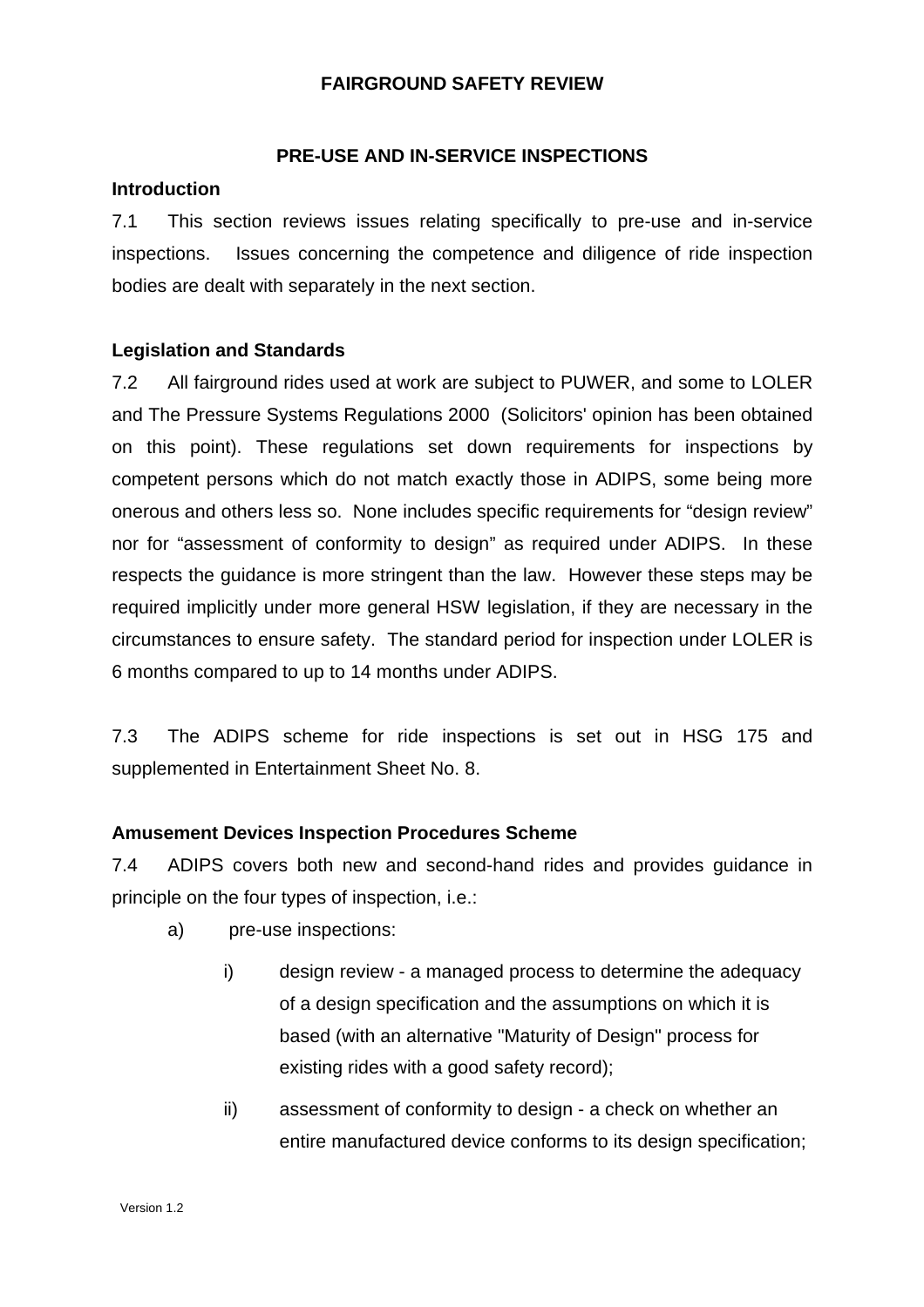**FAIRGROUND SAFETY REVIEW**

## PRE-USE AND IN-SERVICE INSPECTIONS

### Introduction

7.1 This section reviews issues relating specifically to pre-use and in-service inspections. Issues concerning the competence and diligence of ride inspection bodies are dealt with separately in the next section.

### Legislation and Standards

7.2 All fairground rides used at work are subject to PUWER, and some to LOLER and The Pressure Systems Regulations 2000 (Solicitors' opinion has been obtained on this point). These regulations set down requirements for inspections by competent persons which do not match exactly those in ADIPS, some being more onerous and others less so. None includes specific requirements for "design review" nor for "assessment of conformity to design" as required under ADIPS. In these respects the guidance is more stringent than the law. However these steps may be required implicitly under more general HSW legislation, if they are necessary in the circumstances to ensure safety. The standard period for inspection under LOLER is 6 months compared to up to 14 months under ADIPS.

7.3 The ADIPS scheme for ride inspections is set out in HSG 175 and supplemented in Entertainment Sheet No. 8.

### Amusement Devices Inspection Procedures Scheme

7.4 ADIPS covers both new and second-hand rides and provides guidance in principle on the four types of inspection, i.e.:

a) pre-use inspections:

   i) design review - a managed process to determine the adequacy of a design specification and the assumptions on which it is based (with an alternative "Maturity of Design" process for existing rides with a good safety record);

   ii) assessment of conformity to design - a check on whether an entire manufactured device conforms to its design specification;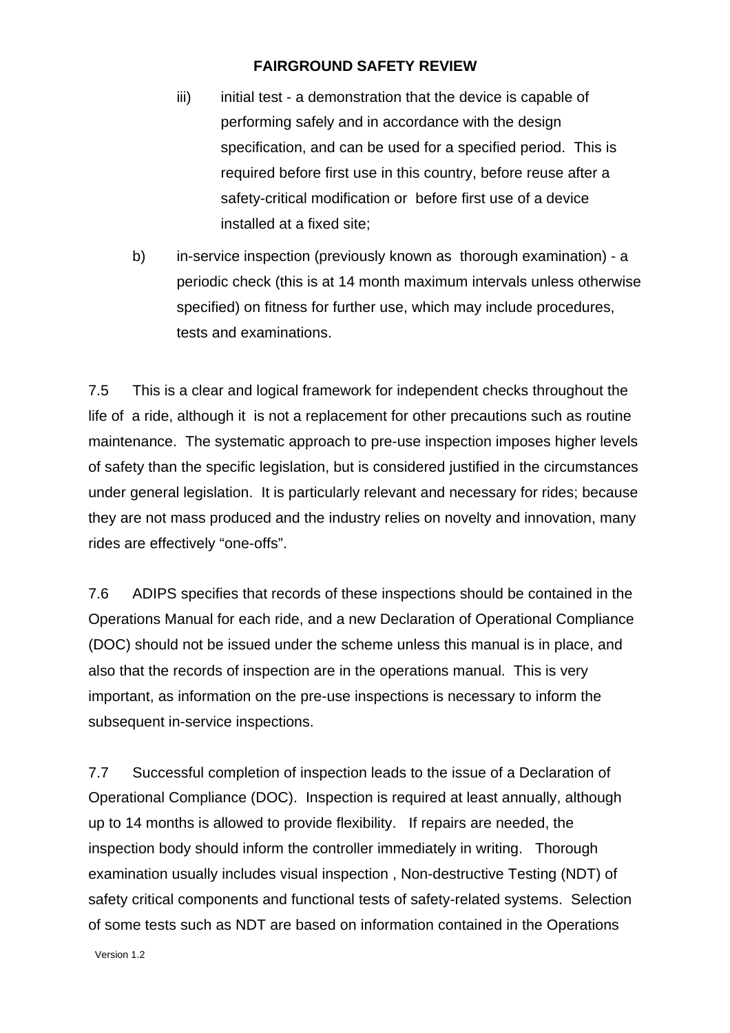iii) initial test - a demonstration that the device is capable of performing safely and in accordance with the design specification, and can be used for a specified period. This is required before first use in this country, before reuse after a safety-critical modification or before first use of a device installed at a fixed site;

b) in-service inspection (previously known as thorough examination) - a periodic check (this is at 14 month maximum intervals unless otherwise specified) on fitness for further use, which may include procedures, tests and examinations.

7.5 This is a clear and logical framework for independent checks throughout the life of a ride, although it is not a replacement for other precautions such as routine maintenance. The systematic approach to pre-use inspection imposes higher levels of safety than the specific legislation, but is considered justified in the circumstances under general legislation. It is particularly relevant and necessary for rides; because they are not mass produced and the industry relies on novelty and innovation, many rides are effectively "one-offs".

7.6 ADIPS specifies that records of these inspections should be contained in the Operations Manual for each ride, and a new Declaration of Operational Compliance (DOC) should not be issued under the scheme unless this manual is in place, and also that the records of inspection are in the operations manual. This is very important, as information on the pre-use inspections is necessary to inform the subsequent in-service inspections.

7.7 Successful completion of inspection leads to the issue of a Declaration of Operational Compliance (DOC). Inspection is required at least annually, although up to 14 months is allowed to provide flexibility. If repairs are needed, the inspection body should inform the controller immediately in writing. Thorough examination usually includes visual inspection , Non-destructive Testing (NDT) of safety critical components and functional tests of safety-related systems. Selection of some tests such as NDT are based on information contained in the Operations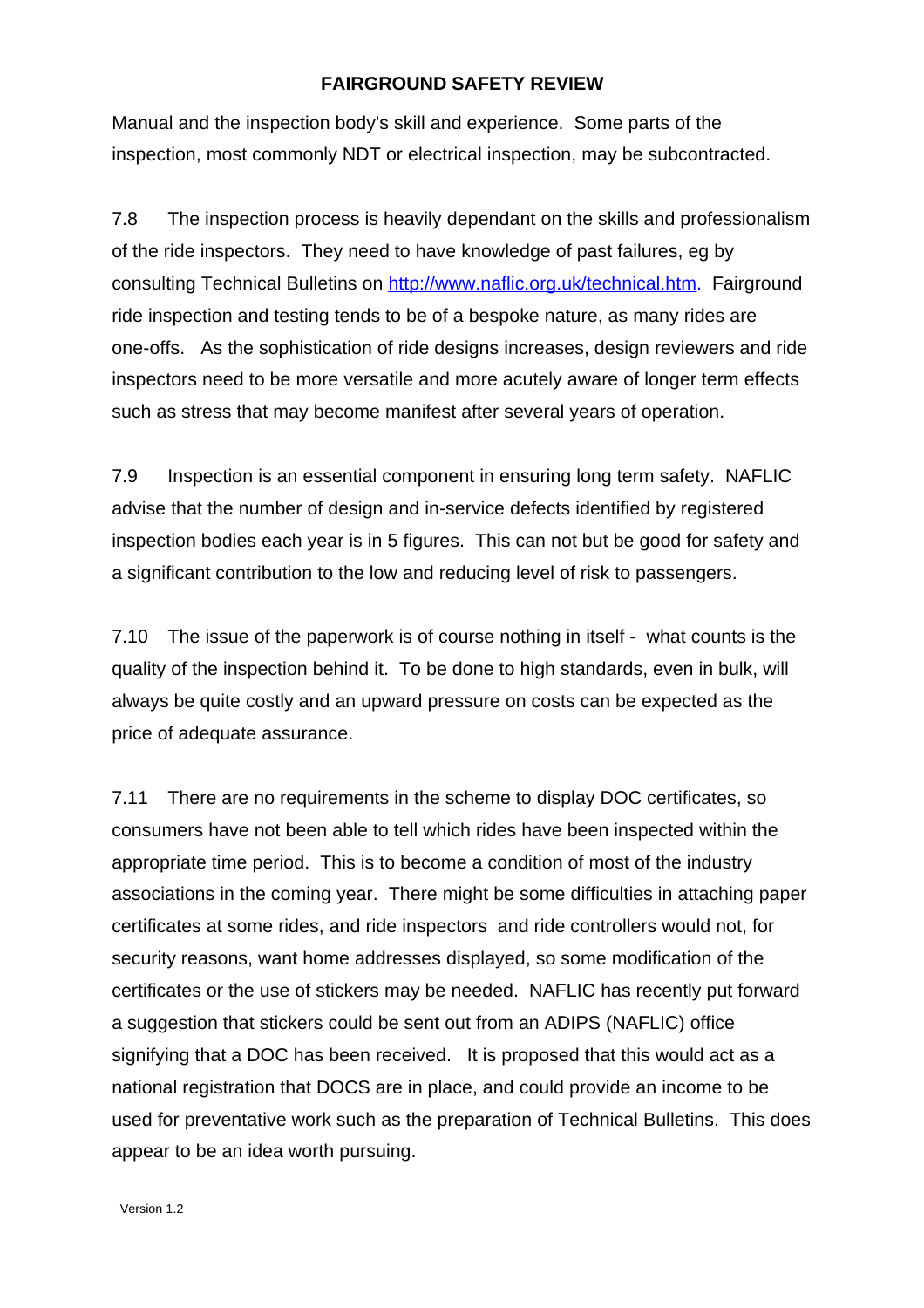Manual and the inspection body's skill and experience. Some parts of the inspection, most commonly NDT or electrical inspection, may be subcontracted.

7.8 The inspection process is heavily dependant on the skills and professionalism of the ride inspectors. They need to have knowledge of past failures, eg by consulting Technical Bulletins on http://www.naflic.org.uk/technical.htm. Fairground ride inspection and testing tends to be of a bespoke nature, as many rides are one-offs. As the sophistication of ride designs increases, design reviewers and ride inspectors need to be more versatile and more acutely aware of longer term effects such as stress that may become manifest after several years of operation.

7.9 Inspection is an essential component in ensuring long term safety. NAFLIC advise that the number of design and in-service defects identified by registered inspection bodies each year is in 5 figures. This can not but be good for safety and a significant contribution to the low and reducing level of risk to passengers.

7.10 The issue of the paperwork is of course nothing in itself - what counts is the quality of the inspection behind it. To be done to high standards, even in bulk, will always be quite costly and an upward pressure on costs can be expected as the price of adequate assurance.

7.11 There are no requirements in the scheme to display DOC certificates, so consumers have not been able to tell which rides have been inspected within the appropriate time period. This is to become a condition of most of the industry associations in the coming year. There might be some difficulties in attaching paper certificates at some rides, and ride inspectors and ride controllers would not, for security reasons, want home addresses displayed, so some modification of the certificates or the use of stickers may be needed. NAFLIC has recently put forward a suggestion that stickers could be sent out from an ADIPS (NAFLIC) office signifying that a DOC has been received. It is proposed that this would act as a national registration that DOCS are in place, and could provide an income to be used for preventative work such as the preparation of Technical Bulletins. This does appear to be an idea worth pursuing.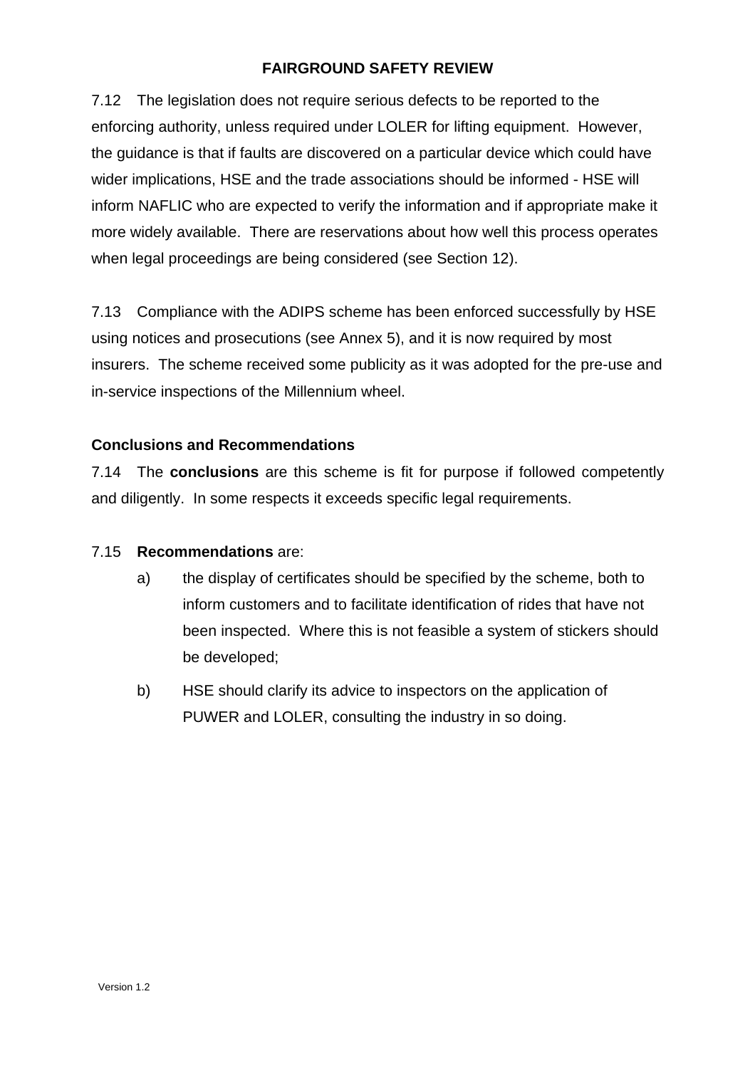7.12 The legislation does not require serious defects to be reported to the enforcing authority, unless required under LOLER for lifting equipment. However, the guidance is that if faults are discovered on a particular device which could have wider implications, HSE and the trade associations should be informed - HSE will inform NAFLIC who are expected to verify the information and if appropriate make it more widely available. There are reservations about how well this process operates when legal proceedings are being considered (see Section 12).

7.13 Compliance with the ADIPS scheme has been enforced successfully by HSE using notices and prosecutions (see Annex 5), and it is now required by most insurers. The scheme received some publicity as it was adopted for the pre-use and in-service inspections of the Millennium wheel.

### Conclusions and Recommendations

7.14 The **conclusions** are this scheme is fit for purpose if followed competently and diligently. In some respects it exceeds specific legal requirements.

7.15 **Recommendations** are:

a) the display of certificates should be specified by the scheme, both to inform customers and to facilitate identification of rides that have not been inspected. Where this is not feasible a system of stickers should be developed;

b) HSE should clarify its advice to inspectors on the application of PUWER and LOLER, consulting the industry in so doing.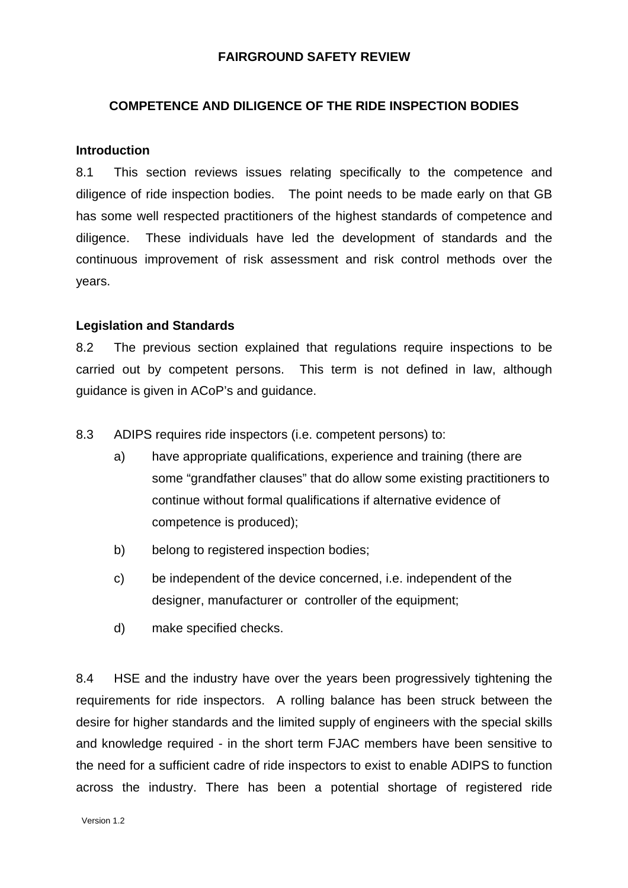## FAIRGROUND SAFETY REVIEW

## COMPETENCE AND DILIGENCE OF THE RIDE INSPECTION BODIES

### Introduction

8.1 This section reviews issues relating specifically to the competence and diligence of ride inspection bodies. The point needs to be made early on that GB has some well respected practitioners of the highest standards of competence and diligence. These individuals have led the development of standards and the continuous improvement of risk assessment and risk control methods over the years.

### Legislation and Standards

8.2 The previous section explained that regulations require inspections to be carried out by competent persons. This term is not defined in law, although guidance is given in ACoP's and guidance.

8.3 ADIPS requires ride inspectors (i.e. competent persons) to:

- a) have appropriate qualifications, experience and training (there are some "grandfather clauses" that do allow some existing practitioners to continue without formal qualifications if alternative evidence of competence is produced);
- b) belong to registered inspection bodies;
- c) be independent of the device concerned, i.e. independent of the designer, manufacturer or controller of the equipment;
- d) make specified checks.

8.4 HSE and the industry have over the years been progressively tightening the requirements for ride inspectors. A rolling balance has been struck between the desire for higher standards and the limited supply of engineers with the special skills and knowledge required - in the short term FJAC members have been sensitive to the need for a sufficient cadre of ride inspectors to exist to enable ADIPS to function across the industry. There has been a potential shortage of registered ride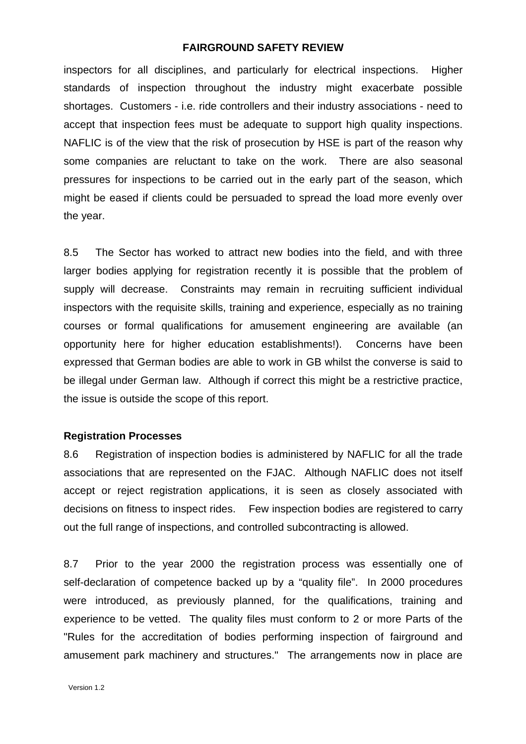inspectors for all disciplines, and particularly for electrical inspections. Higher standards of inspection throughout the industry might exacerbate possible shortages. Customers - i.e. ride controllers and their industry associations - need to accept that inspection fees must be adequate to support high quality inspections. NAFLIC is of the view that the risk of prosecution by HSE is part of the reason why some companies are reluctant to take on the work. There are also seasonal pressures for inspections to be carried out in the early part of the season, which might be eased if clients could be persuaded to spread the load more evenly over the year.

8.5 The Sector has worked to attract new bodies into the field, and with three larger bodies applying for registration recently it is possible that the problem of supply will decrease. Constraints may remain in recruiting sufficient individual inspectors with the requisite skills, training and experience, especially as no training courses or formal qualifications for amusement engineering are available (an opportunity here for higher education establishments!). Concerns have been expressed that German bodies are able to work in GB whilst the converse is said to be illegal under German law. Although if correct this might be a restrictive practice, the issue is outside the scope of this report.

**Registration Processes**

8.6 Registration of inspection bodies is administered by NAFLIC for all the trade associations that are represented on the FJAC. Although NAFLIC does not itself accept or reject registration applications, it is seen as closely associated with decisions on fitness to inspect rides. Few inspection bodies are registered to carry out the full range of inspections, and controlled subcontracting is allowed.

8.7 Prior to the year 2000 the registration process was essentially one of self-declaration of competence backed up by a "quality file". In 2000 procedures were introduced, as previously planned, for the qualifications, training and experience to be vetted. The quality files must conform to 2 or more Parts of the "Rules for the accreditation of bodies performing inspection of fairground and amusement park machinery and structures." The arrangements now in place are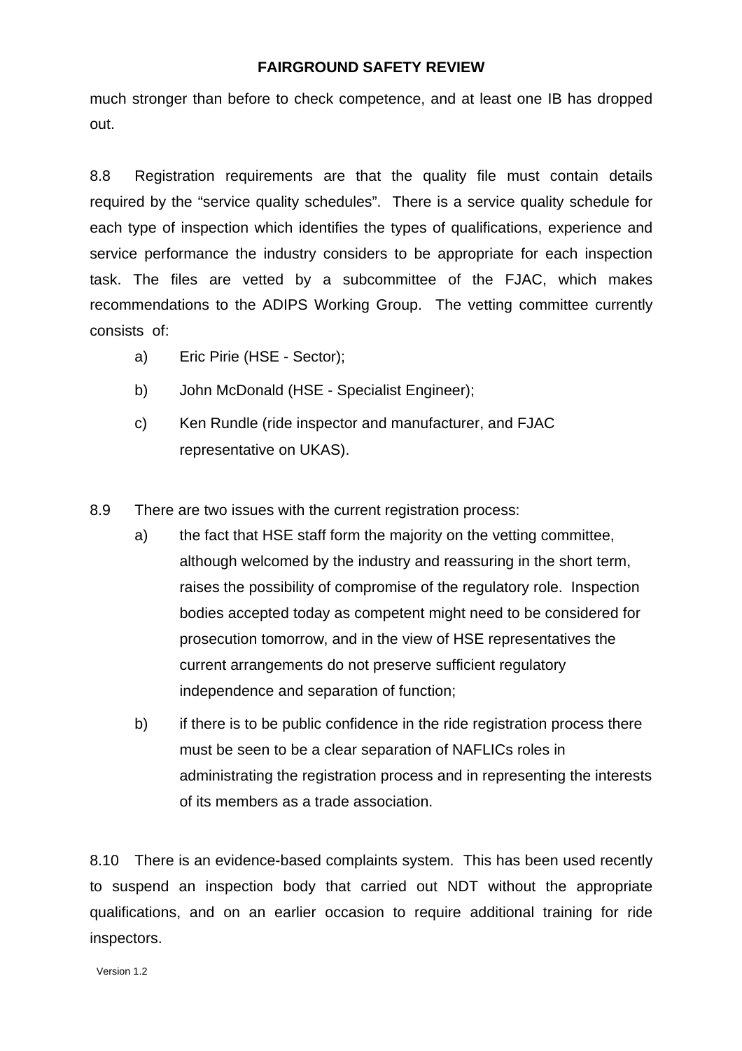much stronger than before to check competence, and at least one IB has dropped out.

8.8 Registration requirements are that the quality file must contain details required by the “service quality schedules”. There is a service quality schedule for each type of inspection which identifies the types of qualifications, experience and service performance the industry considers to be appropriate for each inspection task. The files are vetted by a subcommittee of the FJAC, which makes recommendations to the ADIPS Working Group. The vetting committee currently consists of:

a) Eric Pirie (HSE - Sector);

b) John McDonald (HSE - Specialist Engineer);

c) Ken Rundle (ride inspector and manufacturer, and FJAC representative on UKAS).

8.9 There are two issues with the current registration process:

a) the fact that HSE staff form the majority on the vetting committee, although welcomed by the industry and reassuring in the short term, raises the possibility of compromise of the regulatory role. Inspection bodies accepted today as competent might need to be considered for prosecution tomorrow, and in the view of HSE representatives the current arrangements do not preserve sufficient regulatory independence and separation of function;

b) if there is to be public confidence in the ride registration process there must be seen to be a clear separation of NAFLICs roles in administrating the registration process and in representing the interests of its members as a trade association.

8.10 There is an evidence-based complaints system. This has been used recently to suspend an inspection body that carried out NDT without the appropriate qualifications, and on an earlier occasion to require additional training for ride inspectors.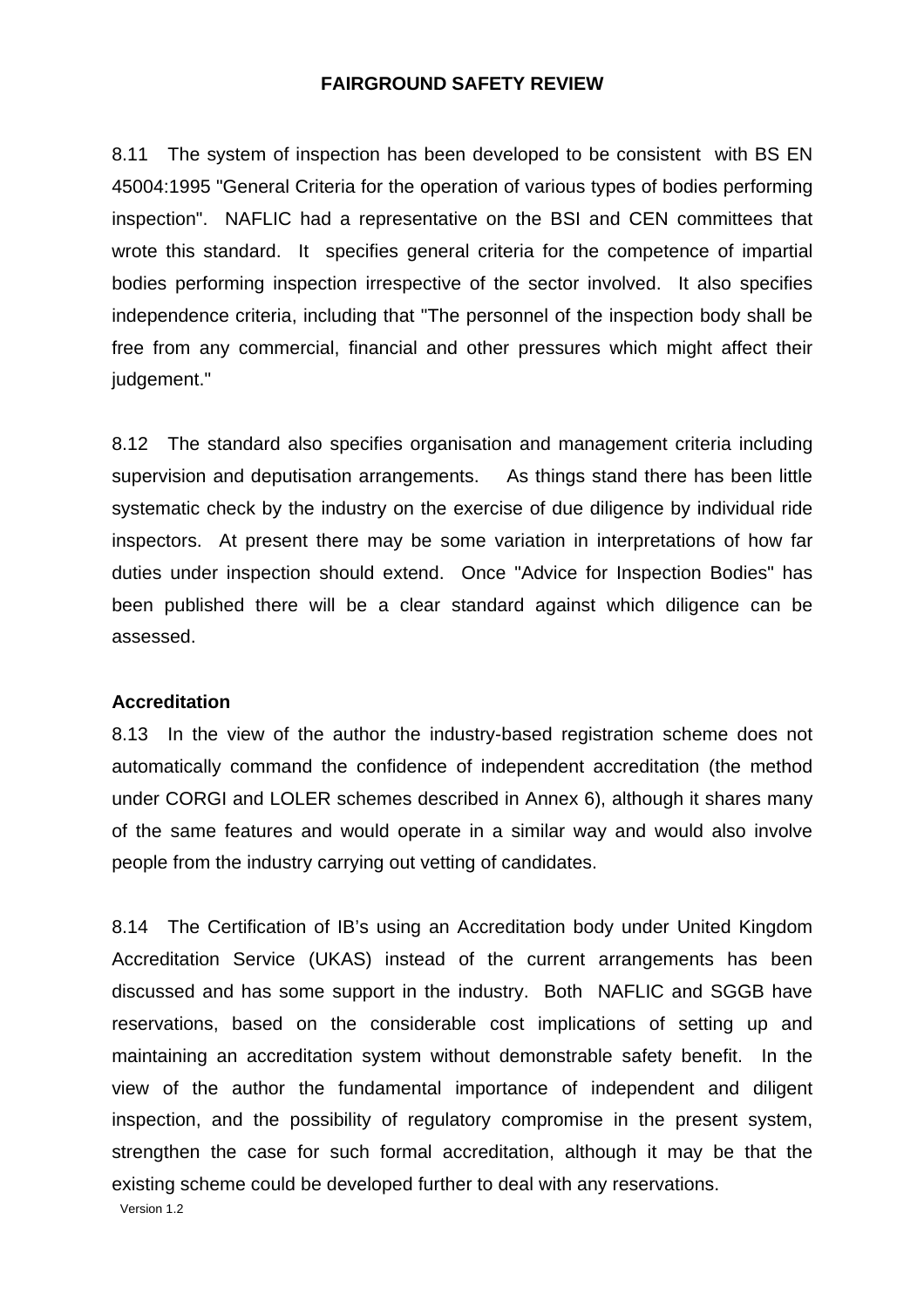8.11 The system of inspection has been developed to be consistent with BS EN 45004:1995 "General Criteria for the operation of various types of bodies performing inspection". NAFLIC had a representative on the BSI and CEN committees that wrote this standard. It specifies general criteria for the competence of impartial bodies performing inspection irrespective of the sector involved. It also specifies independence criteria, including that "The personnel of the inspection body shall be free from any commercial, financial and other pressures which might affect their judgement."

8.12 The standard also specifies organisation and management criteria including supervision and deputisation arrangements. As things stand there has been little systematic check by the industry on the exercise of due diligence by individual ride inspectors. At present there may be some variation in interpretations of how far duties under inspection should extend. Once "Advice for Inspection Bodies" has been published there will be a clear standard against which diligence can be assessed.

**Accreditation**

8.13 In the view of the author the industry-based registration scheme does not automatically command the confidence of independent accreditation (the method under CORGI and LOLER schemes described in Annex 6), although it shares many of the same features and would operate in a similar way and would also involve people from the industry carrying out vetting of candidates.

8.14 The Certification of IB's using an Accreditation body under United Kingdom Accreditation Service (UKAS) instead of the current arrangements has been discussed and has some support in the industry. Both NAFLIC and SGGB have reservations, based on the considerable cost implications of setting up and maintaining an accreditation system without demonstrable safety benefit. In the view of the author the fundamental importance of independent and diligent inspection, and the possibility of regulatory compromise in the present system, strengthen the case for such formal accreditation, although it may be that the existing scheme could be developed further to deal with any reservations.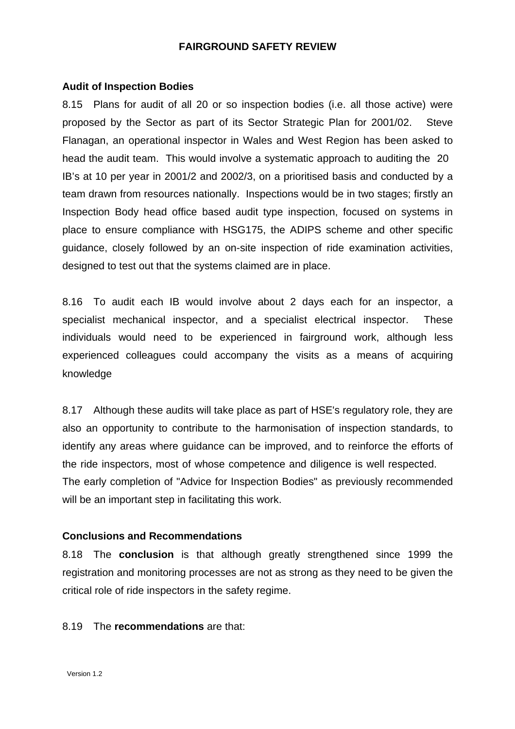**Audit of Inspection Bodies**

8.15 Plans for audit of all 20 or so inspection bodies (i.e. all those active) were proposed by the Sector as part of its Sector Strategic Plan for 2001/02. Steve Flanagan, an operational inspector in Wales and West Region has been asked to head the audit team. This would involve a systematic approach to auditing the 20 IB's at 10 per year in 2001/2 and 2002/3, on a prioritised basis and conducted by a team drawn from resources nationally. Inspections would be in two stages; firstly an Inspection Body head office based audit type inspection, focused on systems in place to ensure compliance with HSG175, the ADIPS scheme and other specific guidance, closely followed by an on-site inspection of ride examination activities, designed to test out that the systems claimed are in place.

8.16 To audit each IB would involve about 2 days each for an inspector, a specialist mechanical inspector, and a specialist electrical inspector. These individuals would need to be experienced in fairground work, although less experienced colleagues could accompany the visits as a means of acquiring knowledge

8.17 Although these audits will take place as part of HSE's regulatory role, they are also an opportunity to contribute to the harmonisation of inspection standards, to identify any areas where guidance can be improved, and to reinforce the efforts of the ride inspectors, most of whose competence and diligence is well respected. The early completion of "Advice for Inspection Bodies" as previously recommended will be an important step in facilitating this work.

**Conclusions and Recommendations**

8.18 The **conclusion** is that although greatly strengthened since 1999 the registration and monitoring processes are not as strong as they need to be given the critical role of ride inspectors in the safety regime.

8.19 The **recommendations** are that: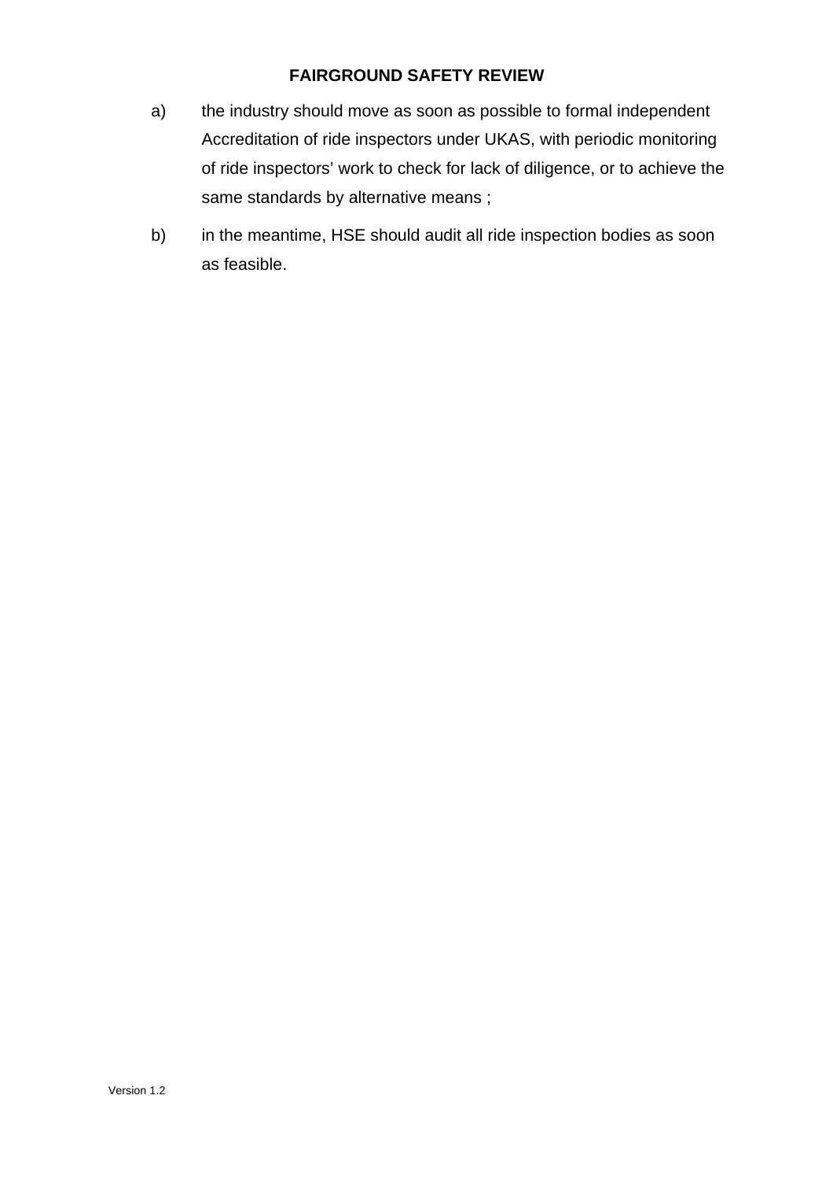a) the industry should move as soon as possible to formal independent Accreditation of ride inspectors under UKAS, with periodic monitoring of ride inspectors' work to check for lack of diligence, or to achieve the same standards by alternative means ;

b) in the meantime, HSE should audit all ride inspection bodies as soon as feasible.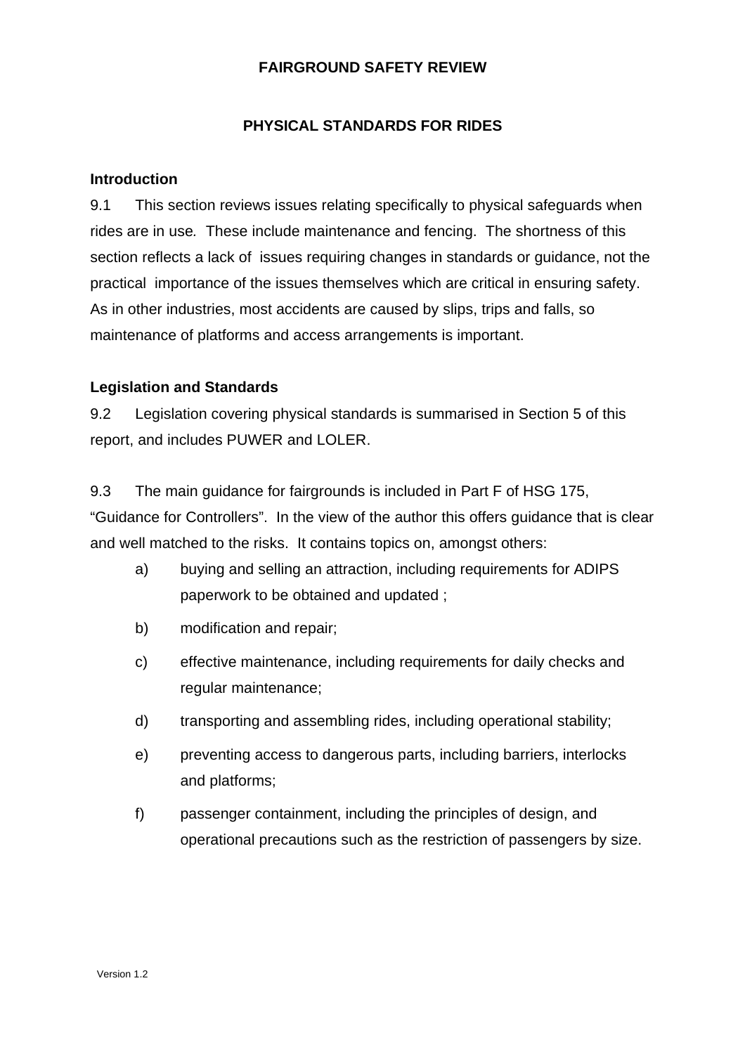**FAIRGROUND SAFETY REVIEW**

**PHYSICAL STANDARDS FOR RIDES**

**Introduction**

9.1 This section reviews issues relating specifically to physical safeguards when rides are in use. These include maintenance and fencing. The shortness of this section reflects a lack of issues requiring changes in standards or guidance, not the practical importance of the issues themselves which are critical in ensuring safety. As in other industries, most accidents are caused by slips, trips and falls, so maintenance of platforms and access arrangements is important.

**Legislation and Standards**

9.2 Legislation covering physical standards is summarised in Section 5 of this report, and includes PUWER and LOLER.

9.3 The main guidance for fairgrounds is included in Part F of HSG 175, "Guidance for Controllers". In the view of the author this offers guidance that is clear and well matched to the risks. It contains topics on, amongst others:

a) buying and selling an attraction, including requirements for ADIPS paperwork to be obtained and updated ;

b) modification and repair;

c) effective maintenance, including requirements for daily checks and regular maintenance;

d) transporting and assembling rides, including operational stability;

e) preventing access to dangerous parts, including barriers, interlocks and platforms;

f) passenger containment, including the principles of design, and operational precautions such as the restriction of passengers by size.

Version 1.2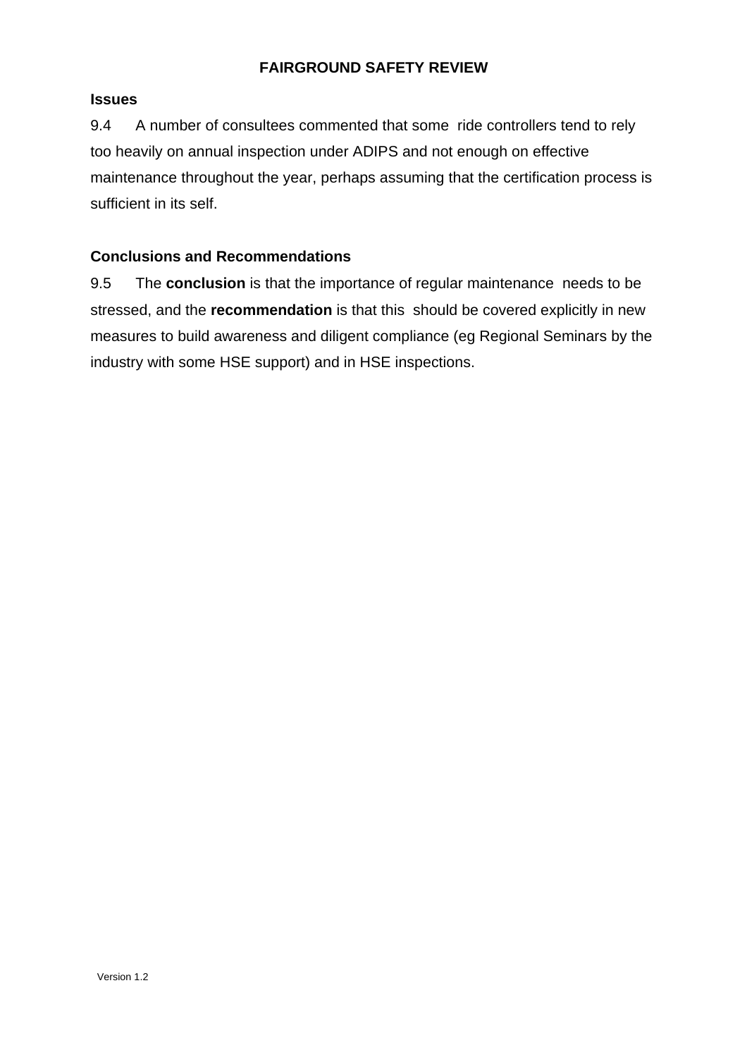**Issues**

9.4 A number of consultees commented that some ride controllers tend to rely too heavily on annual inspection under ADIPS and not enough on effective maintenance throughout the year, perhaps assuming that the certification process is sufficient in its self.

**Conclusions and Recommendations**

9.5 The **conclusion** is that the importance of regular maintenance needs to be stressed, and the **recommendation** is that this should be covered explicitly in new measures to build awareness and diligent compliance (eg Regional Seminars by the industry with some HSE support) and in HSE inspections.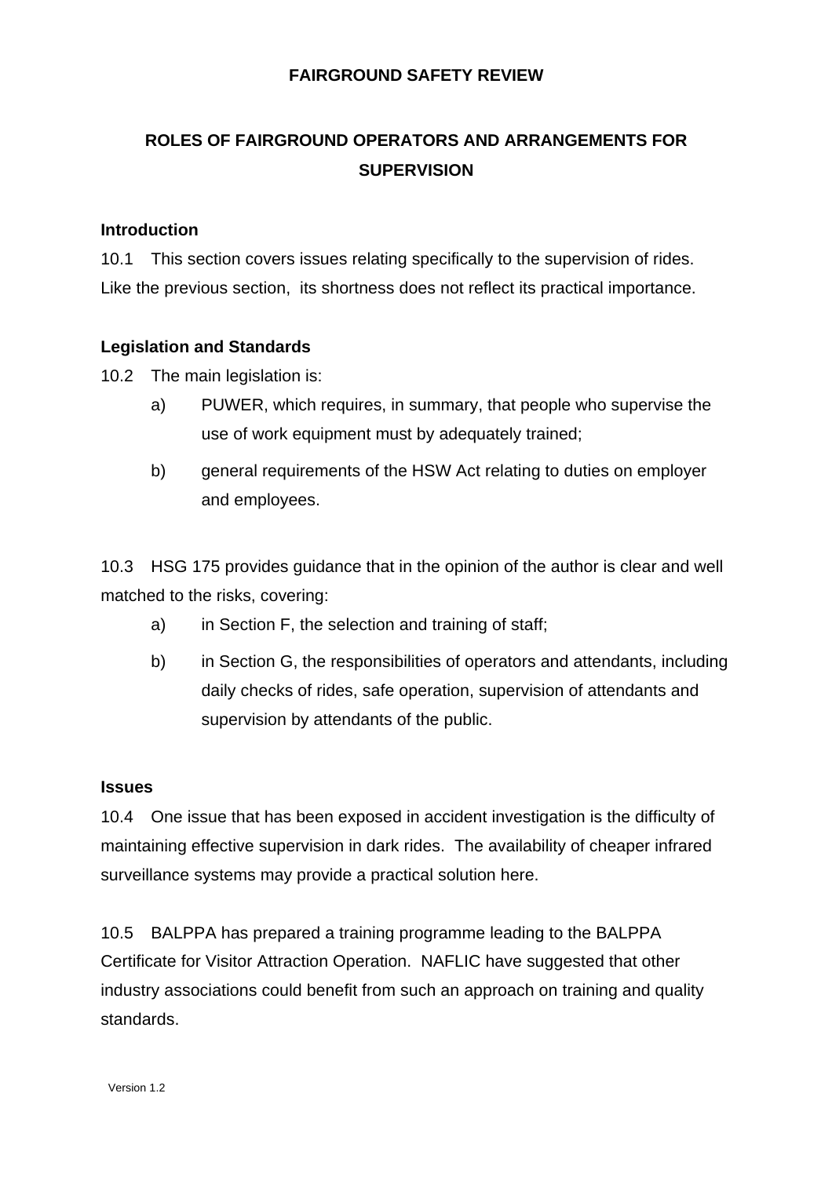**FAIRGROUND SAFETY REVIEW**

## ROLES OF FAIRGROUND OPERATORS AND ARRANGEMENTS FOR SUPERVISION

### Introduction

10.1 This section covers issues relating specifically to the supervision of rides. Like the previous section, its shortness does not reflect its practical importance.

### Legislation and Standards

10.2 The main legislation is:

a) PUWER, which requires, in summary, that people who supervise the use of work equipment must by adequately trained;

b) general requirements of the HSW Act relating to duties on employer and employees.

10.3 HSG 175 provides guidance that in the opinion of the author is clear and well matched to the risks, covering:

a) in Section F, the selection and training of staff;

b) in Section G, the responsibilities of operators and attendants, including daily checks of rides, safe operation, supervision of attendants and supervision by attendants of the public.

### Issues

10.4 One issue that has been exposed in accident investigation is the difficulty of maintaining effective supervision in dark rides. The availability of cheaper infrared surveillance systems may provide a practical solution here.

10.5 BALPPA has prepared a training programme leading to the BALPPA Certificate for Visitor Attraction Operation. NAFLIC have suggested that other industry associations could benefit from such an approach on training and quality standards.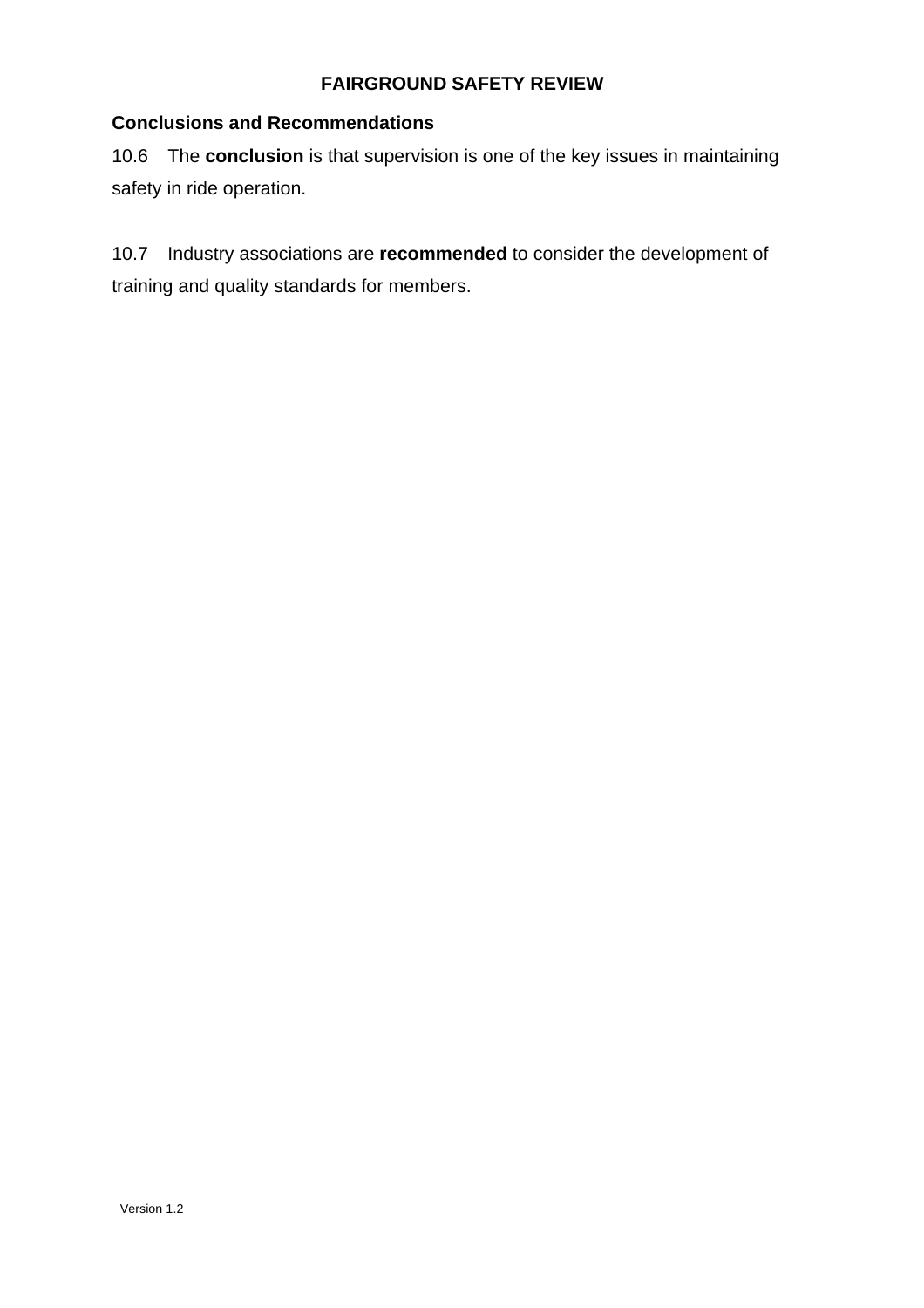## Conclusions and Recommendations

10.6 The **conclusion** is that supervision is one of the key issues in maintaining safety in ride operation.

10.7 Industry associations are **recommended** to consider the development of training and quality standards for members.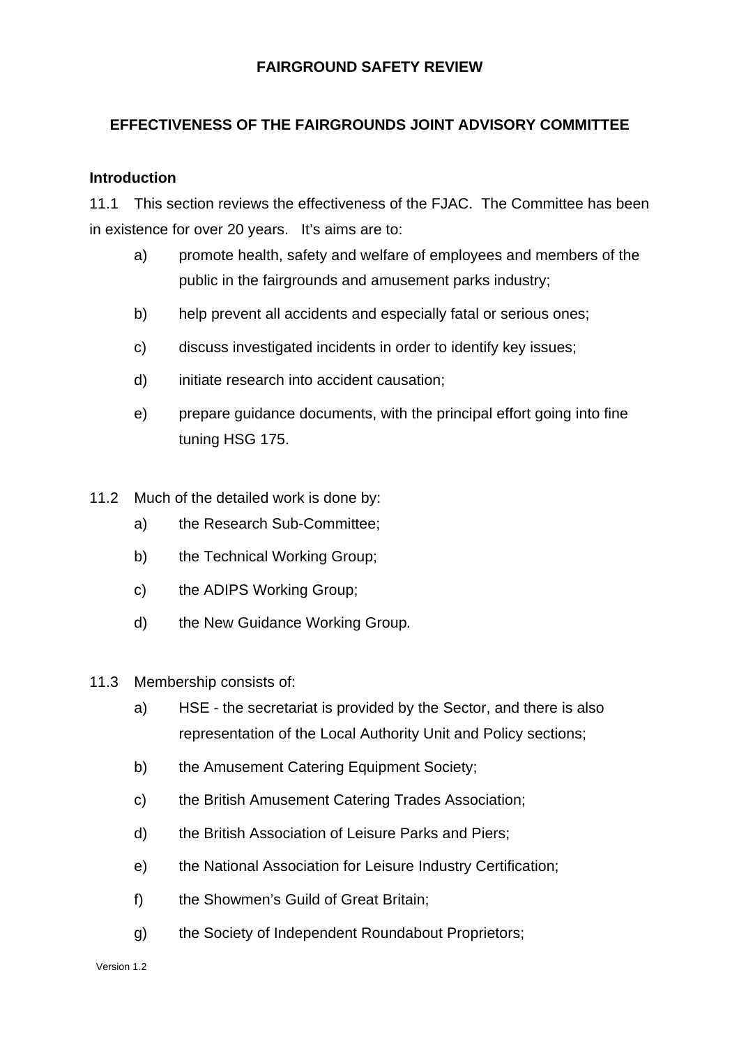## FAIRGROUND SAFETY REVIEW

## EFFECTIVENESS OF THE FAIRGROUNDS JOINT ADVISORY COMMITTEE

**Introduction**

11.1 This section reviews the effectiveness of the FJAC. The Committee has been in existence for over 20 years. It's aims are to:

a) promote health, safety and welfare of employees and members of the public in the fairgrounds and amusement parks industry;

b) help prevent all accidents and especially fatal or serious ones;

c) discuss investigated incidents in order to identify key issues;

d) initiate research into accident causation;

e) prepare guidance documents, with the principal effort going into fine tuning HSG 175.

11.2 Much of the detailed work is done by:

a) the Research Sub-Committee;

b) the Technical Working Group;

c) the ADIPS Working Group;

d) the New Guidance Working Group.

11.3 Membership consists of:

a) HSE - the secretariat is provided by the Sector, and there is also representation of the Local Authority Unit and Policy sections;

b) the Amusement Catering Equipment Society;

c) the British Amusement Catering Trades Association;

d) the British Association of Leisure Parks and Piers;

e) the National Association for Leisure Industry Certification;

f) the Showmen's Guild of Great Britain;

g) the Society of Independent Roundabout Proprietors;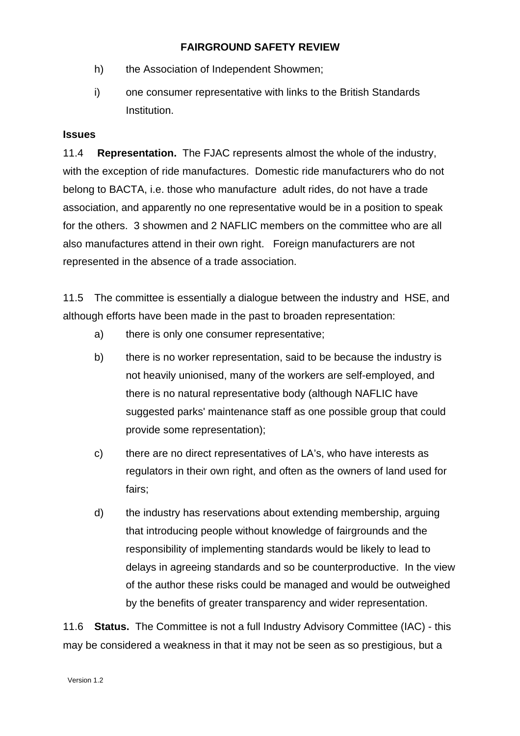h) the Association of Independent Showmen;

i) one consumer representative with links to the British Standards Institution.

**Issues**

11.4 **Representation.** The FJAC represents almost the whole of the industry, with the exception of ride manufactures. Domestic ride manufacturers who do not belong to BACTA, i.e. those who manufacture adult rides, do not have a trade association, and apparently no one representative would be in a position to speak for the others. 3 showmen and 2 NAFLIC members on the committee who are all also manufactures attend in their own right. Foreign manufacturers are not represented in the absence of a trade association.

11.5 The committee is essentially a dialogue between the industry and HSE, and although efforts have been made in the past to broaden representation:

a) there is only one consumer representative;

b) there is no worker representation, said to be because the industry is not heavily unionised, many of the workers are self-employed, and there is no natural representative body (although NAFLIC have suggested parks' maintenance staff as one possible group that could provide some representation);

c) there are no direct representatives of LA's, who have interests as regulators in their own right, and often as the owners of land used for fairs;

d) the industry has reservations about extending membership, arguing that introducing people without knowledge of fairgrounds and the responsibility of implementing standards would be likely to lead to delays in agreeing standards and so be counterproductive. In the view of the author these risks could be managed and would be outweighed by the benefits of greater transparency and wider representation.

11.6 **Status.** The Committee is not a full Industry Advisory Committee (IAC) - this may be considered a weakness in that it may not be seen as so prestigious, but a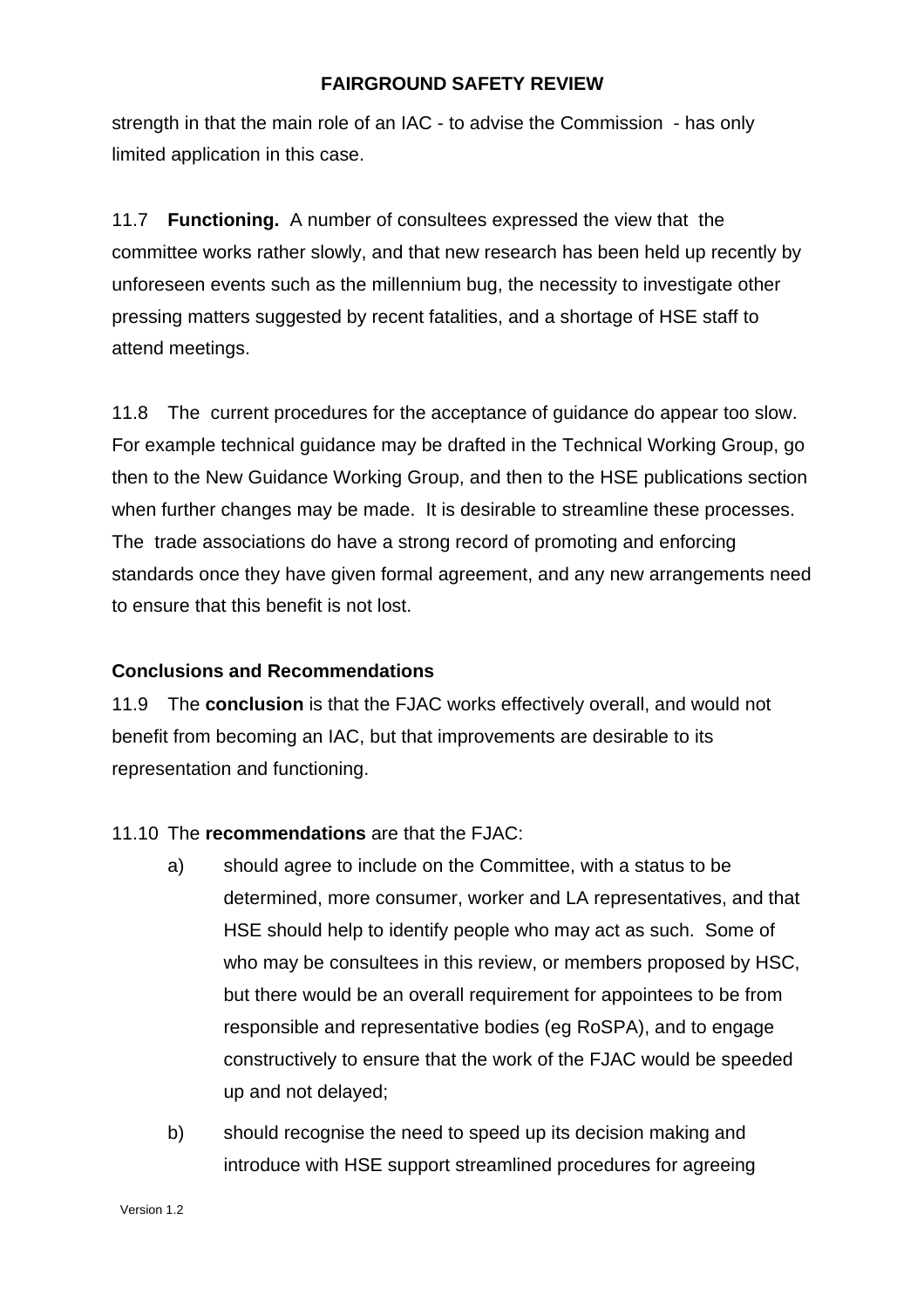strength in that the main role of an IAC - to advise the Commission - has only limited application in this case.

11.7 **Functioning.** A number of consultees expressed the view that the committee works rather slowly, and that new research has been held up recently by unforeseen events such as the millennium bug, the necessity to investigate other pressing matters suggested by recent fatalities, and a shortage of HSE staff to attend meetings.

11.8 The current procedures for the acceptance of guidance do appear too slow. For example technical guidance may be drafted in the Technical Working Group, go then to the New Guidance Working Group, and then to the HSE publications section when further changes may be made. It is desirable to streamline these processes. The trade associations do have a strong record of promoting and enforcing standards once they have given formal agreement, and any new arrangements need to ensure that this benefit is not lost.

### Conclusions and Recommendations

11.9 The **conclusion** is that the FJAC works effectively overall, and would not benefit from becoming an IAC, but that improvements are desirable to its representation and functioning.

11.10 The **recommendations** are that the FJAC:

a) should agree to include on the Committee, with a status to be determined, more consumer, worker and LA representatives, and that HSE should help to identify people who may act as such. Some of who may be consultees in this review, or members proposed by HSC, but there would be an overall requirement for appointees to be from responsible and representative bodies (eg RoSPA), and to engage constructively to ensure that the work of the FJAC would be speeded up and not delayed;

b) should recognise the need to speed up its decision making and introduce with HSE support streamlined procedures for agreeing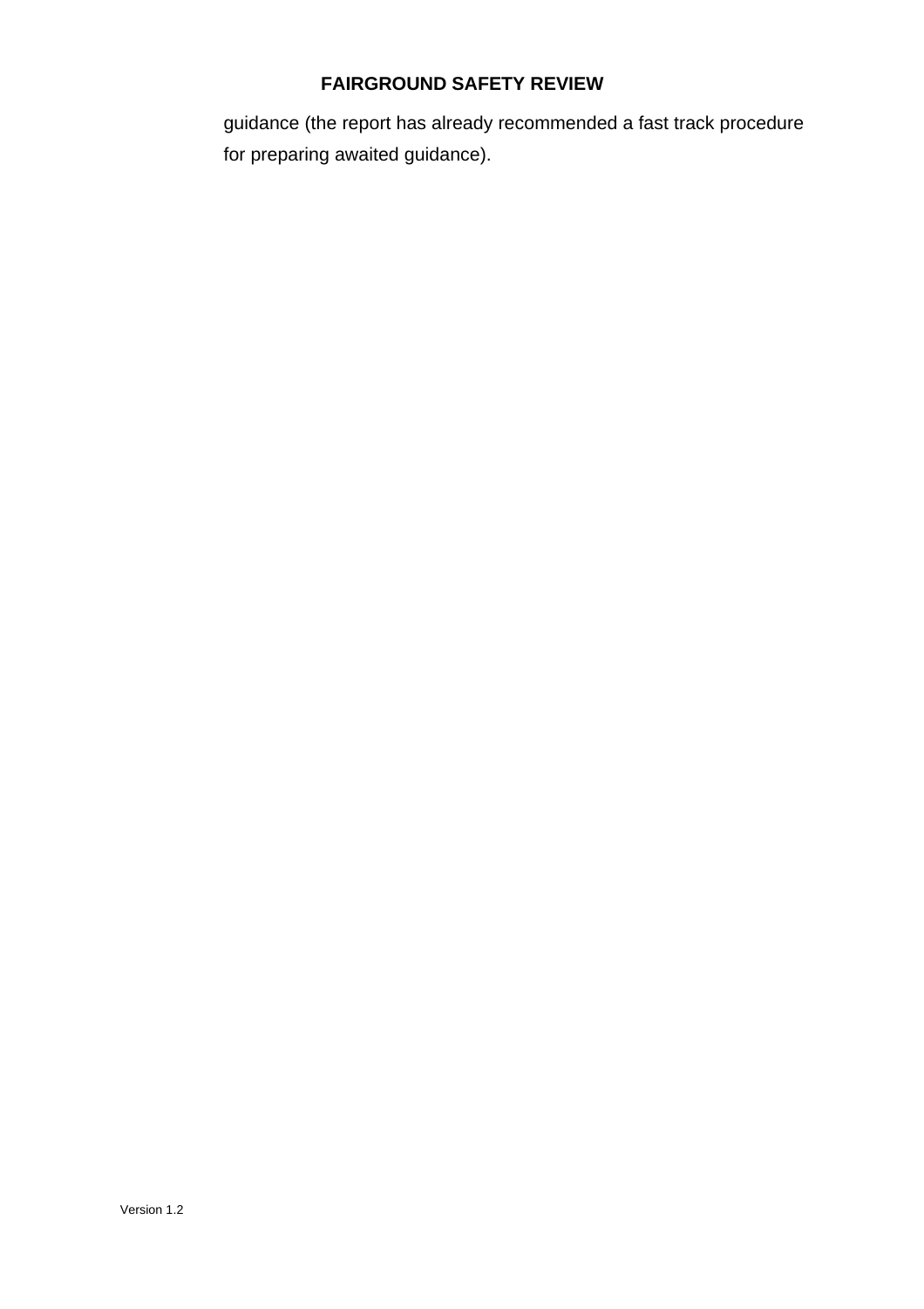guidance (the report has already recommended a fast track procedure for preparing awaited guidance).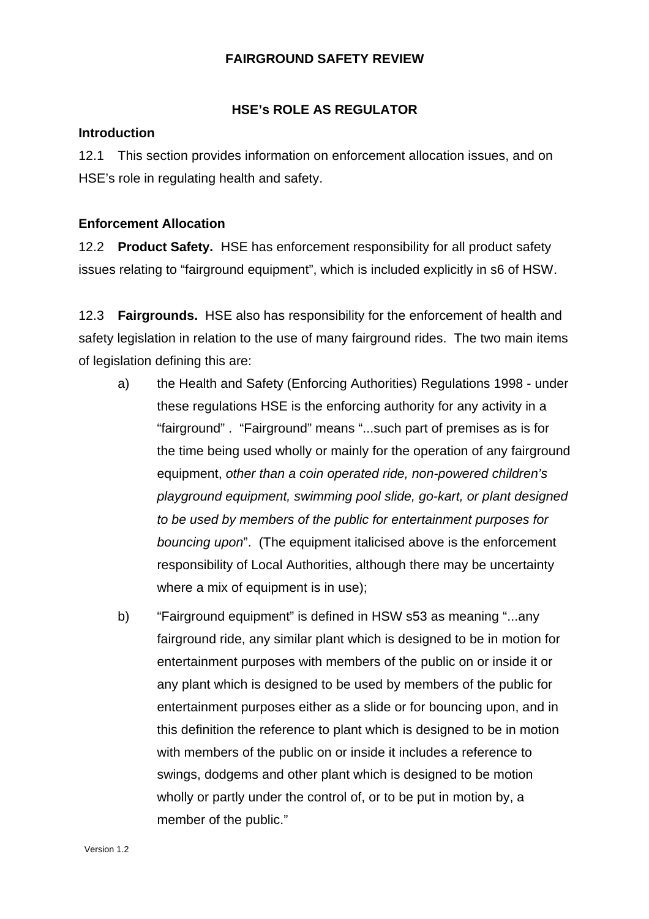# FAIRGROUND SAFETY REVIEW

## HSE's ROLE AS REGULATOR

### Introduction

12.1 This section provides information on enforcement allocation issues, and on HSE's role in regulating health and safety.

### Enforcement Allocation

12.2 **Product Safety.** HSE has enforcement responsibility for all product safety issues relating to "fairground equipment", which is included explicitly in s6 of HSW.

12.3 **Fairgrounds.** HSE also has responsibility for the enforcement of health and safety legislation in relation to the use of many fairground rides. The two main items of legislation defining this are:

a) the Health and Safety (Enforcing Authorities) Regulations 1998 - under these regulations HSE is the enforcing authority for any activity in a "fairground" . "Fairground" means "...such part of premises as is for the time being used wholly or mainly for the operation of any fairground equipment, *other than a coin operated ride, non-powered children's playground equipment, swimming pool slide, go-kart, or plant designed to be used by members of the public for entertainment purposes for bouncing upon*". (The equipment italicised above is the enforcement responsibility of Local Authorities, although there may be uncertainty where a mix of equipment is in use);

b) "Fairground equipment" is defined in HSW s53 as meaning "...any fairground ride, any similar plant which is designed to be in motion for entertainment purposes with members of the public on or inside it or any plant which is designed to be used by members of the public for entertainment purposes either as a slide or for bouncing upon, and in this definition the reference to plant which is designed to be in motion with members of the public on or inside it includes a reference to swings, dodgems and other plant which is designed to be motion wholly or partly under the control of, or to be put in motion by, a member of the public."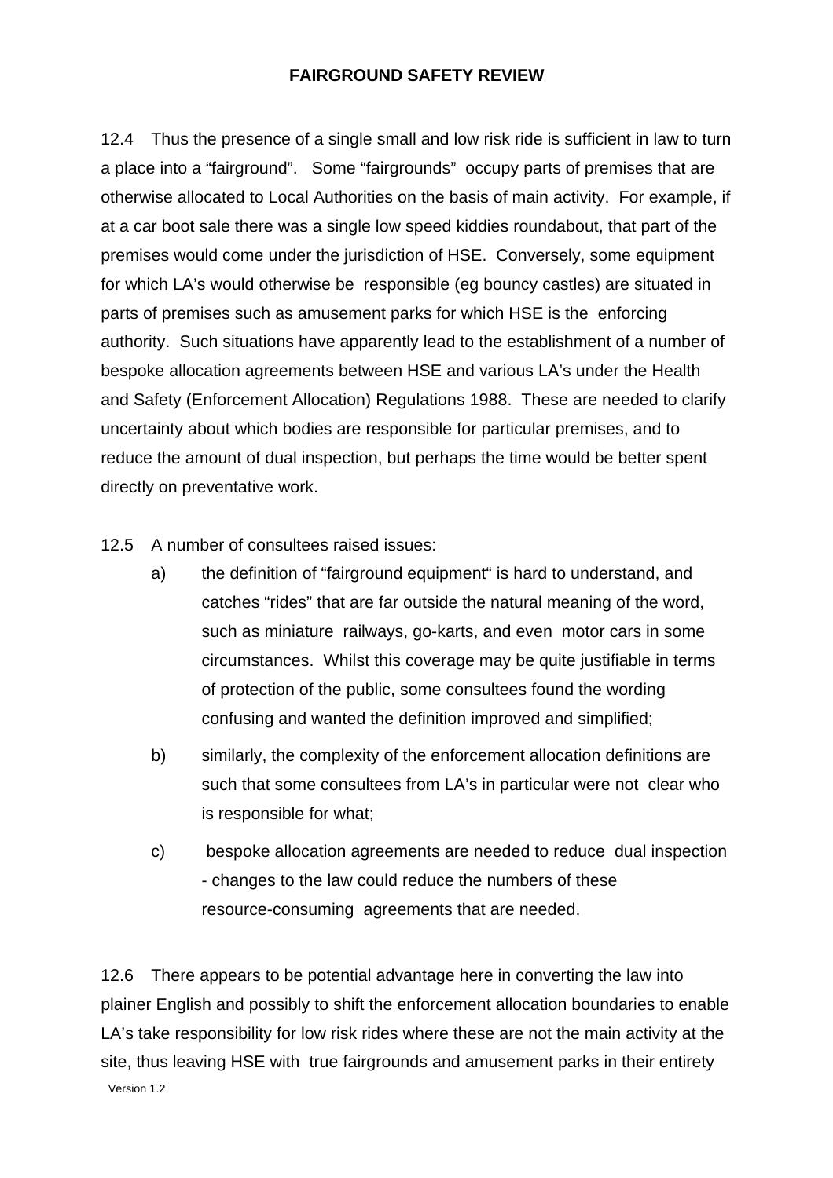12.4 Thus the presence of a single small and low risk ride is sufficient in law to turn a place into a "fairground". Some "fairgrounds" occupy parts of premises that are otherwise allocated to Local Authorities on the basis of main activity. For example, if at a car boot sale there was a single low speed kiddies roundabout, that part of the premises would come under the jurisdiction of HSE. Conversely, some equipment for which LA's would otherwise be responsible (eg bouncy castles) are situated in parts of premises such as amusement parks for which HSE is the enforcing authority. Such situations have apparently lead to the establishment of a number of bespoke allocation agreements between HSE and various LA's under the Health and Safety (Enforcement Allocation) Regulations 1988. These are needed to clarify uncertainty about which bodies are responsible for particular premises, and to reduce the amount of dual inspection, but perhaps the time would be better spent directly on preventative work.

12.5 A number of consultees raised issues:

a) the definition of "fairground equipment" is hard to understand, and catches "rides" that are far outside the natural meaning of the word, such as miniature railways, go-karts, and even motor cars in some circumstances. Whilst this coverage may be quite justifiable in terms of protection of the public, some consultees found the wording confusing and wanted the definition improved and simplified;

b) similarly, the complexity of the enforcement allocation definitions are such that some consultees from LA's in particular were not clear who is responsible for what;

c) bespoke allocation agreements are needed to reduce dual inspection - changes to the law could reduce the numbers of these resource-consuming agreements that are needed.

12.6 There appears to be potential advantage here in converting the law into plainer English and possibly to shift the enforcement allocation boundaries to enable LA's take responsibility for low risk rides where these are not the main activity at the site, thus leaving HSE with true fairgrounds and amusement parks in their entirety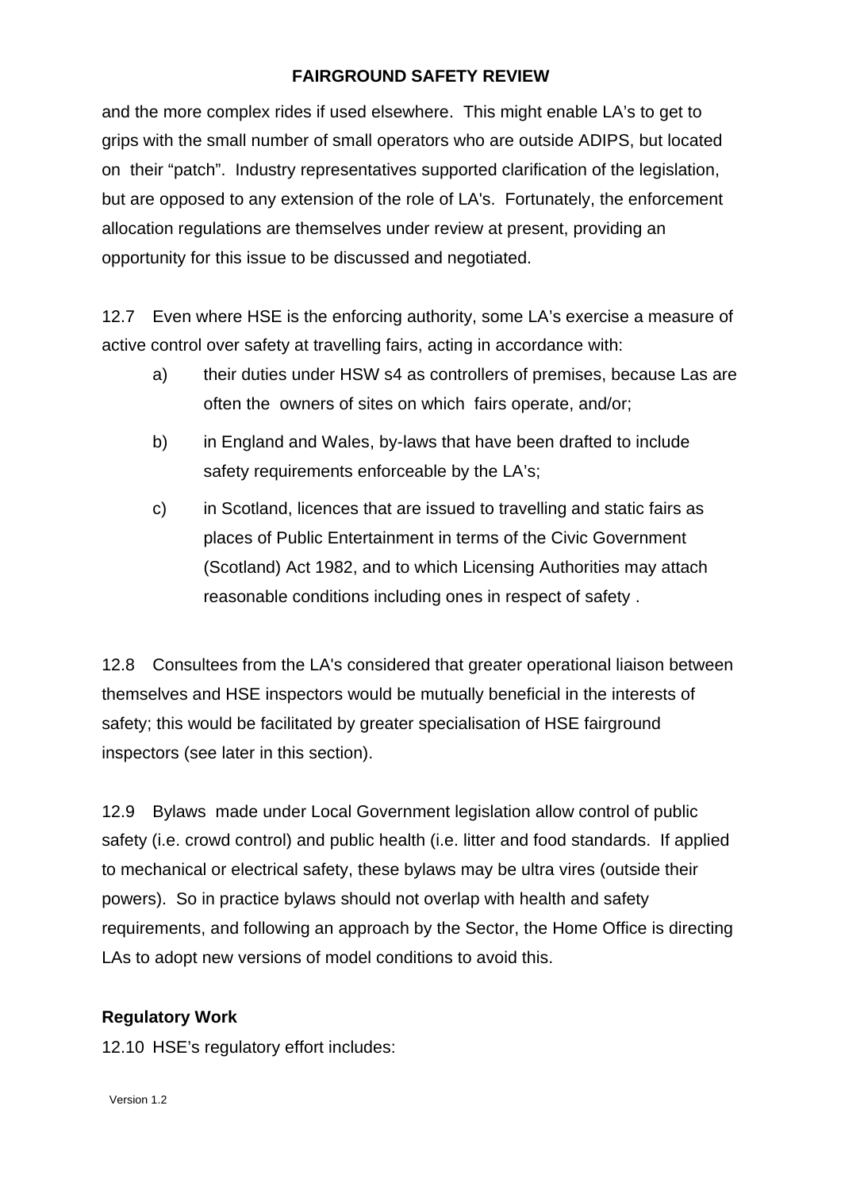and the more complex rides if used elsewhere. This might enable LA's to get to grips with the small number of small operators who are outside ADIPS, but located on their "patch". Industry representatives supported clarification of the legislation, but are opposed to any extension of the role of LA's. Fortunately, the enforcement allocation regulations are themselves under review at present, providing an opportunity for this issue to be discussed and negotiated.

12.7 Even where HSE is the enforcing authority, some LA's exercise a measure of active control over safety at travelling fairs, acting in accordance with:

a) their duties under HSW s4 as controllers of premises, because Las are often the owners of sites on which fairs operate, and/or;

b) in England and Wales, by-laws that have been drafted to include safety requirements enforceable by the LA's;

c) in Scotland, licences that are issued to travelling and static fairs as places of Public Entertainment in terms of the Civic Government (Scotland) Act 1982, and to which Licensing Authorities may attach reasonable conditions including ones in respect of safety .

12.8 Consultees from the LA's considered that greater operational liaison between themselves and HSE inspectors would be mutually beneficial in the interests of safety; this would be facilitated by greater specialisation of HSE fairground inspectors (see later in this section).

12.9 Bylaws made under Local Government legislation allow control of public safety (i.e. crowd control) and public health (i.e. litter and food standards. If applied to mechanical or electrical safety, these bylaws may be ultra vires (outside their powers). So in practice bylaws should not overlap with health and safety requirements, and following an approach by the Sector, the Home Office is directing LAs to adopt new versions of model conditions to avoid this.

**Regulatory Work**

12.10 HSE's regulatory effort includes: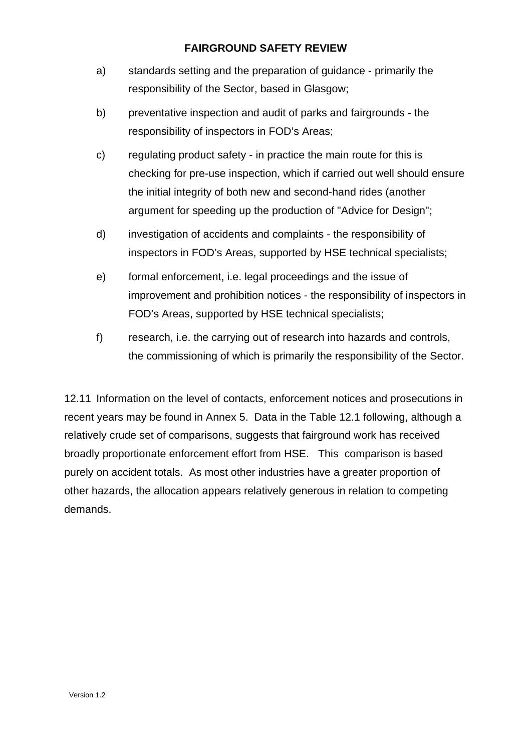a) standards setting and the preparation of guidance - primarily the responsibility of the Sector, based in Glasgow;

b) preventative inspection and audit of parks and fairgrounds - the responsibility of inspectors in FOD's Areas;

c) regulating product safety - in practice the main route for this is checking for pre-use inspection, which if carried out well should ensure the initial integrity of both new and second-hand rides (another argument for speeding up the production of "Advice for Design";

d) investigation of accidents and complaints - the responsibility of inspectors in FOD's Areas, supported by HSE technical specialists;

e) formal enforcement, i.e. legal proceedings and the issue of improvement and prohibition notices - the responsibility of inspectors in FOD's Areas, supported by HSE technical specialists;

f) research, i.e. the carrying out of research into hazards and controls, the commissioning of which is primarily the responsibility of the Sector.

12.11 Information on the level of contacts, enforcement notices and prosecutions in recent years may be found in Annex 5. Data in the Table 12.1 following, although a relatively crude set of comparisons, suggests that fairground work has received broadly proportionate enforcement effort from HSE. This comparison is based purely on accident totals. As most other industries have a greater proportion of other hazards, the allocation appears relatively generous in relation to competing demands.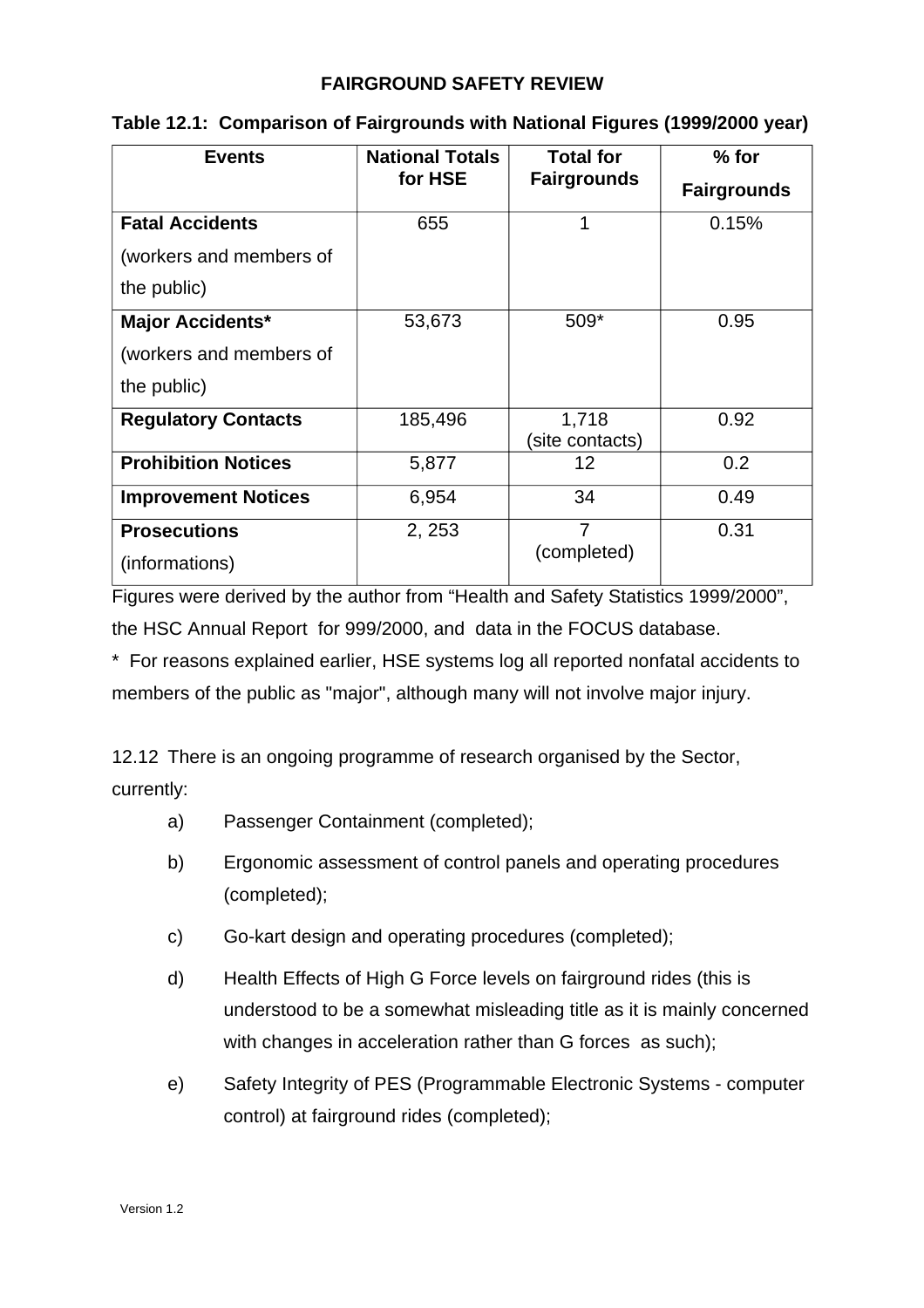**FAIRGROUND SAFETY REVIEW**

**Table 12.1: Comparison of Fairgrounds with National Figures (1999/2000 year)**

| Events | National Totals for HSE | Total for Fairgrounds | % for Fairgrounds |
|---|---|---|---|
| **Fatal Accidents** (workers and members of the public) | 655 | 1 | 0.15% |
| **Major Accidents*** (workers and members of the public) | 53,673 | 509* | 0.95 |
| **Regulatory Contacts** | 185,496 | 1,718 (site contacts) | 0.92 |
| **Prohibition Notices** | 5,877 | 12 | 0.2 |
| **Improvement Notices** | 6,954 | 34 | 0.49 |
| **Prosecutions** (informations) | 2, 253 | 7 (completed) | 0.31 |

Figures were derived by the author from “Health and Safety Statistics 1999/2000”, the HSC Annual Report for 999/2000, and data in the FOCUS database.

* For reasons explained earlier, HSE systems log all reported nonfatal accidents to members of the public as "major", although many will not involve major injury.

12.12 There is an ongoing programme of research organised by the Sector, currently:

a) Passenger Containment (completed);

b) Ergonomic assessment of control panels and operating procedures (completed);

c) Go-kart design and operating procedures (completed);

d) Health Effects of High G Force levels on fairground rides (this is understood to be a somewhat misleading title as it is mainly concerned with changes in acceleration rather than G forces as such);

e) Safety Integrity of PES (Programmable Electronic Systems - computer control) at fairground rides (completed);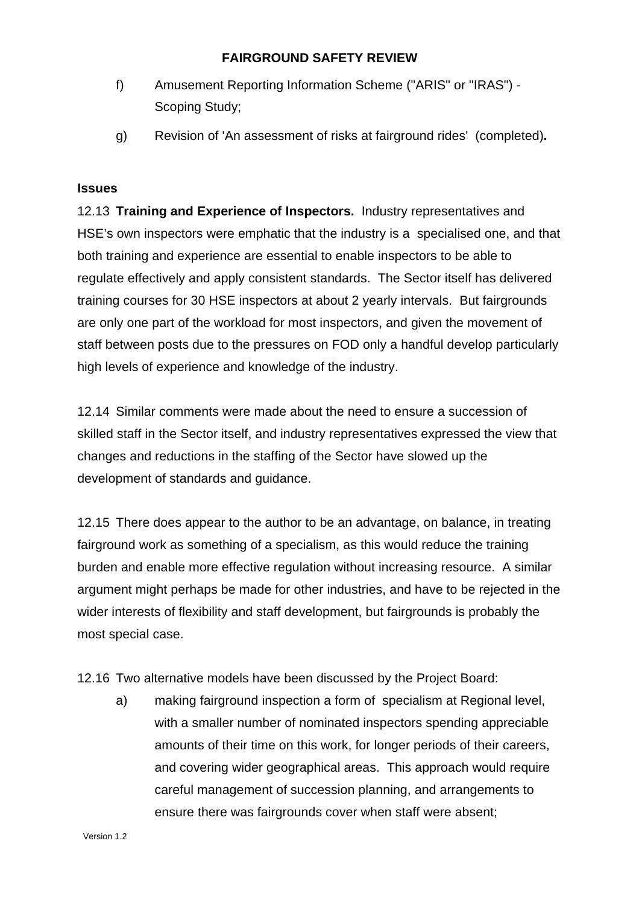f) Amusement Reporting Information Scheme ("ARIS" or "IRAS") - Scoping Study;

g) Revision of 'An assessment of risks at fairground rides' (completed)**.**

**Issues**

12.13 **Training and Experience of Inspectors.** Industry representatives and HSE's own inspectors were emphatic that the industry is a specialised one, and that both training and experience are essential to enable inspectors to be able to regulate effectively and apply consistent standards. The Sector itself has delivered training courses for 30 HSE inspectors at about 2 yearly intervals. But fairgrounds are only one part of the workload for most inspectors, and given the movement of staff between posts due to the pressures on FOD only a handful develop particularly high levels of experience and knowledge of the industry.

12.14 Similar comments were made about the need to ensure a succession of skilled staff in the Sector itself, and industry representatives expressed the view that changes and reductions in the staffing of the Sector have slowed up the development of standards and guidance.

12.15 There does appear to the author to be an advantage, on balance, in treating fairground work as something of a specialism, as this would reduce the training burden and enable more effective regulation without increasing resource. A similar argument might perhaps be made for other industries, and have to be rejected in the wider interests of flexibility and staff development, but fairgrounds is probably the most special case.

12.16 Two alternative models have been discussed by the Project Board:

a) making fairground inspection a form of specialism at Regional level, with a smaller number of nominated inspectors spending appreciable amounts of their time on this work, for longer periods of their careers, and covering wider geographical areas. This approach would require careful management of succession planning, and arrangements to ensure there was fairgrounds cover when staff were absent;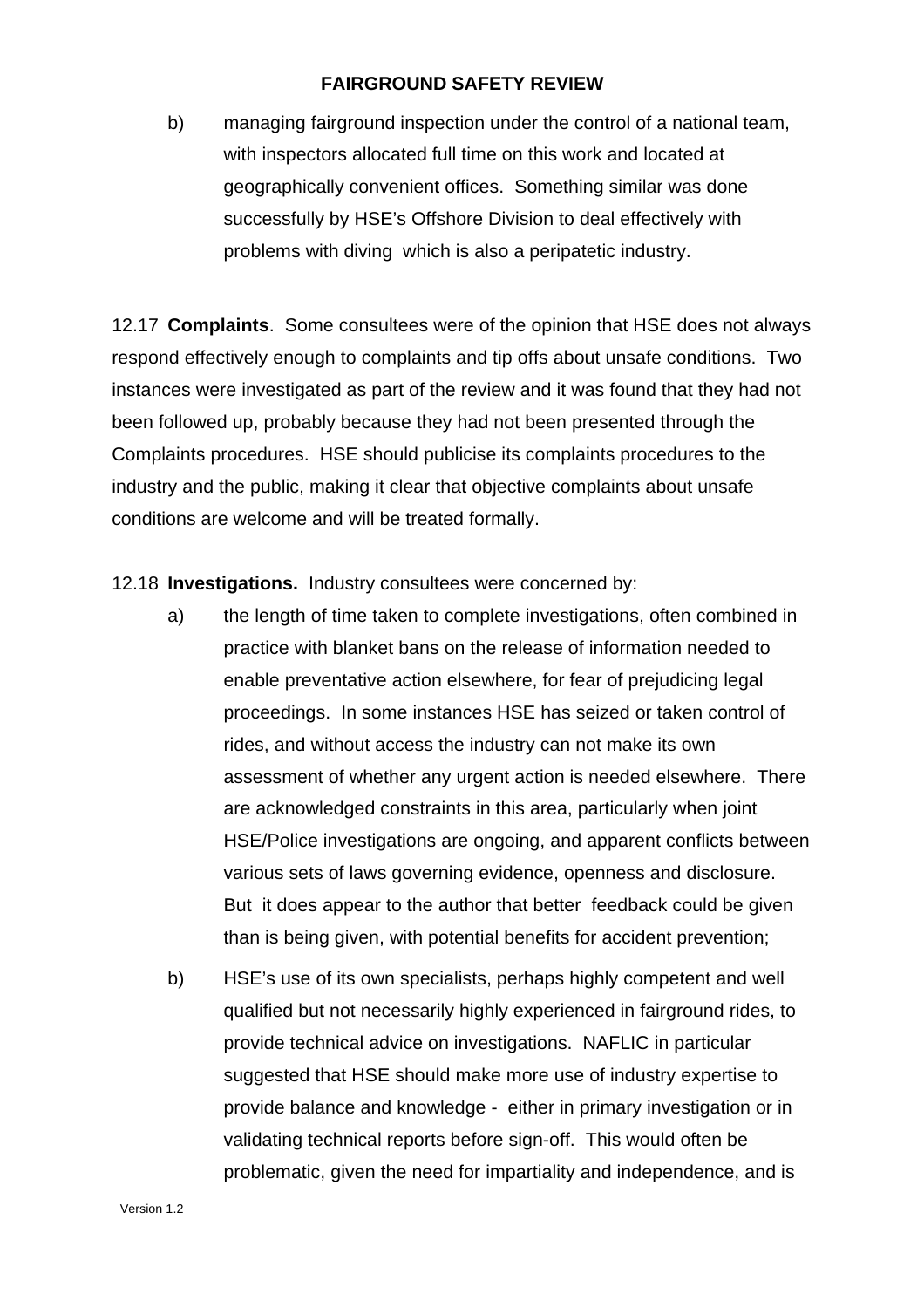b) managing fairground inspection under the control of a national team, with inspectors allocated full time on this work and located at geographically convenient offices. Something similar was done successfully by HSE's Offshore Division to deal effectively with problems with diving which is also a peripatetic industry.

12.17 **Complaints**. Some consultees were of the opinion that HSE does not always respond effectively enough to complaints and tip offs about unsafe conditions. Two instances were investigated as part of the review and it was found that they had not been followed up, probably because they had not been presented through the Complaints procedures. HSE should publicise its complaints procedures to the industry and the public, making it clear that objective complaints about unsafe conditions are welcome and will be treated formally.

12.18 **Investigations.** Industry consultees were concerned by:

a) the length of time taken to complete investigations, often combined in practice with blanket bans on the release of information needed to enable preventative action elsewhere, for fear of prejudicing legal proceedings. In some instances HSE has seized or taken control of rides, and without access the industry can not make its own assessment of whether any urgent action is needed elsewhere. There are acknowledged constraints in this area, particularly when joint HSE/Police investigations are ongoing, and apparent conflicts between various sets of laws governing evidence, openness and disclosure. But it does appear to the author that better feedback could be given than is being given, with potential benefits for accident prevention;

b) HSE's use of its own specialists, perhaps highly competent and well qualified but not necessarily highly experienced in fairground rides, to provide technical advice on investigations. NAFLIC in particular suggested that HSE should make more use of industry expertise to provide balance and knowledge - either in primary investigation or in validating technical reports before sign-off. This would often be problematic, given the need for impartiality and independence, and is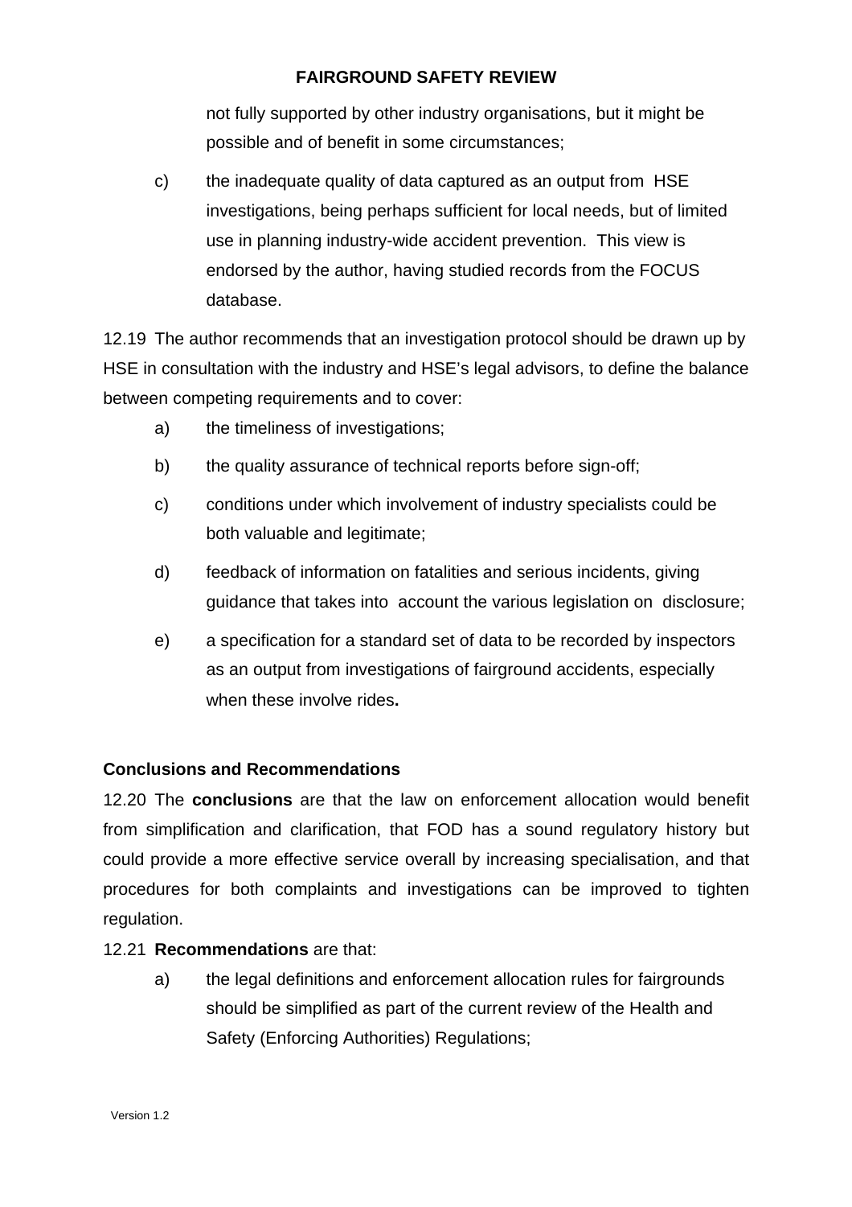not fully supported by other industry organisations, but it might be possible and of benefit in some circumstances;

c) the inadequate quality of data captured as an output from HSE investigations, being perhaps sufficient for local needs, but of limited use in planning industry-wide accident prevention. This view is endorsed by the author, having studied records from the FOCUS database.

12.19 The author recommends that an investigation protocol should be drawn up by HSE in consultation with the industry and HSE's legal advisors, to define the balance between competing requirements and to cover:

a) the timeliness of investigations;

b) the quality assurance of technical reports before sign-off;

c) conditions under which involvement of industry specialists could be both valuable and legitimate;

d) feedback of information on fatalities and serious incidents, giving guidance that takes into account the various legislation on disclosure;

e) a specification for a standard set of data to be recorded by inspectors as an output from investigations of fairground accidents, especially when these involve rides**.**

**Conclusions and Recommendations**

12.20 The **conclusions** are that the law on enforcement allocation would benefit from simplification and clarification, that FOD has a sound regulatory history but could provide a more effective service overall by increasing specialisation, and that procedures for both complaints and investigations can be improved to tighten regulation.

12.21 **Recommendations** are that:

a) the legal definitions and enforcement allocation rules for fairgrounds should be simplified as part of the current review of the Health and Safety (Enforcing Authorities) Regulations;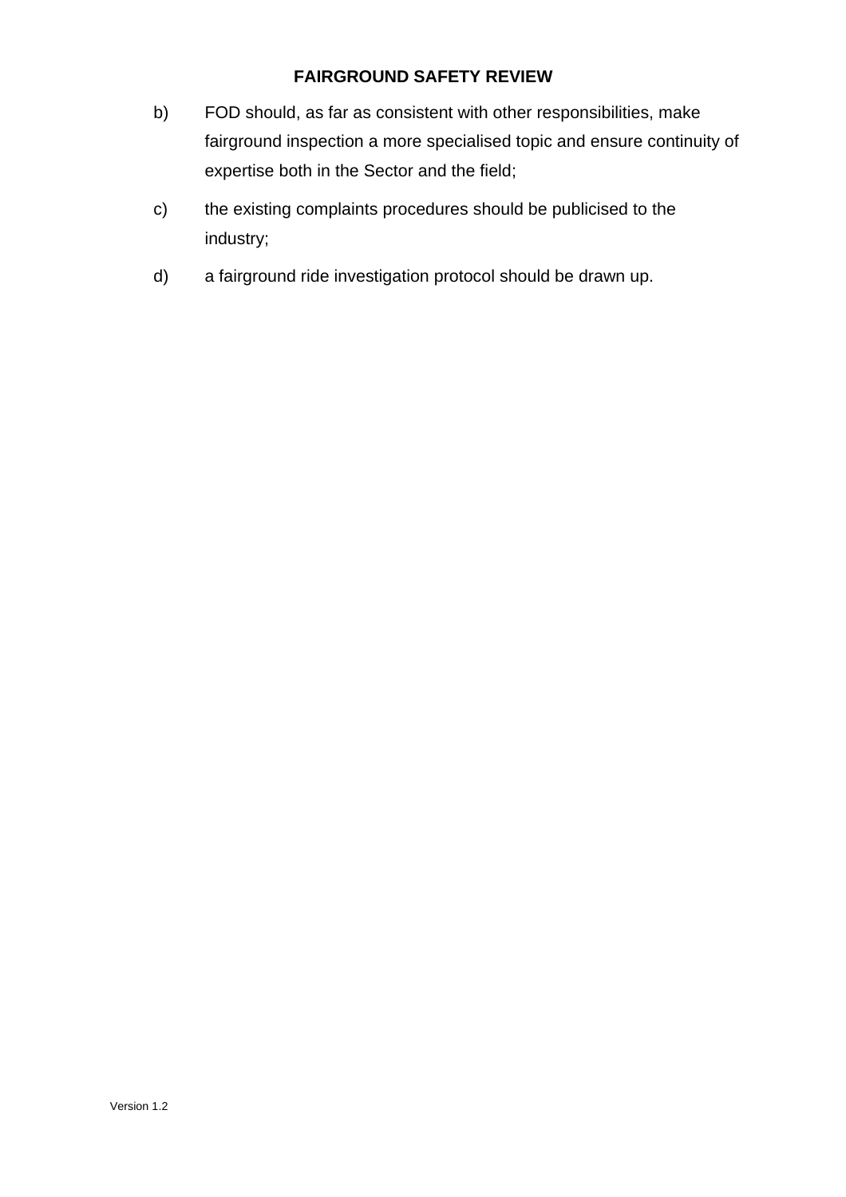b) FOD should, as far as consistent with other responsibilities, make fairground inspection a more specialised topic and ensure continuity of expertise both in the Sector and the field;

c) the existing complaints procedures should be publicised to the industry;

d) a fairground ride investigation protocol should be drawn up.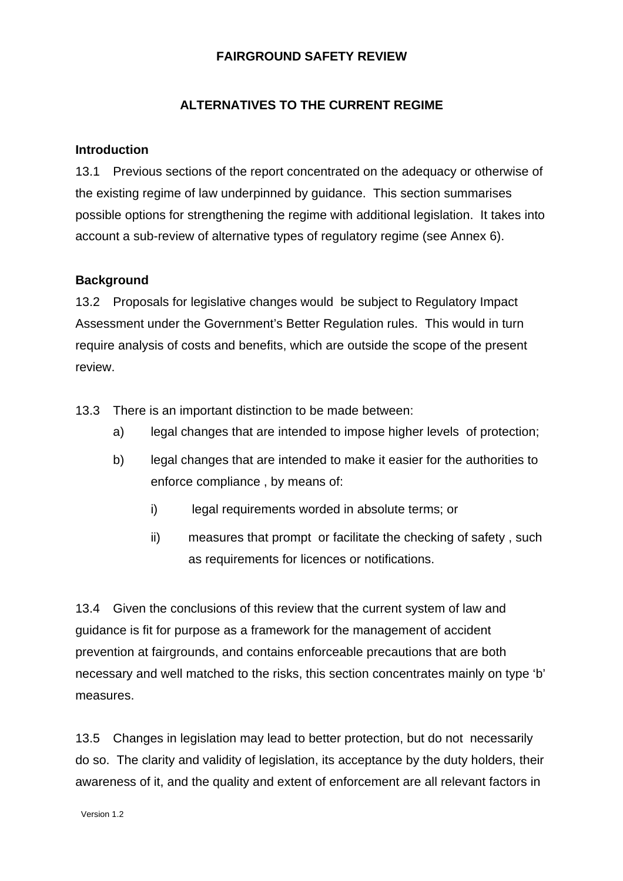# FAIRGROUND SAFETY REVIEW

## ALTERNATIVES TO THE CURRENT REGIME

### Introduction

13.1 Previous sections of the report concentrated on the adequacy or otherwise of the existing regime of law underpinned by guidance. This section summarises possible options for strengthening the regime with additional legislation. It takes into account a sub-review of alternative types of regulatory regime (see Annex 6).

### Background

13.2 Proposals for legislative changes would be subject to Regulatory Impact Assessment under the Government's Better Regulation rules. This would in turn require analysis of costs and benefits, which are outside the scope of the present review.

13.3 There is an important distinction to be made between:

a) legal changes that are intended to impose higher levels of protection;

b) legal changes that are intended to make it easier for the authorities to enforce compliance , by means of:

 i) legal requirements worded in absolute terms; or

 ii) measures that prompt or facilitate the checking of safety , such as requirements for licences or notifications.

13.4 Given the conclusions of this review that the current system of law and guidance is fit for purpose as a framework for the management of accident prevention at fairgrounds, and contains enforceable precautions that are both necessary and well matched to the risks, this section concentrates mainly on type 'b' measures.

13.5 Changes in legislation may lead to better protection, but do not necessarily do so. The clarity and validity of legislation, its acceptance by the duty holders, their awareness of it, and the quality and extent of enforcement are all relevant factors in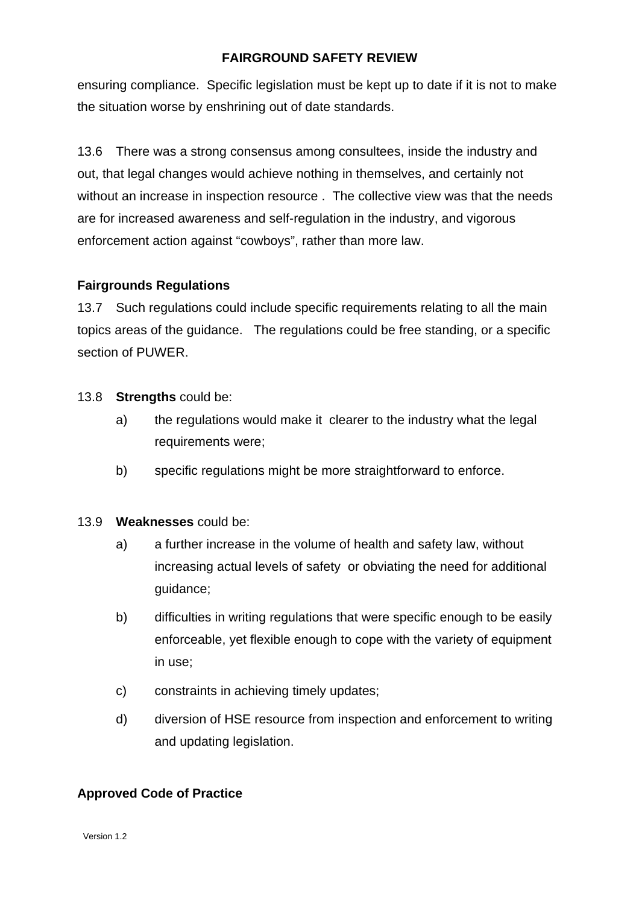ensuring compliance. Specific legislation must be kept up to date if it is not to make the situation worse by enshrining out of date standards.

13.6 There was a strong consensus among consultees, inside the industry and out, that legal changes would achieve nothing in themselves, and certainly not without an increase in inspection resource . The collective view was that the needs are for increased awareness and self-regulation in the industry, and vigorous enforcement action against "cowboys", rather than more law.

**Fairgrounds Regulations**

13.7 Such regulations could include specific requirements relating to all the main topics areas of the guidance. The regulations could be free standing, or a specific section of PUWER.

13.8 **Strengths** could be:

a) the regulations would make it clearer to the industry what the legal requirements were;

b) specific regulations might be more straightforward to enforce.

13.9 **Weaknesses** could be:

a) a further increase in the volume of health and safety law, without increasing actual levels of safety or obviating the need for additional guidance;

b) difficulties in writing regulations that were specific enough to be easily enforceable, yet flexible enough to cope with the variety of equipment in use;

c) constraints in achieving timely updates;

d) diversion of HSE resource from inspection and enforcement to writing and updating legislation.

**Approved Code of Practice**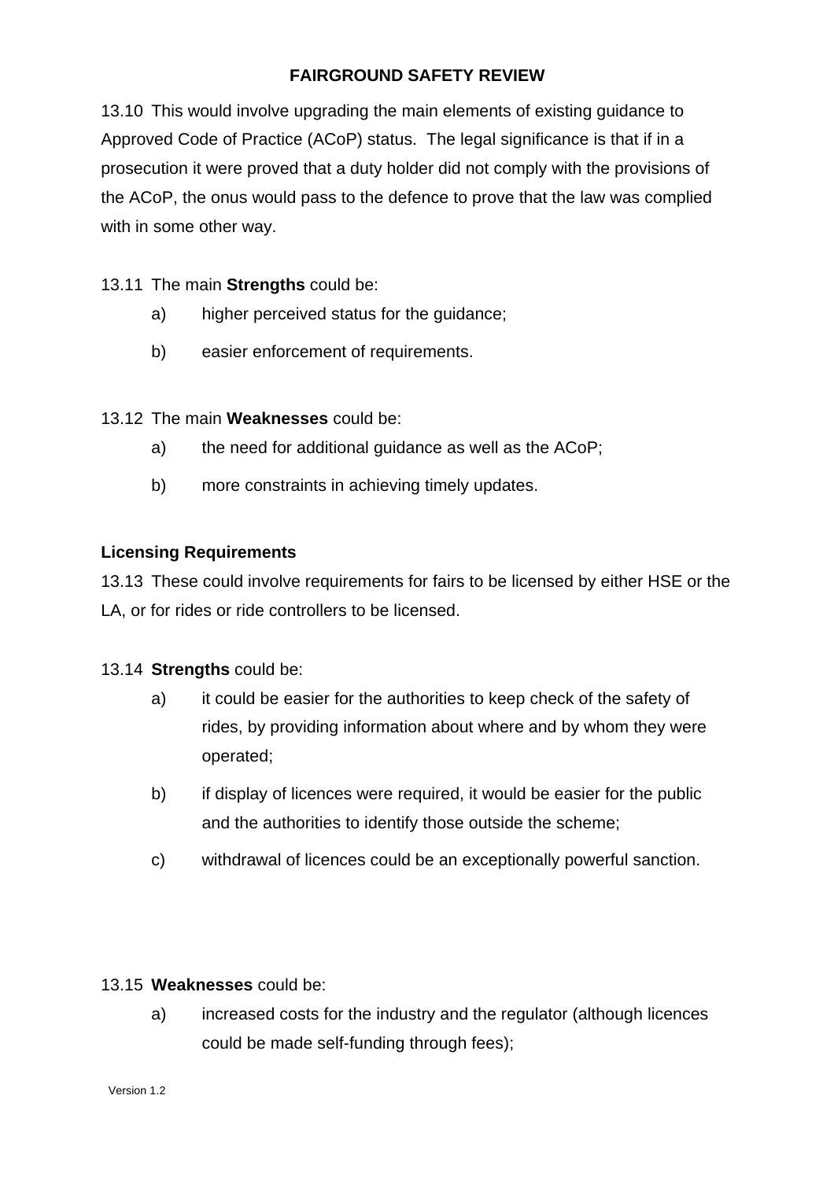13.10 This would involve upgrading the main elements of existing guidance to Approved Code of Practice (ACoP) status. The legal significance is that if in a prosecution it were proved that a duty holder did not comply with the provisions of the ACoP, the onus would pass to the defence to prove that the law was complied with in some other way.

13.11 The main **Strengths** could be:

a) higher perceived status for the guidance;

b) easier enforcement of requirements.

13.12 The main **Weaknesses** could be:

a) the need for additional guidance as well as the ACoP;

b) more constraints in achieving timely updates.

**Licensing Requirements**

13.13 These could involve requirements for fairs to be licensed by either HSE or the LA, or for rides or ride controllers to be licensed.

13.14 **Strengths** could be:

a) it could be easier for the authorities to keep check of the safety of rides, by providing information about where and by whom they were operated;

b) if display of licences were required, it would be easier for the public and the authorities to identify those outside the scheme;

c) withdrawal of licences could be an exceptionally powerful sanction.

13.15 **Weaknesses** could be:

a) increased costs for the industry and the regulator (although licences could be made self-funding through fees);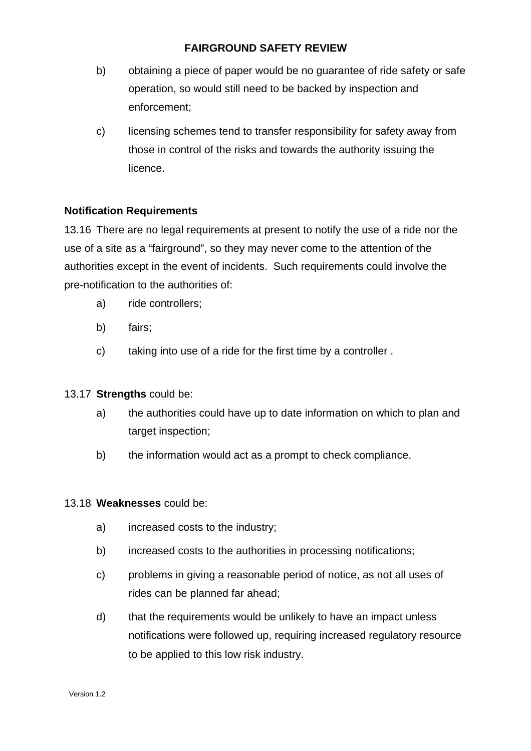b) obtaining a piece of paper would be no guarantee of ride safety or safe operation, so would still need to be backed by inspection and enforcement;

c) licensing schemes tend to transfer responsibility for safety away from those in control of the risks and towards the authority issuing the licence.

**Notification Requirements**

13.16 There are no legal requirements at present to notify the use of a ride nor the use of a site as a "fairground", so they may never come to the attention of the authorities except in the event of incidents. Such requirements could involve the pre-notification to the authorities of:

a) ride controllers;

b) fairs;

c) taking into use of a ride for the first time by a controller .

13.17 **Strengths** could be:

a) the authorities could have up to date information on which to plan and target inspection;

b) the information would act as a prompt to check compliance.

13.18 **Weaknesses** could be:

a) increased costs to the industry;

b) increased costs to the authorities in processing notifications;

c) problems in giving a reasonable period of notice, as not all uses of rides can be planned far ahead;

d) that the requirements would be unlikely to have an impact unless notifications were followed up, requiring increased regulatory resource to be applied to this low risk industry.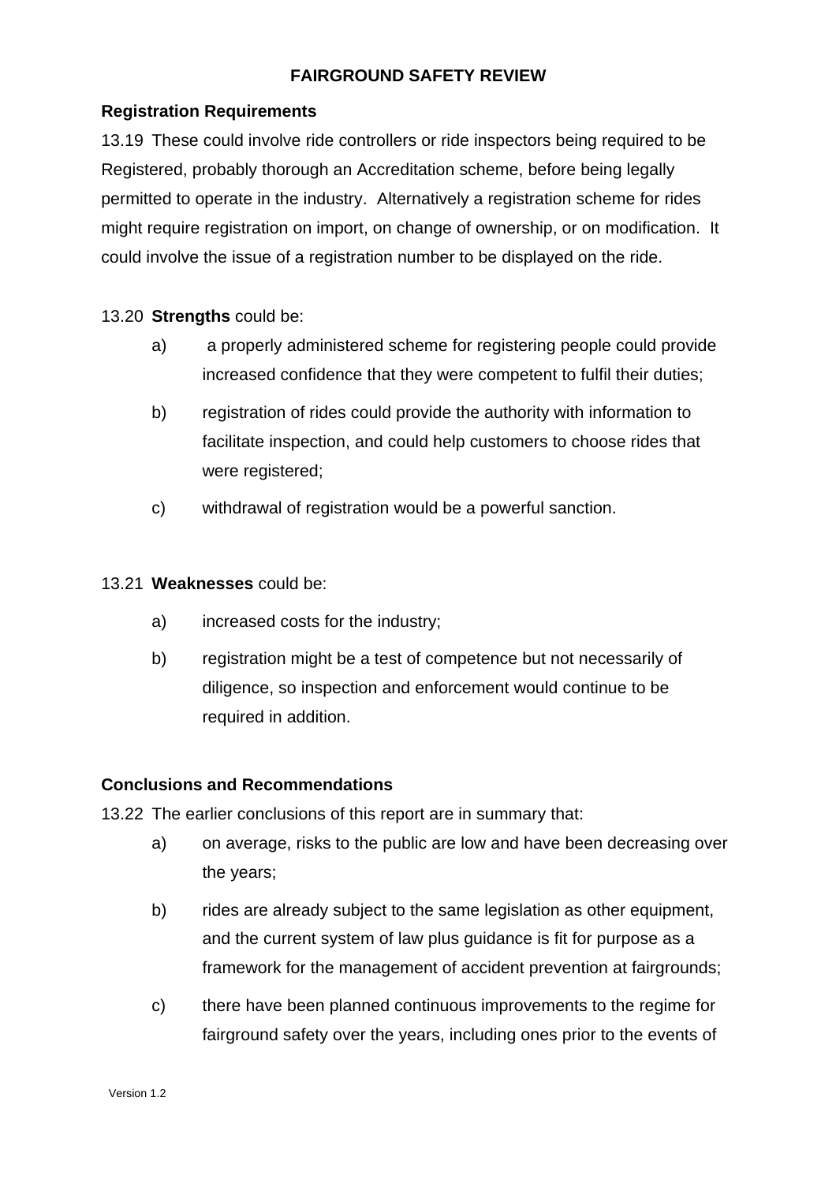**Registration Requirements**

13.19 These could involve ride controllers or ride inspectors being required to be Registered, probably thorough an Accreditation scheme, before being legally permitted to operate in the industry. Alternatively a registration scheme for rides might require registration on import, on change of ownership, or on modification. It could involve the issue of a registration number to be displayed on the ride.

13.20 **Strengths** could be:

a) a properly administered scheme for registering people could provide increased confidence that they were competent to fulfil their duties;

b) registration of rides could provide the authority with information to facilitate inspection, and could help customers to choose rides that were registered;

c) withdrawal of registration would be a powerful sanction.

13.21 **Weaknesses** could be:

a) increased costs for the industry;

b) registration might be a test of competence but not necessarily of diligence, so inspection and enforcement would continue to be required in addition.

**Conclusions and Recommendations**

13.22 The earlier conclusions of this report are in summary that:

a) on average, risks to the public are low and have been decreasing over the years;

b) rides are already subject to the same legislation as other equipment, and the current system of law plus guidance is fit for purpose as a framework for the management of accident prevention at fairgrounds;

c) there have been planned continuous improvements to the regime for fairground safety over the years, including ones prior to the events of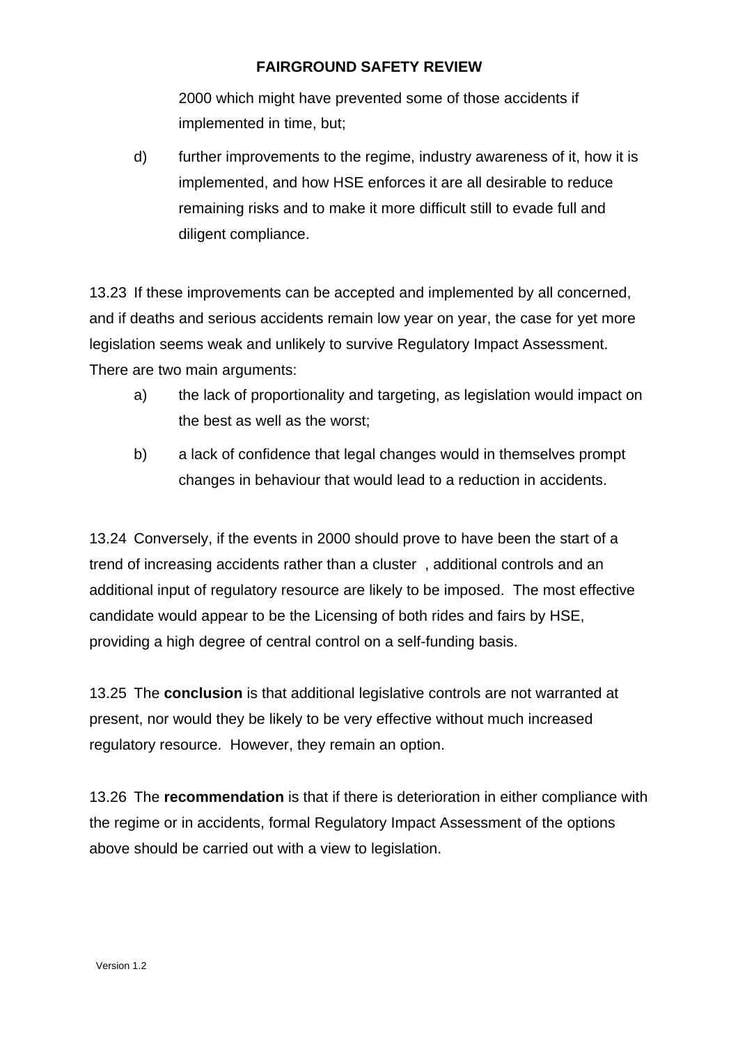2000 which might have prevented some of those accidents if implemented in time, but;

d) further improvements to the regime, industry awareness of it, how it is implemented, and how HSE enforces it are all desirable to reduce remaining risks and to make it more difficult still to evade full and diligent compliance.

13.23 If these improvements can be accepted and implemented by all concerned, and if deaths and serious accidents remain low year on year, the case for yet more legislation seems weak and unlikely to survive Regulatory Impact Assessment. There are two main arguments:

a) the lack of proportionality and targeting, as legislation would impact on the best as well as the worst;

b) a lack of confidence that legal changes would in themselves prompt changes in behaviour that would lead to a reduction in accidents.

13.24 Conversely, if the events in 2000 should prove to have been the start of a trend of increasing accidents rather than a cluster , additional controls and an additional input of regulatory resource are likely to be imposed. The most effective candidate would appear to be the Licensing of both rides and fairs by HSE, providing a high degree of central control on a self-funding basis.

13.25 The **conclusion** is that additional legislative controls are not warranted at present, nor would they be likely to be very effective without much increased regulatory resource. However, they remain an option.

13.26 The **recommendation** is that if there is deterioration in either compliance with the regime or in accidents, formal Regulatory Impact Assessment of the options above should be carried out with a view to legislation.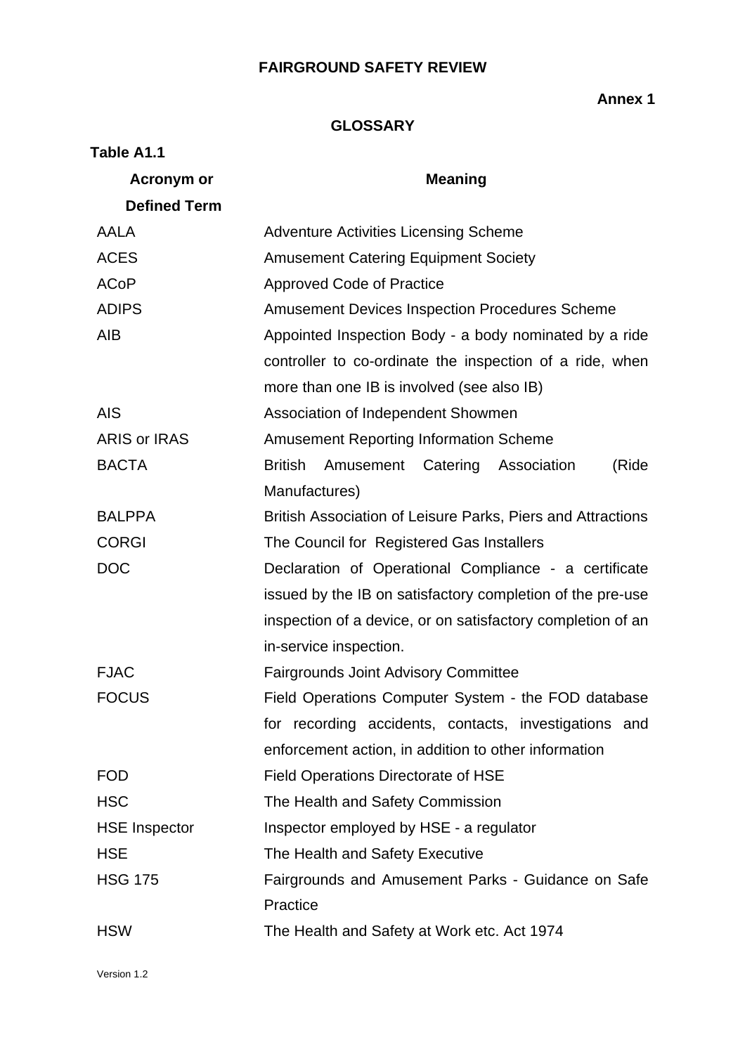**FAIRGROUND SAFETY REVIEW**

**Annex 1**

**GLOSSARY**

**Table A1.1**

| Acronym or Defined Term | Meaning |
|---|---|
| AALA | Adventure Activities Licensing Scheme |
| ACES | Amusement Catering Equipment Society |
| ACoP | Approved Code of Practice |
| ADIPS | Amusement Devices Inspection Procedures Scheme |
| AIB | Appointed Inspection Body - a body nominated by a ride controller to co-ordinate the inspection of a ride, when more than one IB is involved (see also IB) |
| AIS | Association of Independent Showmen |
| ARIS or IRAS | Amusement Reporting Information Scheme |
| BACTA | British Amusement Catering Association (Ride Manufactures) |
| BALPPA | British Association of Leisure Parks, Piers and Attractions |
| CORGI | The Council for Registered Gas Installers |
| DOC | Declaration of Operational Compliance - a certificate issued by the IB on satisfactory completion of the pre-use inspection of a device, or on satisfactory completion of an in-service inspection. |
| FJAC | Fairgrounds Joint Advisory Committee |
| FOCUS | Field Operations Computer System - the FOD database for recording accidents, contacts, investigations and enforcement action, in addition to other information |
| FOD | Field Operations Directorate of HSE |
| HSC | The Health and Safety Commission |
| HSE Inspector | Inspector employed by HSE - a regulator |
| HSE | The Health and Safety Executive |
| HSG 175 | Fairgrounds and Amusement Parks - Guidance on Safe Practice |
| HSW | The Health and Safety at Work etc. Act 1974 |

Version 1.2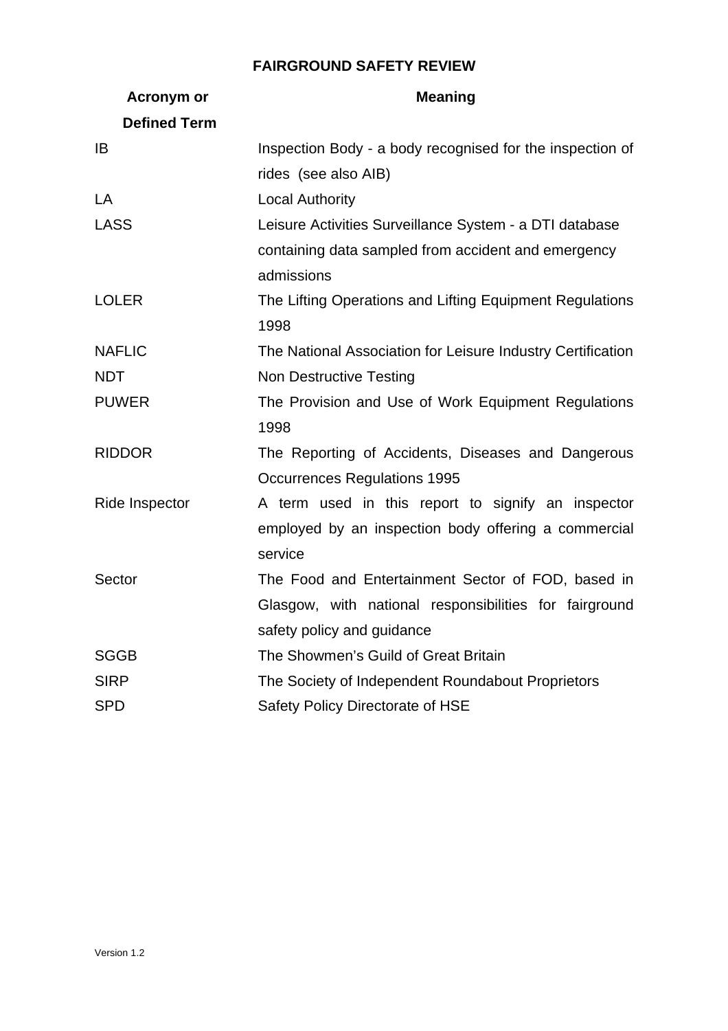**FAIRGROUND SAFETY REVIEW**

| Acronym or Defined Term | Meaning |
|---|---|
| IB | Inspection Body - a body recognised for the inspection of rides (see also AIB) |
| LA | Local Authority |
| LASS | Leisure Activities Surveillance System - a DTI database containing data sampled from accident and emergency admissions |
| LOLER | The Lifting Operations and Lifting Equipment Regulations 1998 |
| NAFLIC | The National Association for Leisure Industry Certification |
| NDT | Non Destructive Testing |
| PUWER | The Provision and Use of Work Equipment Regulations 1998 |
| RIDDOR | The Reporting of Accidents, Diseases and Dangerous Occurrences Regulations 1995 |
| Ride Inspector | A term used in this report to signify an inspector employed by an inspection body offering a commercial service |
| Sector | The Food and Entertainment Sector of FOD, based in Glasgow, with national responsibilities for fairground safety policy and guidance |
| SGGB | The Showmen's Guild of Great Britain |
| SIRP | The Society of Independent Roundabout Proprietors |
| SPD | Safety Policy Directorate of HSE |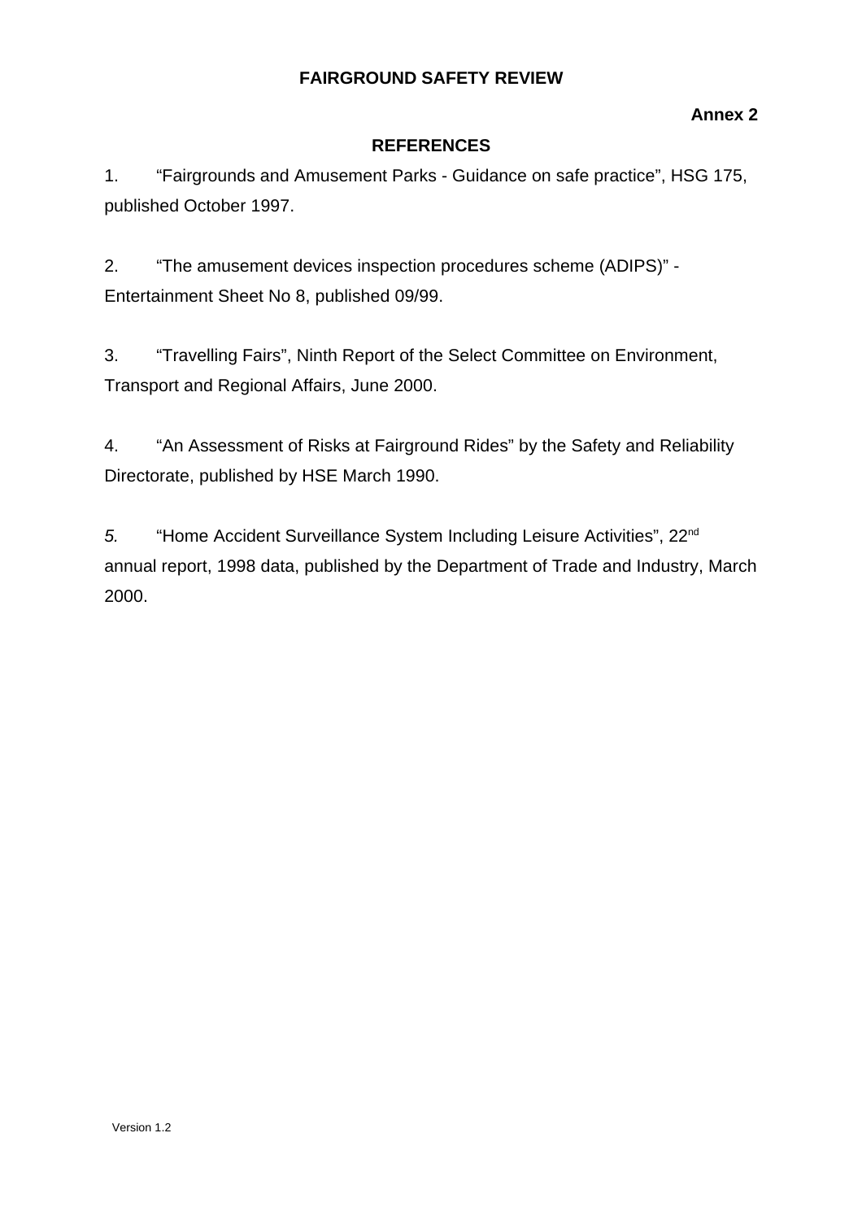**FAIRGROUND SAFETY REVIEW**

**Annex 2**

## REFERENCES

1. "Fairgrounds and Amusement Parks - Guidance on safe practice", HSG 175, published October 1997.

2. "The amusement devices inspection procedures scheme (ADIPS)" - Entertainment Sheet No 8, published 09/99.

3. "Travelling Fairs", Ninth Report of the Select Committee on Environment, Transport and Regional Affairs, June 2000.

4. "An Assessment of Risks at Fairground Rides" by the Safety and Reliability Directorate, published by HSE March 1990.

5. "Home Accident Surveillance System Including Leisure Activities", 22nd annual report, 1998 data, published by the Department of Trade and Industry, March 2000.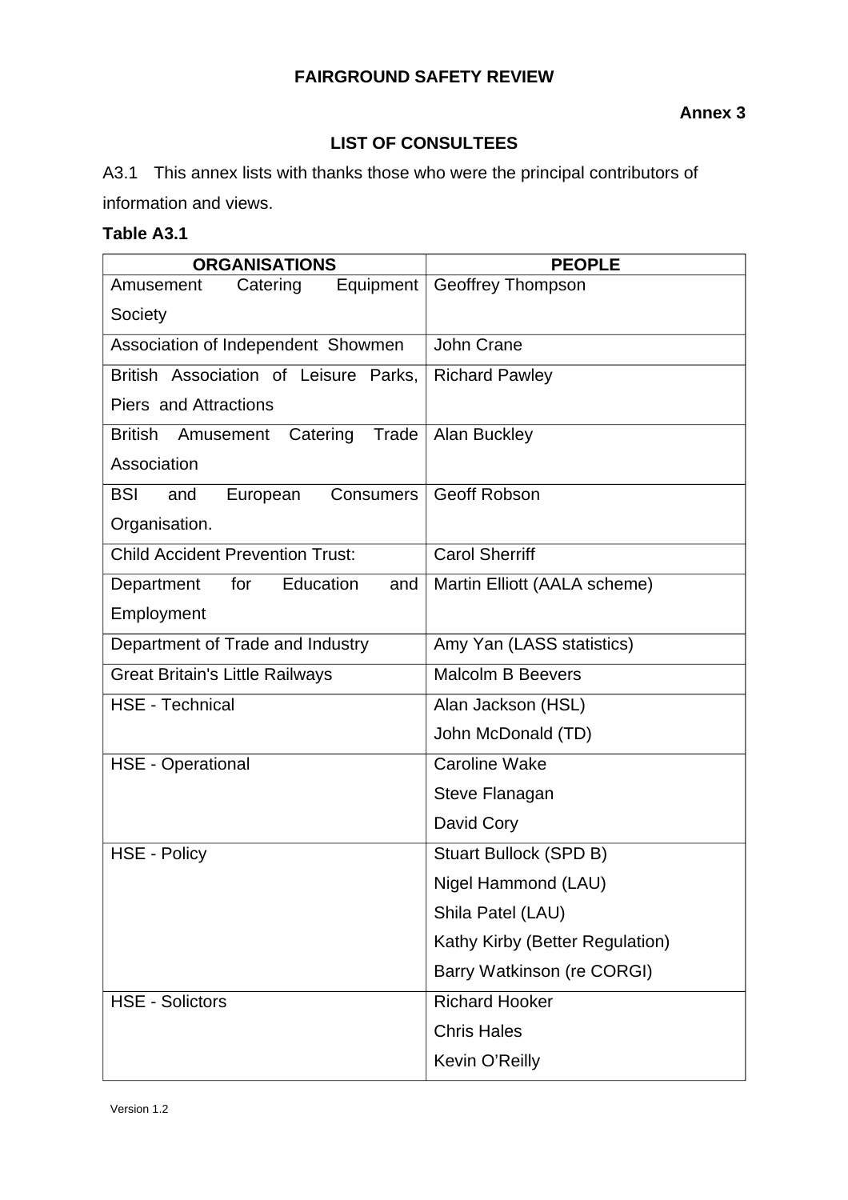**FAIRGROUND SAFETY REVIEW**

**Annex 3**

## LIST OF CONSULTEES

A3.1 This annex lists with thanks those who were the principal contributors of information and views.

**Table A3.1**

| ORGANISATIONS | PEOPLE |
|---|---|
| Amusement Catering Equipment Society | Geoffrey Thompson |
| Association of Independent Showmen | John Crane |
| British Association of Leisure Parks, Piers and Attractions | Richard Pawley |
| British Amusement Catering Trade Association | Alan Buckley |
| BSI and European Consumers Organisation. | Geoff Robson |
| Child Accident Prevention Trust: | Carol Sherriff |
| Department for Education and Employment | Martin Elliott (AALA scheme) |
| Department of Trade and Industry | Amy Yan (LASS statistics) |
| Great Britain's Little Railways | Malcolm B Beevers |
| HSE - Technical | Alan Jackson (HSL)<br>John McDonald (TD) |
| HSE - Operational | Caroline Wake<br>Steve Flanagan<br>David Cory |
| HSE - Policy | Stuart Bullock (SPD B)<br>Nigel Hammond (LAU)<br>Shila Patel (LAU)<br>Kathy Kirby (Better Regulation)<br>Barry Watkinson (re CORGI) |
| HSE - Solictors | Richard Hooker<br>Chris Hales<br>Kevin O'Reilly |

Version 1.2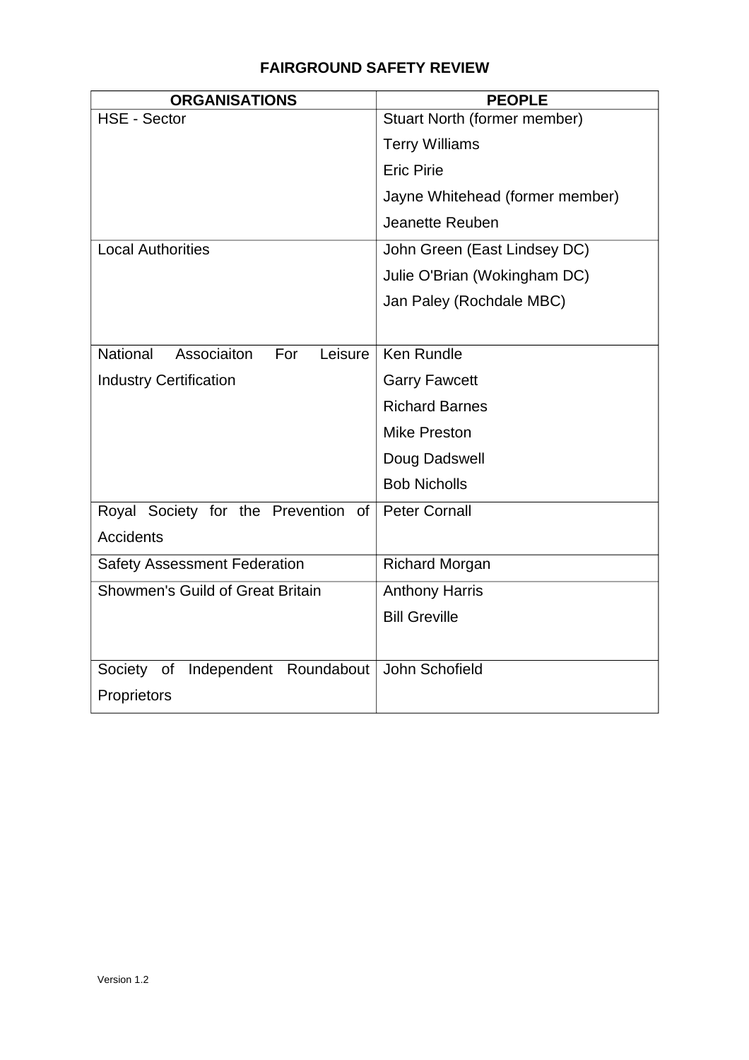# FAIRGROUND SAFETY REVIEW

| ORGANISATIONS | PEOPLE |
|---|---|
| HSE - Sector | Stuart North (former member)<br>Terry Williams<br>Eric Pirie<br>Jayne Whitehead (former member)<br>Jeanette Reuben |
| Local Authorities | John Green (East Lindsey DC)<br>Julie O'Brian (Wokingham DC)<br>Jan Paley (Rochdale MBC) |
| National Associaiton For Leisure Industry Certification | Ken Rundle<br>Garry Fawcett<br>Richard Barnes<br>Mike Preston<br>Doug Dadswell<br>Bob Nicholls |
| Royal Society for the Prevention of Accidents | Peter Cornall |
| Safety Assessment Federation | Richard Morgan |
| Showmen's Guild of Great Britain | Anthony Harris<br>Bill Greville |
| Society of Independent Roundabout Proprietors | John Schofield |

Version 1.2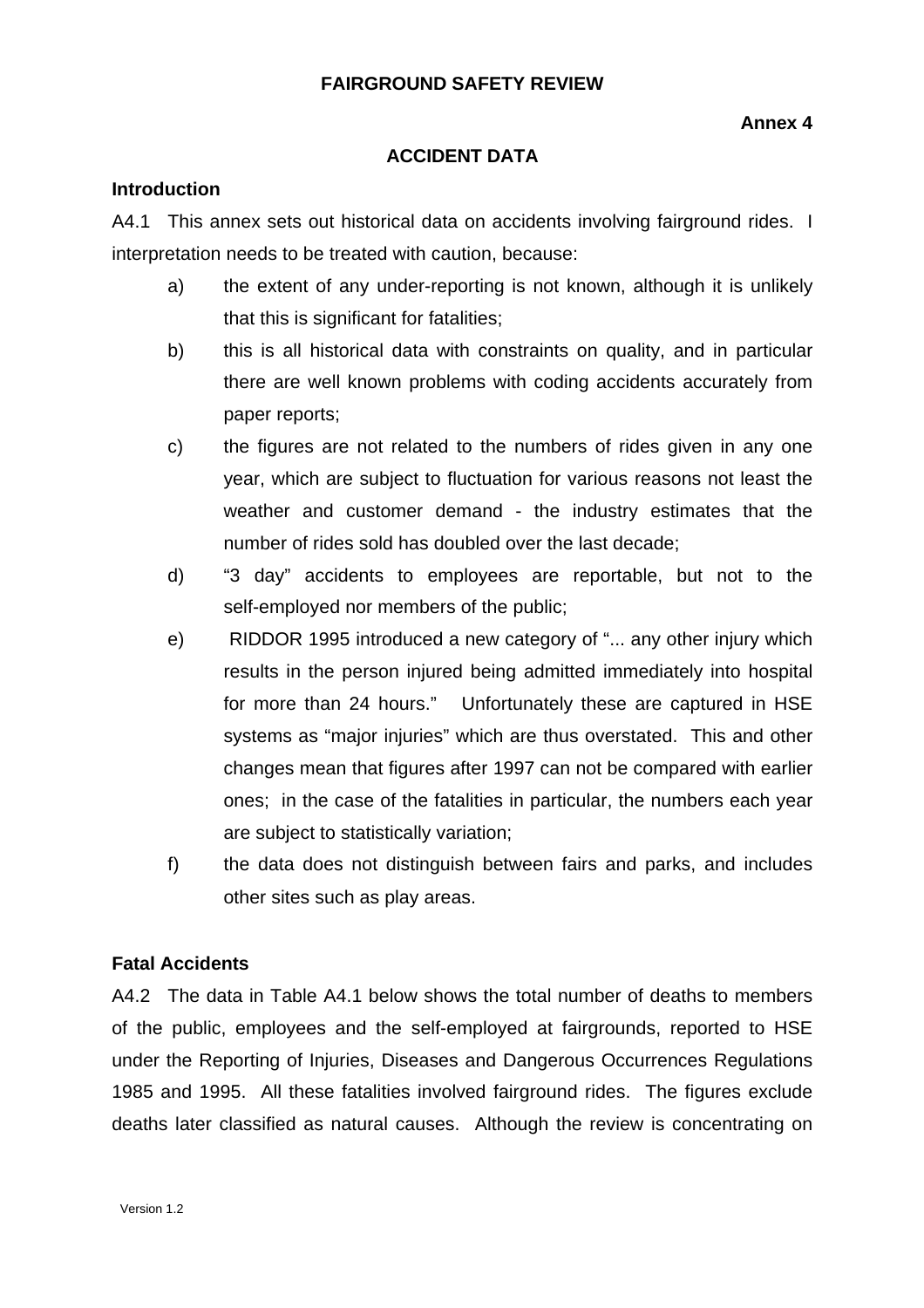**FAIRGROUND SAFETY REVIEW**

**Annex 4**

**ACCIDENT DATA**

**Introduction**

A4.1 This annex sets out historical data on accidents involving fairground rides. I interpretation needs to be treated with caution, because:

a) the extent of any under-reporting is not known, although it is unlikely that this is significant for fatalities;

b) this is all historical data with constraints on quality, and in particular there are well known problems with coding accidents accurately from paper reports;

c) the figures are not related to the numbers of rides given in any one year, which are subject to fluctuation for various reasons not least the weather and customer demand - the industry estimates that the number of rides sold has doubled over the last decade;

d) "3 day" accidents to employees are reportable, but not to the self-employed nor members of the public;

e) RIDDOR 1995 introduced a new category of "... any other injury which results in the person injured being admitted immediately into hospital for more than 24 hours." Unfortunately these are captured in HSE systems as "major injuries" which are thus overstated. This and other changes mean that figures after 1997 can not be compared with earlier ones; in the case of the fatalities in particular, the numbers each year are subject to statistically variation;

f) the data does not distinguish between fairs and parks, and includes other sites such as play areas.

**Fatal Accidents**

A4.2 The data in Table A4.1 below shows the total number of deaths to members of the public, employees and the self-employed at fairgrounds, reported to HSE under the Reporting of Injuries, Diseases and Dangerous Occurrences Regulations 1985 and 1995. All these fatalities involved fairground rides. The figures exclude deaths later classified as natural causes. Although the review is concentrating on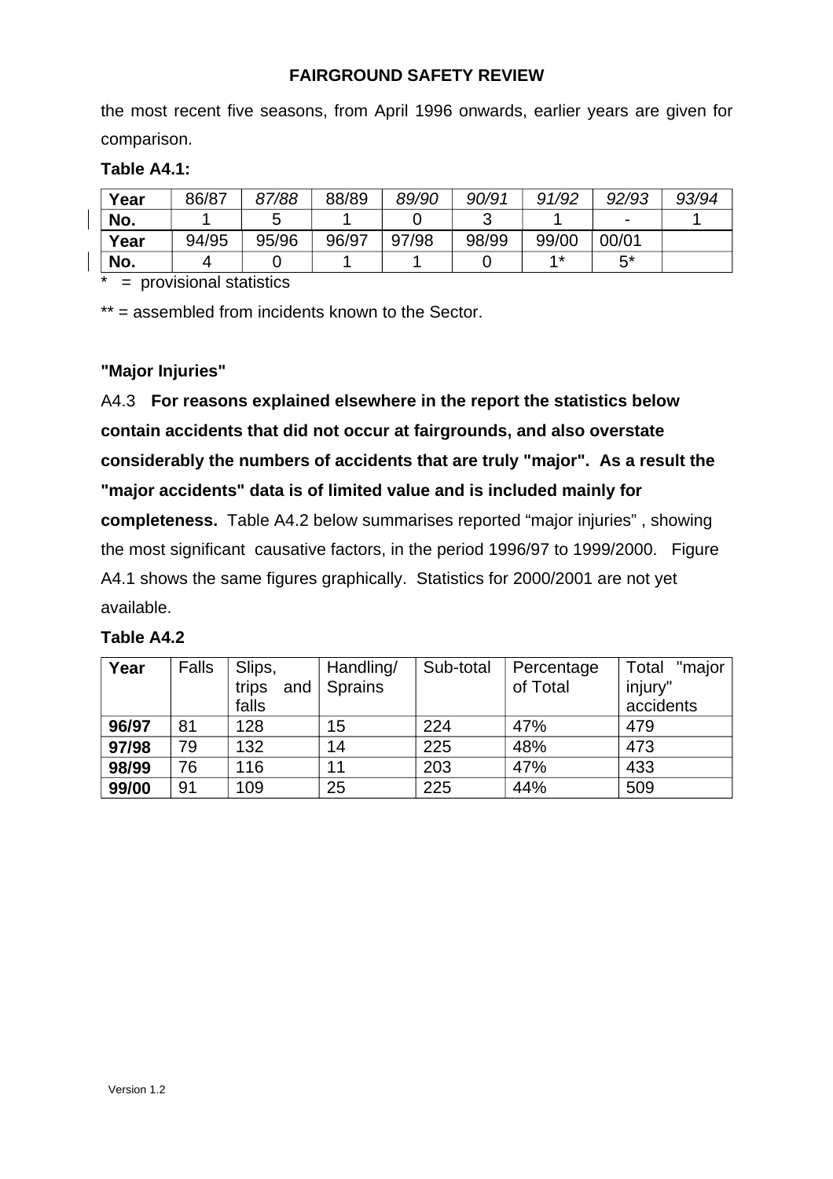the most recent five seasons, from April 1996 onwards, earlier years are given for comparison.

**Table A4.1:**

| **Year** | 86/87 | *87/88* | 88/89 | *89/90* | *90/91* | *91/92* | *92/93* | *93/94* |
|---|---|---|---|---|---|---|---|---|
| **No.** | 1 | 5 | 1 | 0 | 3 | 1 | - | 1 |
| **Year** | 94/95 | 95/96 | 96/97 | 97/98 | 98/99 | 99/00 | 00/01 | |
| **No.** | 4 | 0 | 1 | 1 | 0 | 1* | 5* | |

* = provisional statistics

** = assembled from incidents known to the Sector.

**"Major Injuries"**

A4.3 **For reasons explained elsewhere in the report the statistics below contain accidents that did not occur at fairgrounds, and also overstate considerably the numbers of accidents that are truly "major". As a result the "major accidents" data is of limited value and is included mainly for completeness.** Table A4.2 below summarises reported "major injuries" , showing the most significant causative factors, in the period 1996/97 to 1999/2000. Figure A4.1 shows the same figures graphically. Statistics for 2000/2001 are not yet available.

**Table A4.2**

| **Year** | Falls | Slips, trips and falls | Handling/ Sprains | Sub-total | Percentage of Total | Total "major injury" accidents |
|---|---|---|---|---|---|---|
| **96/97** | 81 | 128 | 15 | 224 | 47% | 479 |
| **97/98** | 79 | 132 | 14 | 225 | 48% | 473 |
| **98/99** | 76 | 116 | 11 | 203 | 47% | 433 |
| **99/00** | 91 | 109 | 25 | 225 | 44% | 509 |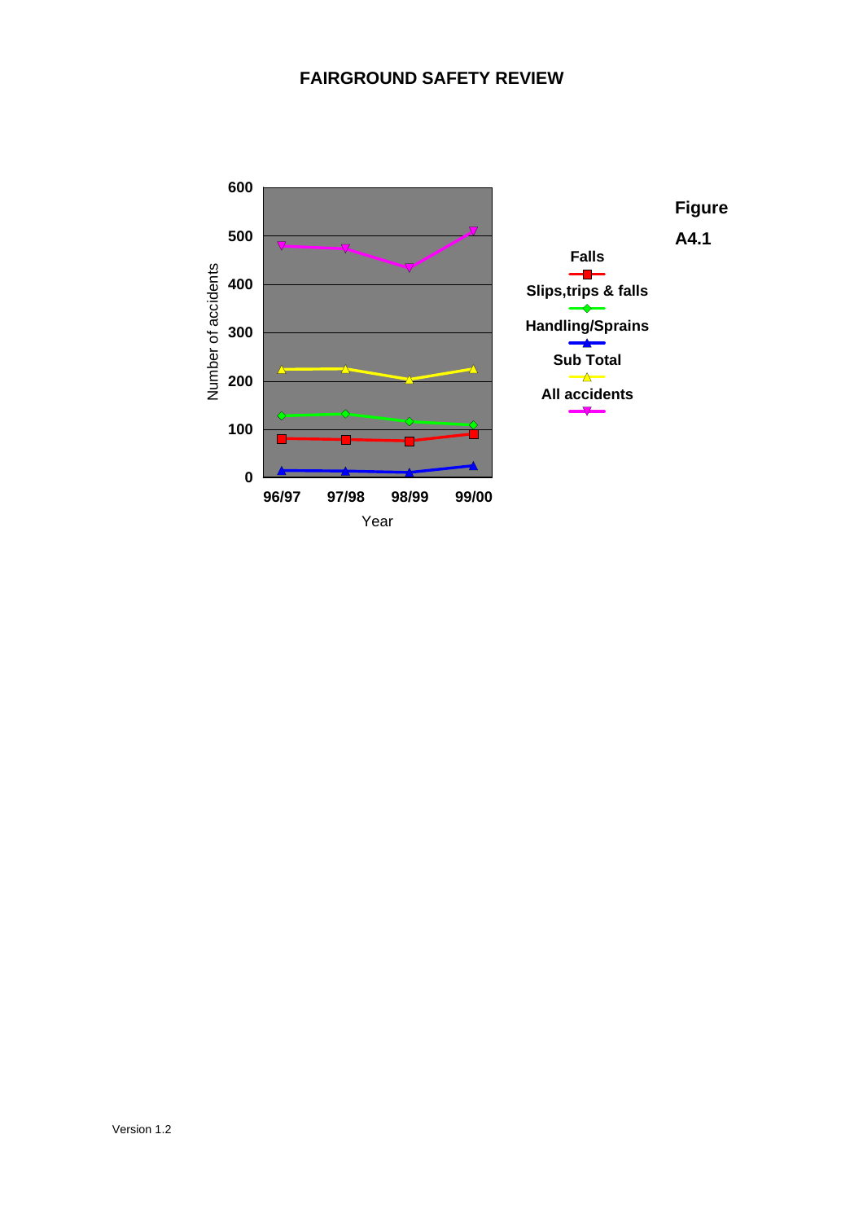# FAIRGROUND SAFETY REVIEW

600
500
400
300
200
100
0

Number of accidents

96/97
97/98
98/99
99/00

Year

Falls
Slips,trips & falls
Handling/Sprains
Sub Total
All accidents

**Figure A4.1**

Version 1.2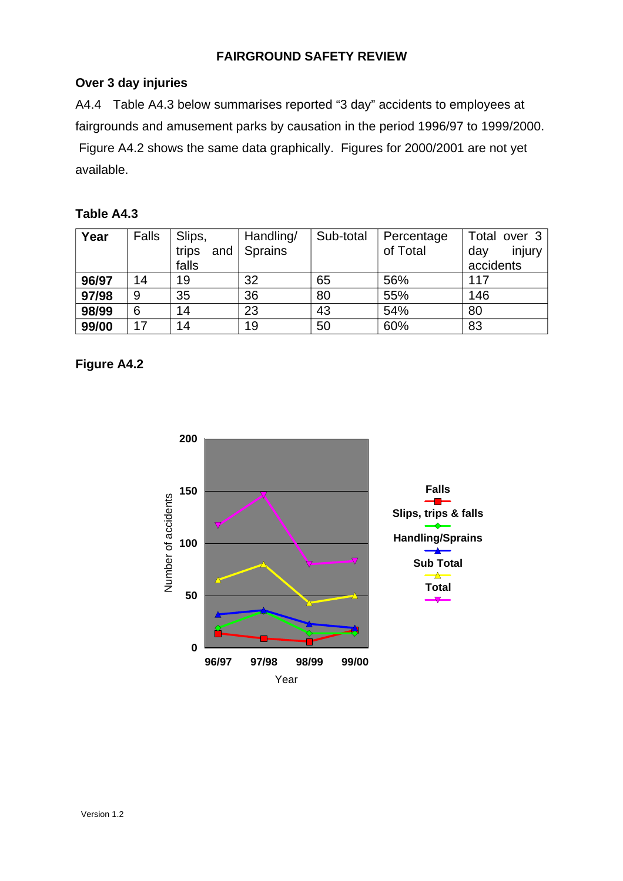**FAIRGROUND SAFETY REVIEW**

## Over 3 day injuries

A4.4 Table A4.3 below summarises reported "3 day" accidents to employees at fairgrounds and amusement parks by causation in the period 1996/97 to 1999/2000. Figure A4.2 shows the same data graphically. Figures for 2000/2001 are not yet available.

**Table A4.3**

| Year | Falls | Slips, trips and falls | Handling/ Sprains | Sub-total | Percentage of Total | Total over 3 day injury accidents |
|---|---|---|---|---|---|---|
| **96/97** | 14 | 19 | 32 | 65 | 56% | 117 |
| **97/98** | 9 | 35 | 36 | 80 | 55% | 146 |
| **98/99** | 6 | 14 | 23 | 43 | 54% | 80 |
| **99/00** | 17 | 14 | 19 | 50 | 60% | 83 |

**Figure A4.2**

Number of accidents

200

150

100

50

0

96/97 97/98 98/99 99/00

Year

Falls

Slips, trips & falls

Handling/Sprains

Sub Total

Total

Version 1.2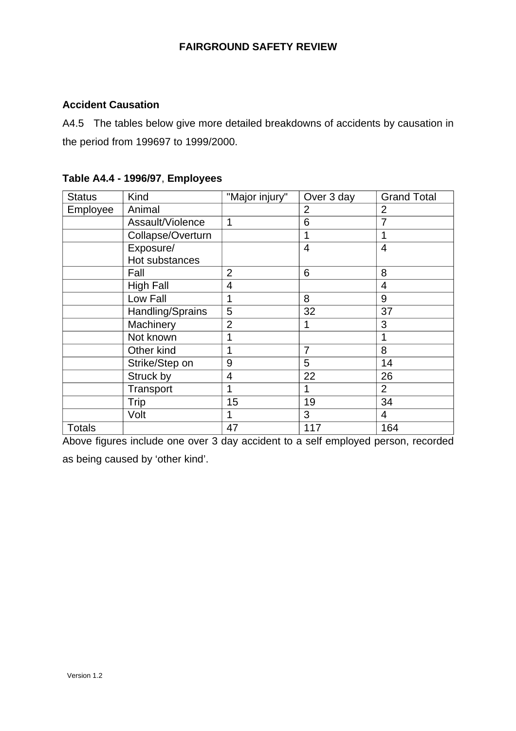### Accident Causation

A4.5 The tables below give more detailed breakdowns of accidents by causation in the period from 199697 to 1999/2000.

**Table A4.4 - 1996/97**, **Employees**

| Status | Kind | "Major injury" | Over 3 day | Grand Total |
|---|---|---|---|---|
| Employee | Animal | | 2 | 2 |
| | Assault/Violence | 1 | 6 | 7 |
| | Collapse/Overturn | | 1 | 1 |
| | Exposure/ Hot substances | | 4 | 4 |
| | Fall | 2 | 6 | 8 |
| | High Fall | 4 | | 4 |
| | Low Fall | 1 | 8 | 9 |
| | Handling/Sprains | 5 | 32 | 37 |
| | Machinery | 2 | 1 | 3 |
| | Not known | 1 | | 1 |
| | Other kind | 1 | 7 | 8 |
| | Strike/Step on | 9 | 5 | 14 |
| | Struck by | 4 | 22 | 26 |
| | Transport | 1 | 1 | 2 |
| | Trip | 15 | 19 | 34 |
| | Volt | 1 | 3 | 4 |
| Totals | | 47 | 117 | 164 |

Above figures include one over 3 day accident to a self employed person, recorded as being caused by 'other kind'.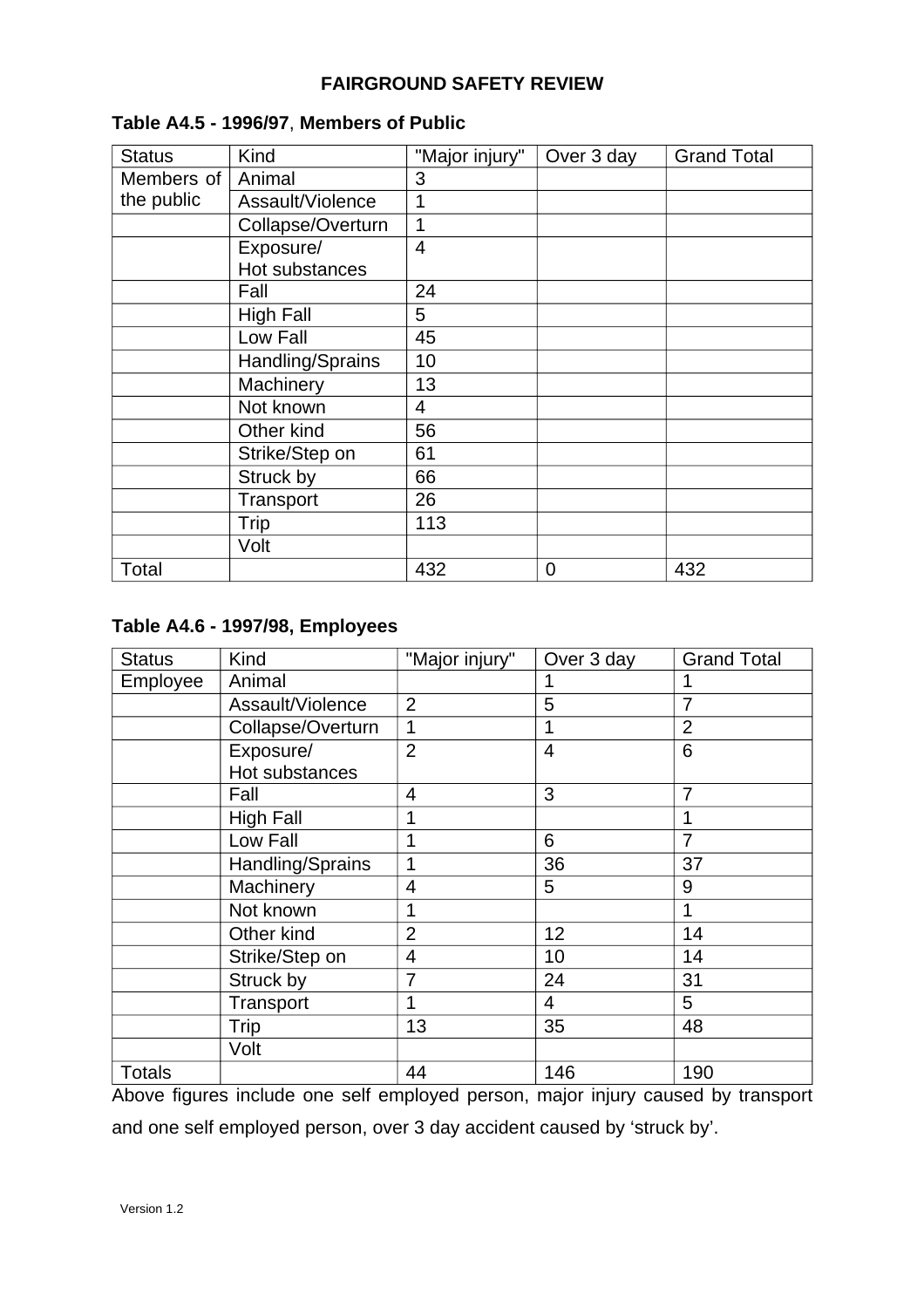**FAIRGROUND SAFETY REVIEW**

**Table A4.5 - 1996/97, Members of Public**

| Status | Kind | "Major injury" | Over 3 day | Grand Total |
|---|---|---|---|---|
| Members of the public | Animal | 3 | | |
| | Assault/Violence | 1 | | |
| | Collapse/Overturn | 1 | | |
| | Exposure/ Hot substances | 4 | | |
| | Fall | 24 | | |
| | High Fall | 5 | | |
| | Low Fall | 45 | | |
| | Handling/Sprains | 10 | | |
| | Machinery | 13 | | |
| | Not known | 4 | | |
| | Other kind | 56 | | |
| | Strike/Step on | 61 | | |
| | Struck by | 66 | | |
| | Transport | 26 | | |
| | Trip | 113 | | |
| | Volt | | | |
| Total | | 432 | 0 | 432 |

**Table A4.6 - 1997/98, Employees**

| Status | Kind | "Major injury" | Over 3 day | Grand Total |
|---|---|---|---|---|
| Employee | Animal | | 1 | 1 |
| | Assault/Violence | 2 | 5 | 7 |
| | Collapse/Overturn | 1 | 1 | 2 |
| | Exposure/ Hot substances | 2 | 4 | 6 |
| | Fall | 4 | 3 | 7 |
| | High Fall | 1 | | 1 |
| | Low Fall | 1 | 6 | 7 |
| | Handling/Sprains | 1 | 36 | 37 |
| | Machinery | 4 | 5 | 9 |
| | Not known | 1 | | 1 |
| | Other kind | 2 | 12 | 14 |
| | Strike/Step on | 4 | 10 | 14 |
| | Struck by | 7 | 24 | 31 |
| | Transport | 1 | 4 | 5 |
| | Trip | 13 | 35 | 48 |
| | Volt | | | |
| Totals | | 44 | 146 | 190 |

Above figures include one self employed person, major injury caused by transport and one self employed person, over 3 day accident caused by 'struck by'.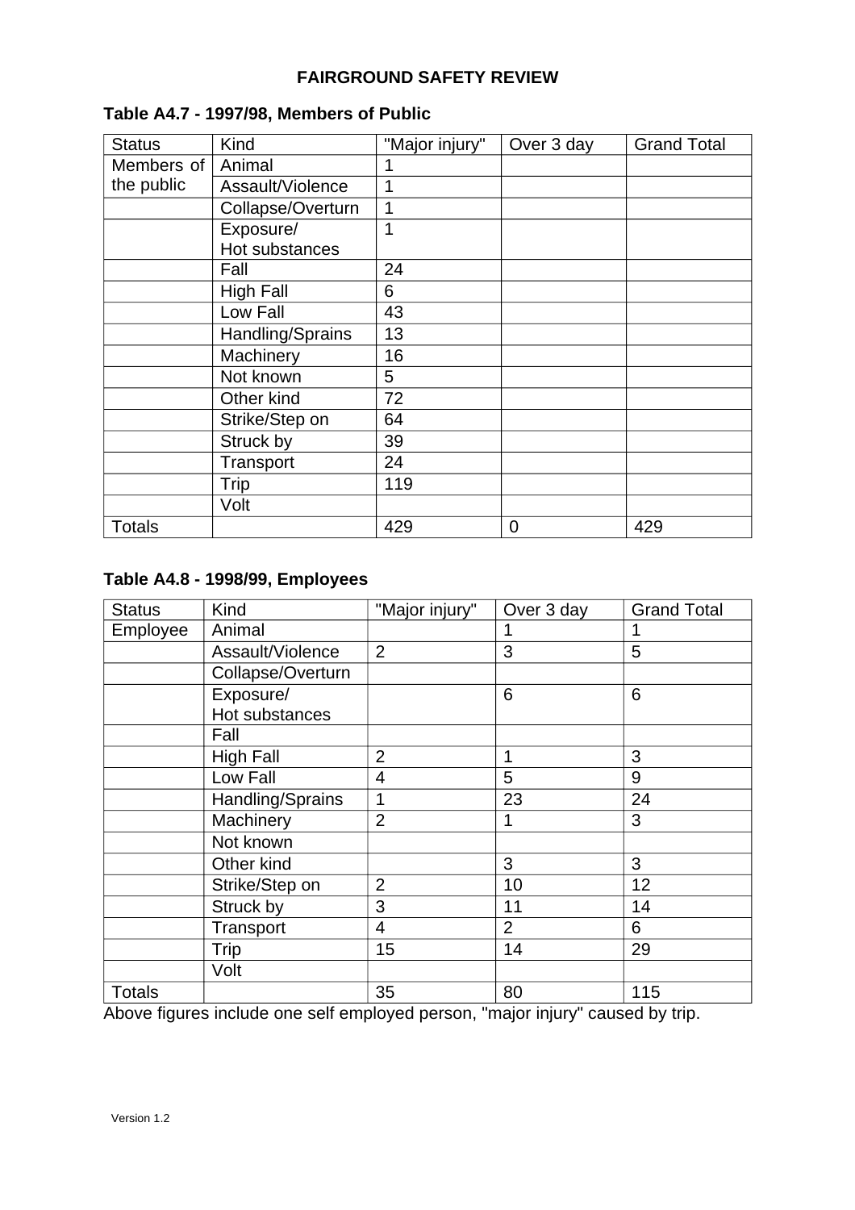**FAIRGROUND SAFETY REVIEW**

**Table A4.7 - 1997/98, Members of Public**

| Status | Kind | "Major injury" | Over 3 day | Grand Total |
|---|---|---|---|---|
| Members of the public | Animal | 1 | | |
| | Assault/Violence | 1 | | |
| | Collapse/Overturn | 1 | | |
| | Exposure/ Hot substances | 1 | | |
| | Fall | 24 | | |
| | High Fall | 6 | | |
| | Low Fall | 43 | | |
| | Handling/Sprains | 13 | | |
| | Machinery | 16 | | |
| | Not known | 5 | | |
| | Other kind | 72 | | |
| | Strike/Step on | 64 | | |
| | Struck by | 39 | | |
| | Transport | 24 | | |
| | Trip | 119 | | |
| | Volt | | | |
| Totals | | 429 | 0 | 429 |

**Table A4.8 - 1998/99, Employees**

| Status | Kind | "Major injury" | Over 3 day | Grand Total |
|---|---|---|---|---|
| Employee | Animal | | 1 | 1 |
| | Assault/Violence | 2 | 3 | 5 |
| | Collapse/Overturn | | | |
| | Exposure/ Hot substances | | 6 | 6 |
| | Fall | | | |
| | High Fall | 2 | 1 | 3 |
| | Low Fall | 4 | 5 | 9 |
| | Handling/Sprains | 1 | 23 | 24 |
| | Machinery | 2 | 1 | 3 |
| | Not known | | | |
| | Other kind | | 3 | 3 |
| | Strike/Step on | 2 | 10 | 12 |
| | Struck by | 3 | 11 | 14 |
| | Transport | 4 | 2 | 6 |
| | Trip | 15 | 14 | 29 |
| | Volt | | | |
| Totals | | 35 | 80 | 115 |

Above figures include one self employed person, "major injury" caused by trip.

Version 1.2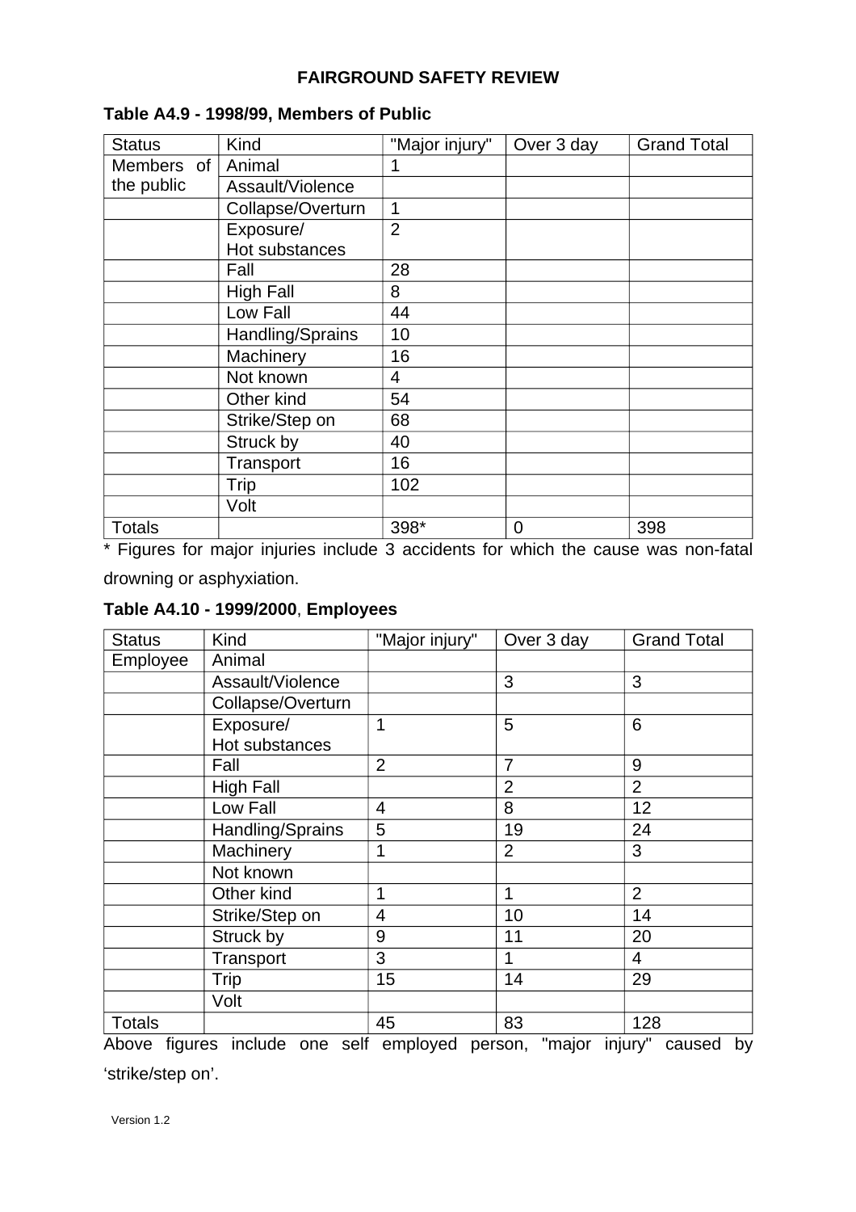**FAIRGROUND SAFETY REVIEW**

**Table A4.9 - 1998/99, Members of Public**

| Status | Kind | "Major injury" | Over 3 day | Grand Total |
|---|---|---|---|---|
| Members of the public | Animal | 1 | | |
| | Assault/Violence | | | |
| | Collapse/Overturn | 1 | | |
| | Exposure/ Hot substances | 2 | | |
| | Fall | 28 | | |
| | High Fall | 8 | | |
| | Low Fall | 44 | | |
| | Handling/Sprains | 10 | | |
| | Machinery | 16 | | |
| | Not known | 4 | | |
| | Other kind | 54 | | |
| | Strike/Step on | 68 | | |
| | Struck by | 40 | | |
| | Transport | 16 | | |
| | Trip | 102 | | |
| | Volt | | | |
| Totals | | 398* | 0 | 398 |

* Figures for major injuries include 3 accidents for which the cause was non-fatal drowning or asphyxiation.

**Table A4.10 - 1999/2000, Employees**

| Status | Kind | "Major injury" | Over 3 day | Grand Total |
|---|---|---|---|---|
| Employee | Animal | | | |
| | Assault/Violence | | 3 | 3 |
| | Collapse/Overturn | | | |
| | Exposure/ Hot substances | 1 | 5 | 6 |
| | Fall | 2 | 7 | 9 |
| | High Fall | | 2 | 2 |
| | Low Fall | 4 | 8 | 12 |
| | Handling/Sprains | 5 | 19 | 24 |
| | Machinery | 1 | 2 | 3 |
| | Not known | | | |
| | Other kind | 1 | 1 | 2 |
| | Strike/Step on | 4 | 10 | 14 |
| | Struck by | 9 | 11 | 20 |
| | Transport | 3 | 1 | 4 |
| | Trip | 15 | 14 | 29 |
| | Volt | | | |
| Totals | | 45 | 83 | 128 |

Above figures include one self employed person, "major injury" caused by 'strike/step on'.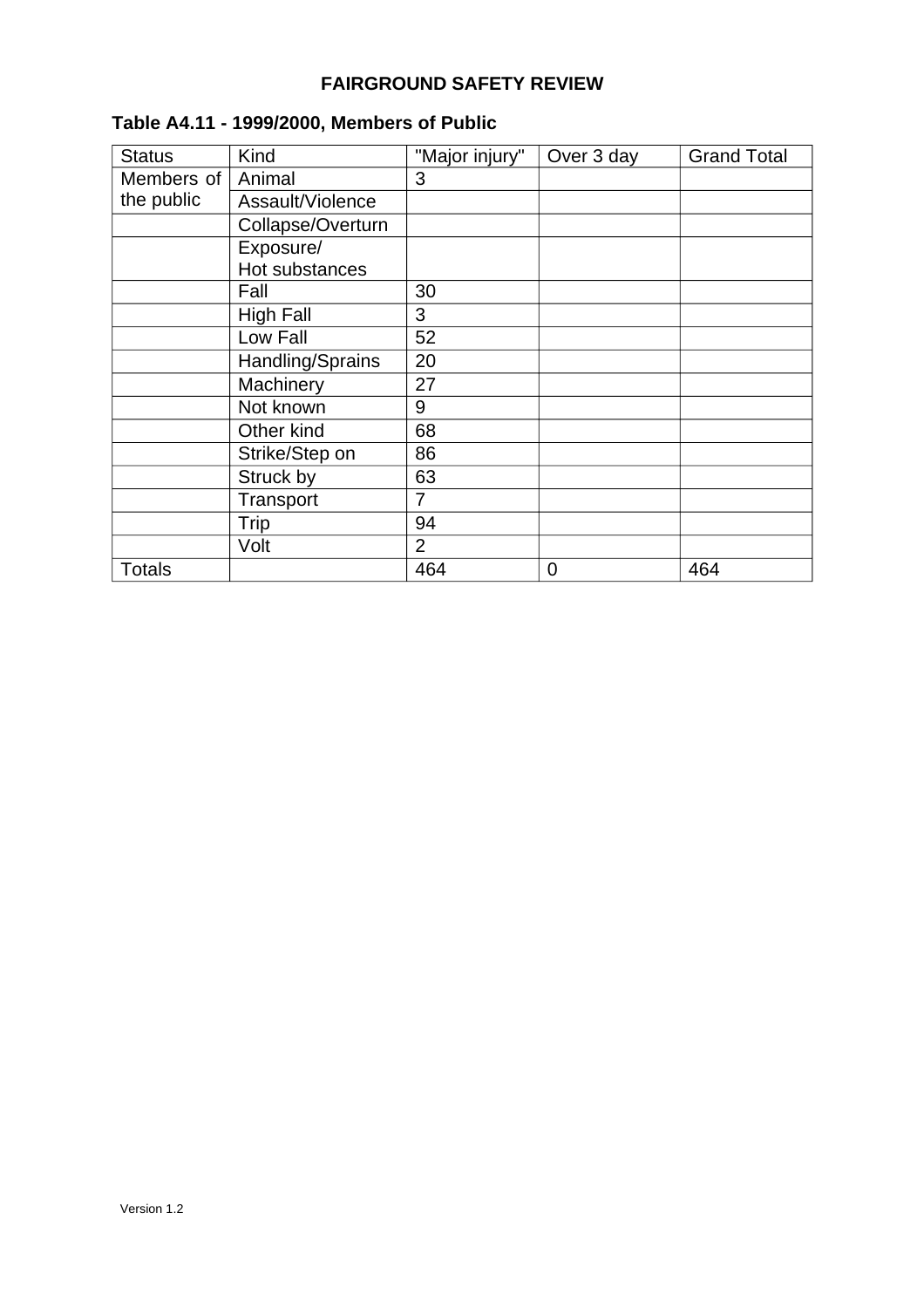# FAIRGROUND SAFETY REVIEW

### Table A4.11 - 1999/2000, Members of Public

| Status | Kind | "Major injury" | Over 3 day | Grand Total |
|---|---|---|---|---|
| Members of the public | Animal | 3 | | |
| | Assault/Violence | | | |
| | Collapse/Overturn | | | |
| | Exposure/ Hot substances | | | |
| | Fall | 30 | | |
| | High Fall | 3 | | |
| | Low Fall | 52 | | |
| | Handling/Sprains | 20 | | |
| | Machinery | 27 | | |
| | Not known | 9 | | |
| | Other kind | 68 | | |
| | Strike/Step on | 86 | | |
| | Struck by | 63 | | |
| | Transport | 7 | | |
| | Trip | 94 | | |
| | Volt | 2 | | |
| Totals | | 464 | 0 | 464 |

Version 1.2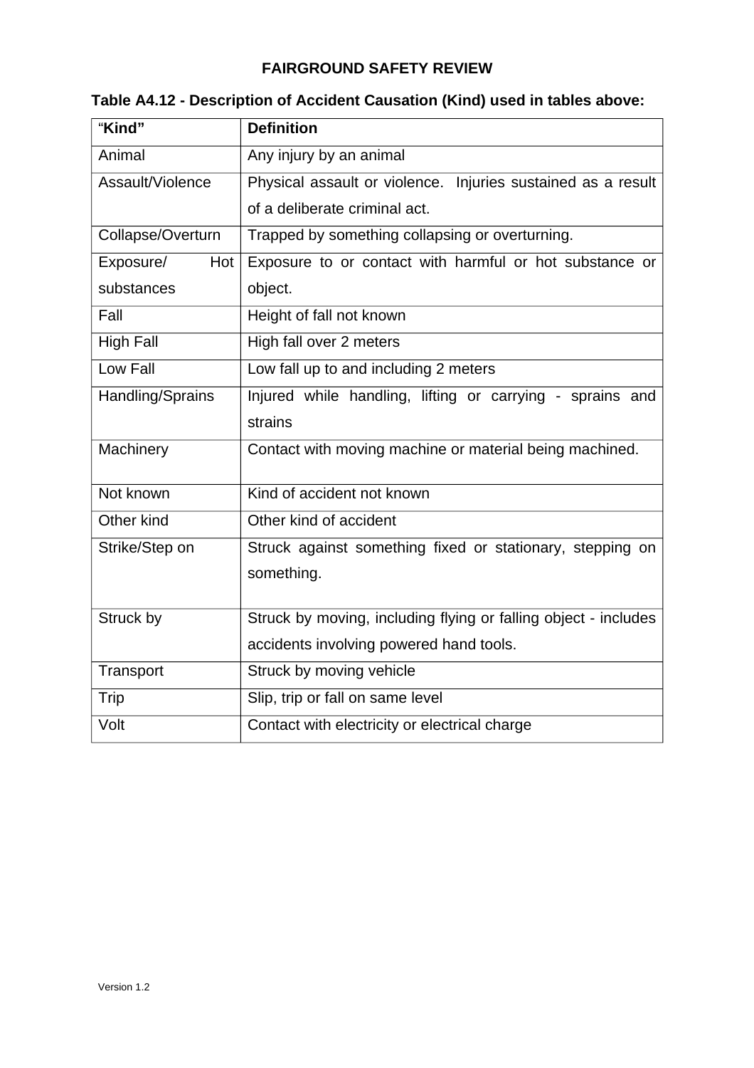# FAIRGROUND SAFETY REVIEW

**Table A4.12 - Description of Accident Causation (Kind) used in tables above:**

| "**Kind**" | **Definition** |
|---|---|
| Animal | Any injury by an animal |
| Assault/Violence | Physical assault or violence. Injuries sustained as a result of a deliberate criminal act. |
| Collapse/Overturn | Trapped by something collapsing or overturning. |
| Exposure/ Hot substances | Exposure to or contact with harmful or hot substance or object. |
| Fall | Height of fall not known |
| High Fall | High fall over 2 meters |
| Low Fall | Low fall up to and including 2 meters |
| Handling/Sprains | Injured while handling, lifting or carrying - sprains and strains |
| Machinery | Contact with moving machine or material being machined. |
| Not known | Kind of accident not known |
| Other kind | Other kind of accident |
| Strike/Step on | Struck against something fixed or stationary, stepping on something. |
| Struck by | Struck by moving, including flying or falling object - includes accidents involving powered hand tools. |
| Transport | Struck by moving vehicle |
| Trip | Slip, trip or fall on same level |
| Volt | Contact with electricity or electrical charge |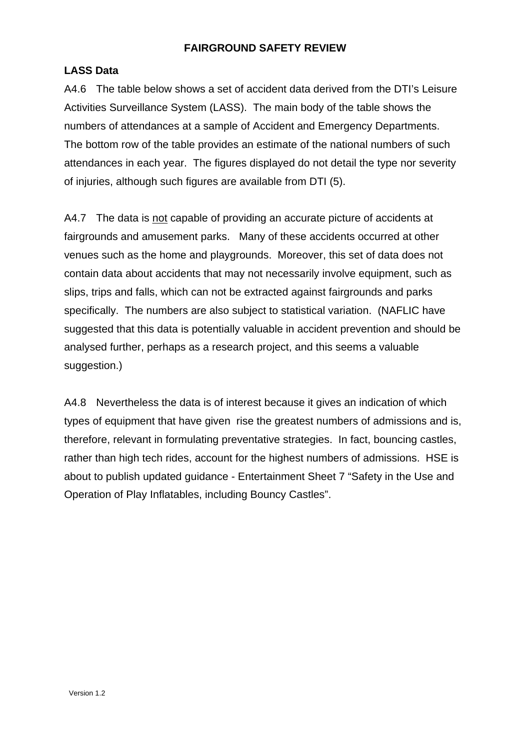**LASS Data**

A4.6 The table below shows a set of accident data derived from the DTI's Leisure Activities Surveillance System (LASS). The main body of the table shows the numbers of attendances at a sample of Accident and Emergency Departments. The bottom row of the table provides an estimate of the national numbers of such attendances in each year. The figures displayed do not detail the type nor severity of injuries, although such figures are available from DTI (5).

A4.7 The data is not capable of providing an accurate picture of accidents at fairgrounds and amusement parks. Many of these accidents occurred at other venues such as the home and playgrounds. Moreover, this set of data does not contain data about accidents that may not necessarily involve equipment, such as slips, trips and falls, which can not be extracted against fairgrounds and parks specifically. The numbers are also subject to statistical variation. (NAFLIC have suggested that this data is potentially valuable in accident prevention and should be analysed further, perhaps as a research project, and this seems a valuable suggestion.)

A4.8 Nevertheless the data is of interest because it gives an indication of which types of equipment that have given rise the greatest numbers of admissions and is, therefore, relevant in formulating preventative strategies. In fact, bouncing castles, rather than high tech rides, account for the highest numbers of admissions. HSE is about to publish updated guidance - Entertainment Sheet 7 "Safety in the Use and Operation of Play Inflatables, including Bouncy Castles".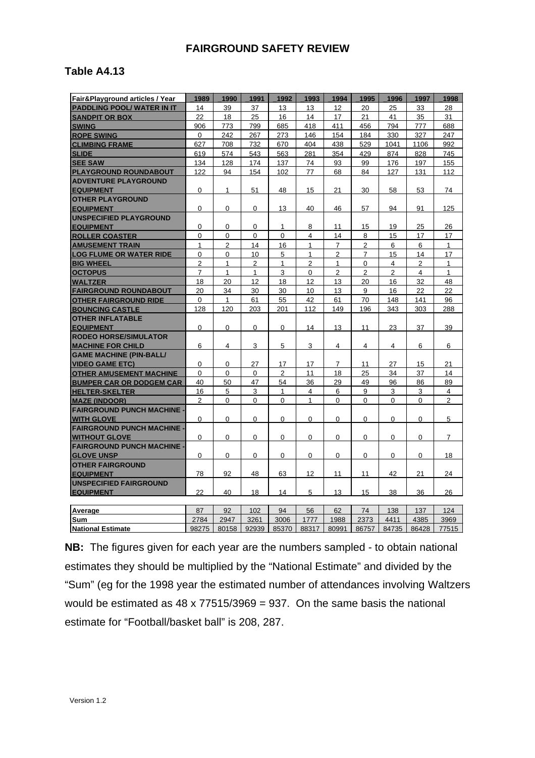## FAIRGROUND SAFETY REVIEW

### Table A4.13

| Fair&Playground articles / Year | 1989 | 1990 | 1991 | 1992 | 1993 | 1994 | 1995 | 1996 | 1997 | 1998 |
|---|---|---|---|---|---|---|---|---|---|---|
| PADDLING POOL/ WATER IN IT | 14 | 39 | 37 | 13 | 13 | 12 | 20 | 25 | 33 | 28 |
| SANDPIT OR BOX | 22 | 18 | 25 | 16 | 14 | 17 | 21 | 41 | 35 | 31 |
| SWING | 906 | 773 | 799 | 685 | 418 | 411 | 456 | 794 | 777 | 688 |
| ROPE SWING | 0 | 242 | 267 | 273 | 146 | 154 | 184 | 330 | 327 | 247 |
| CLIMBING FRAME | 627 | 708 | 732 | 670 | 404 | 438 | 529 | 1041 | 1106 | 992 |
| SLIDE | 619 | 574 | 543 | 563 | 281 | 354 | 429 | 874 | 828 | 745 |
| SEE SAW | 134 | 128 | 174 | 137 | 74 | 93 | 99 | 176 | 197 | 155 |
| PLAYGROUND ROUNDABOUT | 122 | 94 | 154 | 102 | 77 | 68 | 84 | 127 | 131 | 112 |
| ADVENTURE PLAYGROUND EQUIPMENT | 0 | 1 | 51 | 48 | 15 | 21 | 30 | 58 | 53 | 74 |
| OTHER PLAYGROUND EQUIPMENT | 0 | 0 | 0 | 13 | 40 | 46 | 57 | 94 | 91 | 125 |
| UNSPECIFIED PLAYGROUND EQUIPMENT | 0 | 0 | 0 | 1 | 8 | 11 | 15 | 19 | 25 | 26 |
| ROLLER COASTER | 0 | 0 | 0 | 0 | 4 | 14 | 8 | 15 | 17 | 17 |
| AMUSEMENT TRAIN | 1 | 2 | 14 | 16 | 1 | 7 | 2 | 6 | 6 | 1 |
| LOG FLUME OR WATER RIDE | 0 | 0 | 10 | 5 | 1 | 2 | 7 | 15 | 14 | 17 |
| BIG WHEEL | 2 | 1 | 2 | 1 | 2 | 1 | 0 | 4 | 2 | 1 |
| OCTOPUS | 7 | 1 | 1 | 3 | 0 | 2 | 2 | 2 | 4 | 1 |
| WALTZER | 18 | 20 | 12 | 18 | 12 | 13 | 20 | 16 | 32 | 48 |
| FAIRGROUND ROUNDABOUT | 20 | 34 | 30 | 30 | 10 | 13 | 9 | 16 | 22 | 22 |
| OTHER FAIRGROUND RIDE | 0 | 1 | 61 | 55 | 42 | 61 | 70 | 148 | 141 | 96 |
| BOUNCING CASTLE | 128 | 120 | 203 | 201 | 112 | 149 | 196 | 343 | 303 | 288 |
| OTHER INFLATABLE EQUIPMENT | 0 | 0 | 0 | 0 | 14 | 13 | 11 | 23 | 37 | 39 |
| RODEO HORSE/SIMULATOR MACHINE FOR CHILD | 6 | 4 | 3 | 5 | 3 | 4 | 4 | 4 | 6 | 6 |
| GAME MACHINE (PIN-BALL/ VIDEO GAME ETC) | 0 | 0 | 27 | 17 | 17 | 7 | 11 | 27 | 15 | 21 |
| OTHER AMUSEMENT MACHINE | 0 | 0 | 0 | 2 | 11 | 18 | 25 | 34 | 37 | 14 |
| BUMPER CAR OR DODGEM CAR | 40 | 50 | 47 | 54 | 36 | 29 | 49 | 96 | 86 | 89 |
| HELTER-SKELTER | 16 | 5 | 3 | 1 | 4 | 6 | 9 | 3 | 3 | 4 |
| MAZE (INDOOR) | 2 | 0 | 0 | 0 | 1 | 0 | 0 | 0 | 0 | 2 |
| FAIRGROUND PUNCH MACHINE - WITH GLOVE | 0 | 0 | 0 | 0 | 0 | 0 | 0 | 0 | 0 | 5 |
| FAIRGROUND PUNCH MACHINE - WITHOUT GLOVE | 0 | 0 | 0 | 0 | 0 | 0 | 0 | 0 | 0 | 7 |
| FAIRGROUND PUNCH MACHINE - GLOVE UNSP | 0 | 0 | 0 | 0 | 0 | 0 | 0 | 0 | 0 | 18 |
| OTHER FAIRGROUND EQUIPMENT | 78 | 92 | 48 | 63 | 12 | 11 | 11 | 42 | 21 | 24 |
| UNSPECIFIED FAIRGROUND EQUIPMENT | 22 | 40 | 18 | 14 | 5 | 13 | 15 | 38 | 36 | 26 |
| Average | 87 | 92 | 102 | 94 | 56 | 62 | 74 | 138 | 137 | 124 |
| Sum | 2784 | 2947 | 3261 | 3006 | 1777 | 1988 | 2373 | 4411 | 4385 | 3969 |
| National Estimate | 98275 | 80158 | 92939 | 85370 | 88317 | 80991 | 86757 | 84735 | 86428 | 77515 |

**NB:** The figures given for each year are the numbers sampled - to obtain national estimates they should be multiplied by the "National Estimate" and divided by the "Sum" (eg for the 1998 year the estimated number of attendances involving Waltzers would be estimated as 48 x 77515/3969 = 937. On the same basis the national estimate for "Football/basket ball" is 208, 287.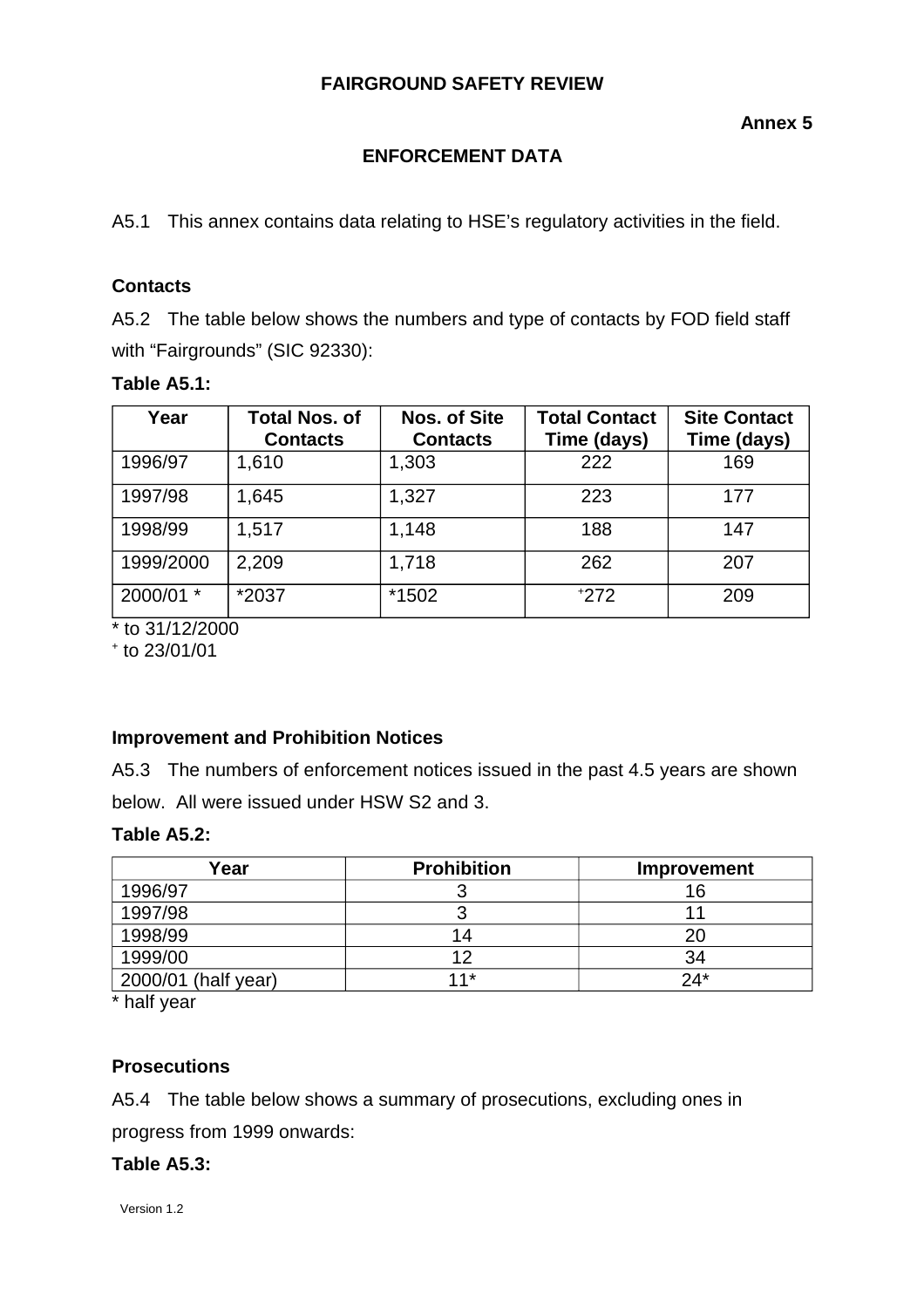FAIRGROUND SAFETY REVIEW

**Annex 5**

**ENFORCEMENT DATA**

A5.1 This annex contains data relating to HSE's regulatory activities in the field.

**Contacts**

A5.2 The table below shows the numbers and type of contacts by FOD field staff with "Fairgrounds" (SIC 92330):

**Table A5.1:**

| Year | Total Nos. of Contacts | Nos. of Site Contacts | Total Contact Time (days) | Site Contact Time (days) |
|---|---|---|---|---|
| 1996/97 | 1,610 | 1,303 | 222 | 169 |
| 1997/98 | 1,645 | 1,327 | 223 | 177 |
| 1998/99 | 1,517 | 1,148 | 188 | 147 |
| 1999/2000 | 2,209 | 1,718 | 262 | 207 |
| 2000/01 * | *2037 | *1502 | +272 | 209 |

\* to 31/12/2000
\+ to 23/01/01

**Improvement and Prohibition Notices**

A5.3 The numbers of enforcement notices issued in the past 4.5 years are shown below. All were issued under HSW S2 and 3.

**Table A5.2:**

| Year | Prohibition | Improvement |
|---|---|---|
| 1996/97 | 3 | 16 |
| 1997/98 | 3 | 11 |
| 1998/99 | 14 | 20 |
| 1999/00 | 12 | 34 |
| 2000/01 (half year) | 11* | 24* |

\* half year

**Prosecutions**

A5.4 The table below shows a summary of prosecutions, excluding ones in progress from 1999 onwards:

**Table A5.3:**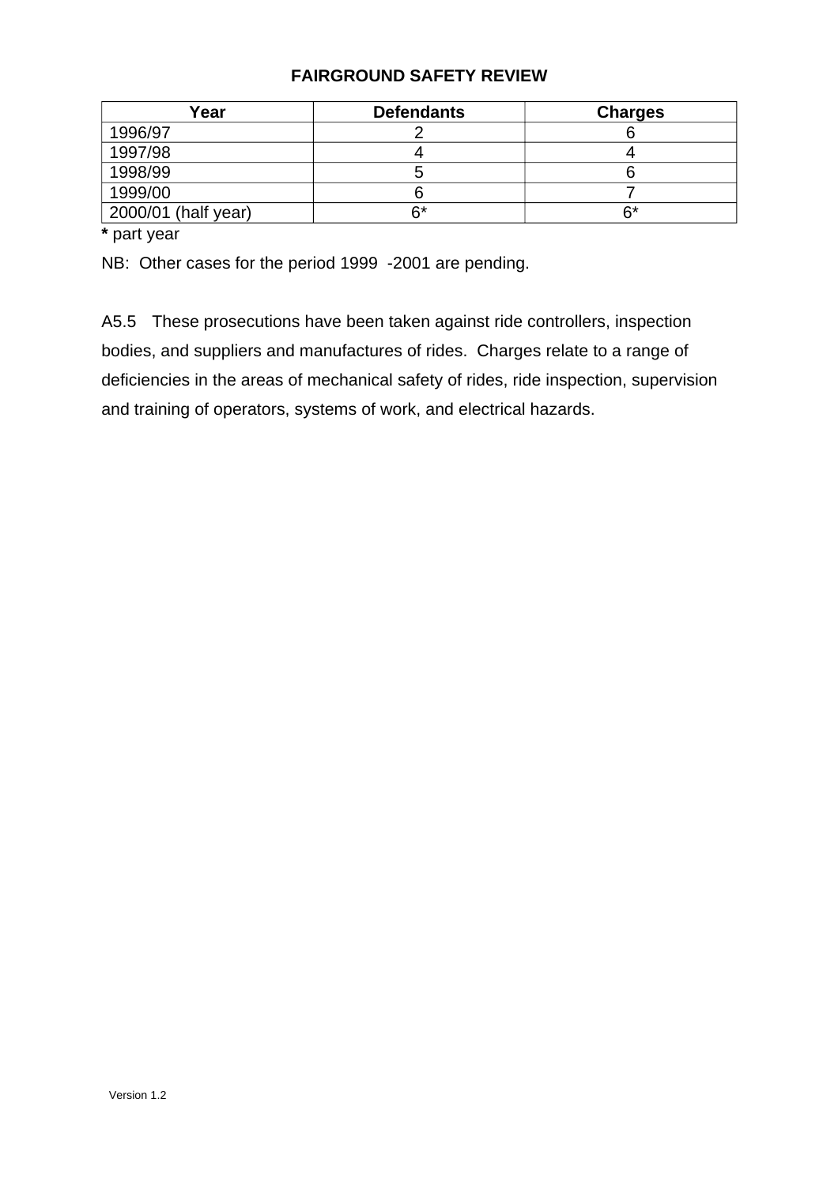| Year | Defendants | Charges |
|---|---|---|
| 1996/97 | 2 | 6 |
| 1997/98 | 4 | 4 |
| 1998/99 | 5 | 6 |
| 1999/00 | 6 | 7 |
| 2000/01 (half year) | 6* | 6* |

**\*** part year

NB: Other cases for the period 1999 -2001 are pending.

A5.5 These prosecutions have been taken against ride controllers, inspection bodies, and suppliers and manufactures of rides. Charges relate to a range of deficiencies in the areas of mechanical safety of rides, ride inspection, supervision and training of operators, systems of work, and electrical hazards.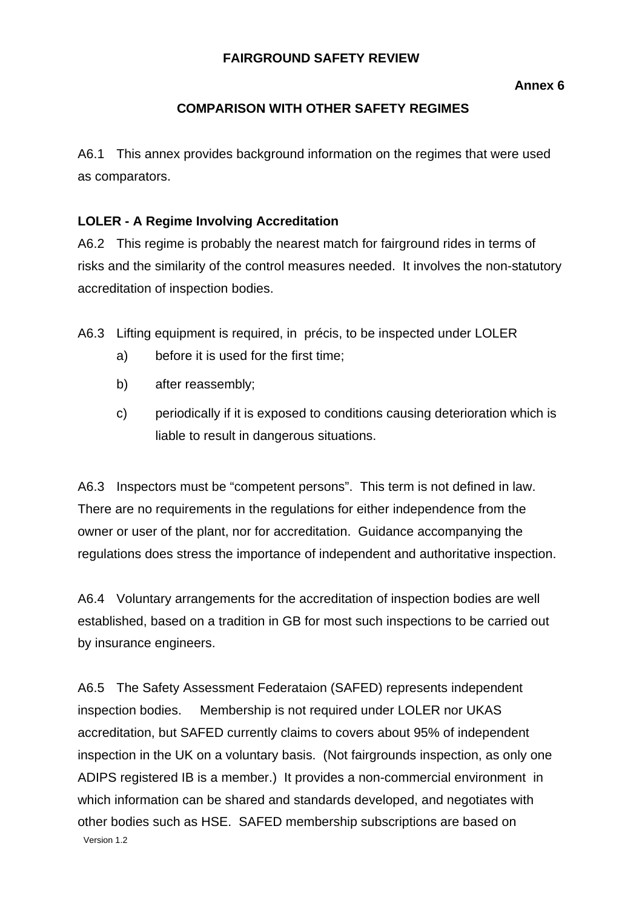**FAIRGROUND SAFETY REVIEW**

**Annex 6**

**COMPARISON WITH OTHER SAFETY REGIMES**

A6.1 This annex provides background information on the regimes that were used as comparators.

**LOLER - A Regime Involving Accreditation**

A6.2 This regime is probably the nearest match for fairground rides in terms of risks and the similarity of the control measures needed. It involves the non-statutory accreditation of inspection bodies.

A6.3 Lifting equipment is required, in précis, to be inspected under LOLER

a) before it is used for the first time;

b) after reassembly;

c) periodically if it is exposed to conditions causing deterioration which is liable to result in dangerous situations.

A6.3 Inspectors must be "competent persons". This term is not defined in law. There are no requirements in the regulations for either independence from the owner or user of the plant, nor for accreditation. Guidance accompanying the regulations does stress the importance of independent and authoritative inspection.

A6.4 Voluntary arrangements for the accreditation of inspection bodies are well established, based on a tradition in GB for most such inspections to be carried out by insurance engineers.

A6.5 The Safety Assessment Federataion (SAFED) represents independent inspection bodies. Membership is not required under LOLER nor UKAS accreditation, but SAFED currently claims to covers about 95% of independent inspection in the UK on a voluntary basis. (Not fairgrounds inspection, as only one ADIPS registered IB is a member.) It provides a non-commercial environment in which information can be shared and standards developed, and negotiates with other bodies such as HSE. SAFED membership subscriptions are based on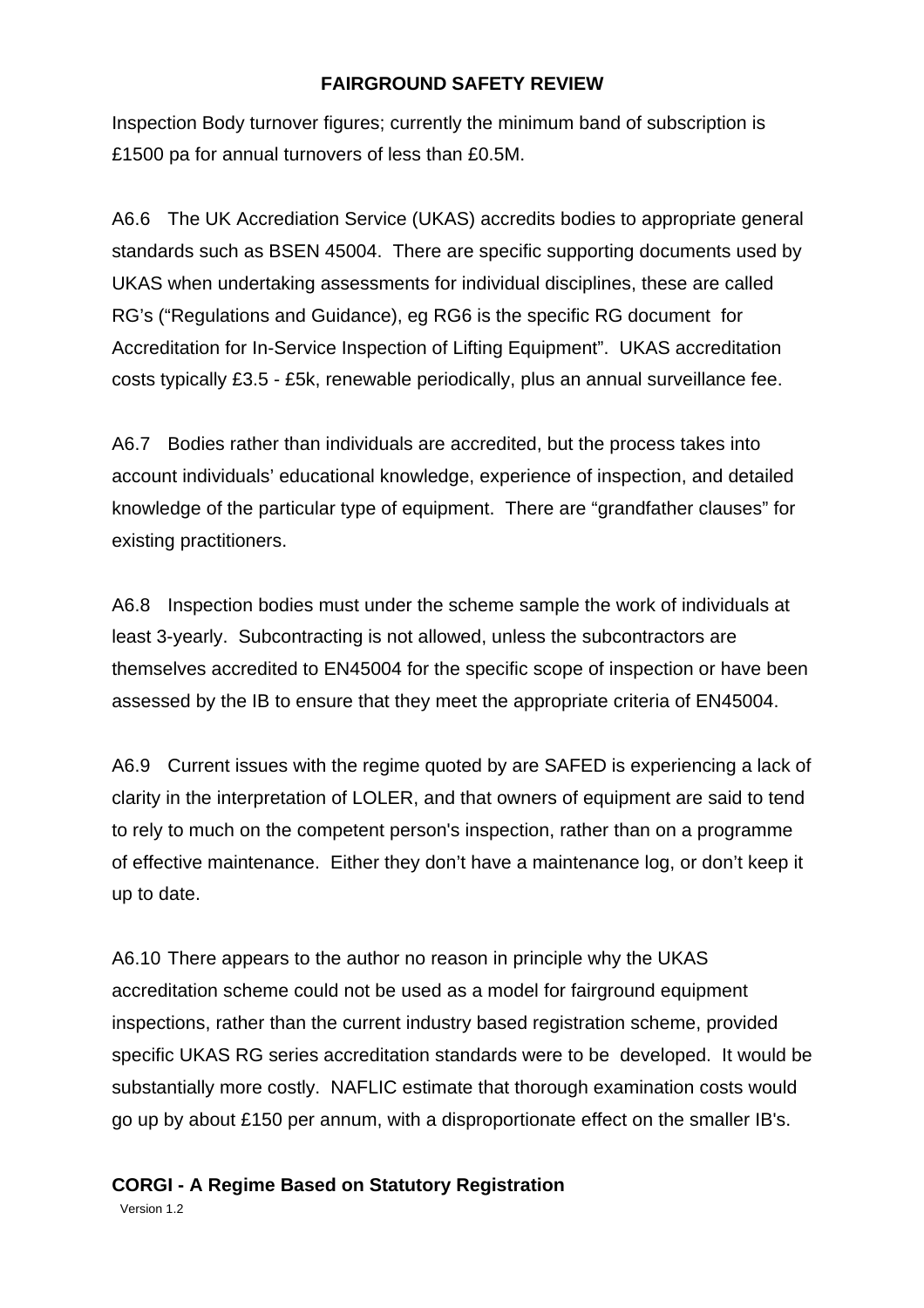Inspection Body turnover figures; currently the minimum band of subscription is £1500 pa for annual turnovers of less than £0.5M.

A6.6 The UK Accrediation Service (UKAS) accredits bodies to appropriate general standards such as BSEN 45004. There are specific supporting documents used by UKAS when undertaking assessments for individual disciplines, these are called RG's ("Regulations and Guidance), eg RG6 is the specific RG document for Accreditation for In-Service Inspection of Lifting Equipment". UKAS accreditation costs typically £3.5 - £5k, renewable periodically, plus an annual surveillance fee.

A6.7 Bodies rather than individuals are accredited, but the process takes into account individuals' educational knowledge, experience of inspection, and detailed knowledge of the particular type of equipment. There are "grandfather clauses" for existing practitioners.

A6.8 Inspection bodies must under the scheme sample the work of individuals at least 3-yearly. Subcontracting is not allowed, unless the subcontractors are themselves accredited to EN45004 for the specific scope of inspection or have been assessed by the IB to ensure that they meet the appropriate criteria of EN45004.

A6.9 Current issues with the regime quoted by are SAFED is experiencing a lack of clarity in the interpretation of LOLER, and that owners of equipment are said to tend to rely to much on the competent person's inspection, rather than on a programme of effective maintenance. Either they don't have a maintenance log, or don't keep it up to date.

A6.10 There appears to the author no reason in principle why the UKAS accreditation scheme could not be used as a model for fairground equipment inspections, rather than the current industry based registration scheme, provided specific UKAS RG series accreditation standards were to be developed. It would be substantially more costly. NAFLIC estimate that thorough examination costs would go up by about £150 per annum, with a disproportionate effect on the smaller IB's.

**CORGI - A Regime Based on Statutory Registration**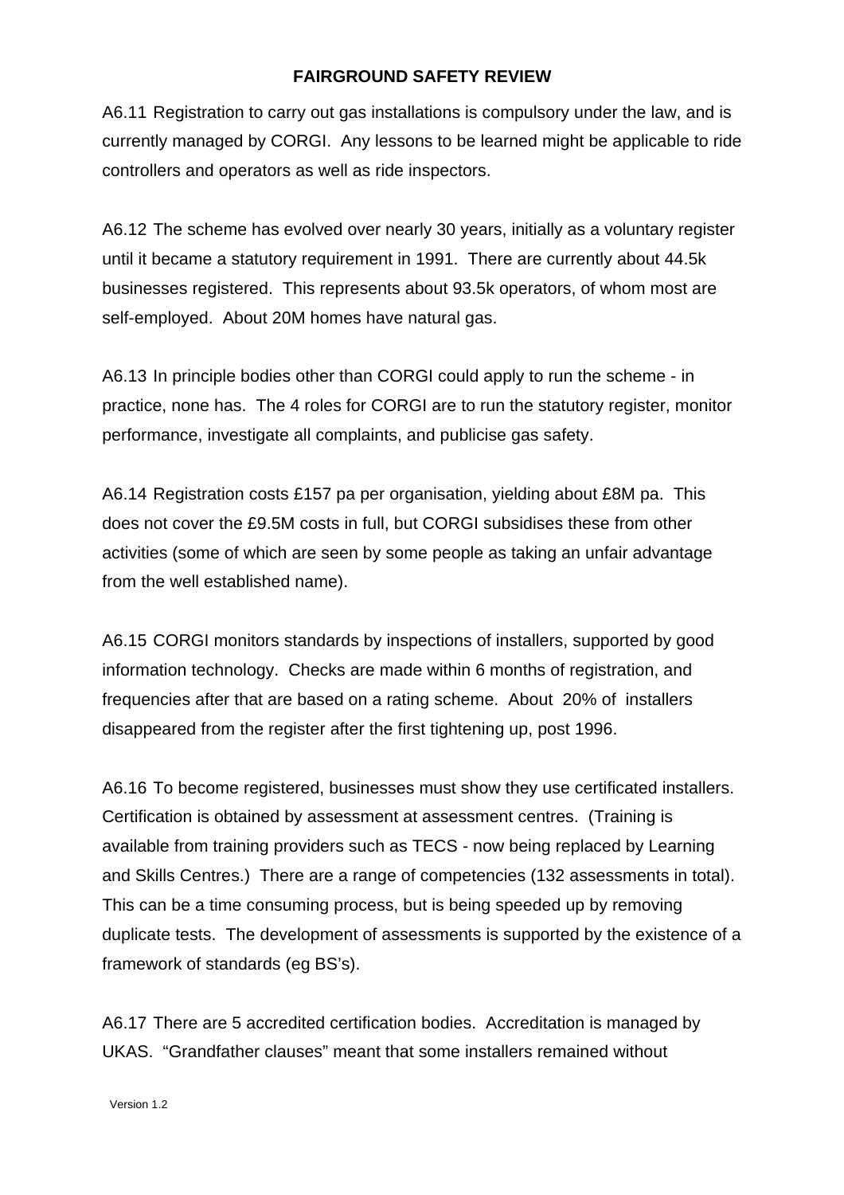A6.11 Registration to carry out gas installations is compulsory under the law, and is currently managed by CORGI. Any lessons to be learned might be applicable to ride controllers and operators as well as ride inspectors.

A6.12 The scheme has evolved over nearly 30 years, initially as a voluntary register until it became a statutory requirement in 1991. There are currently about 44.5k businesses registered. This represents about 93.5k operators, of whom most are self-employed. About 20M homes have natural gas.

A6.13 In principle bodies other than CORGI could apply to run the scheme - in practice, none has. The 4 roles for CORGI are to run the statutory register, monitor performance, investigate all complaints, and publicise gas safety.

A6.14 Registration costs £157 pa per organisation, yielding about £8M pa. This does not cover the £9.5M costs in full, but CORGI subsidises these from other activities (some of which are seen by some people as taking an unfair advantage from the well established name).

A6.15 CORGI monitors standards by inspections of installers, supported by good information technology. Checks are made within 6 months of registration, and frequencies after that are based on a rating scheme. About 20% of installers disappeared from the register after the first tightening up, post 1996.

A6.16 To become registered, businesses must show they use certificated installers. Certification is obtained by assessment at assessment centres. (Training is available from training providers such as TECS - now being replaced by Learning and Skills Centres.) There are a range of competencies (132 assessments in total). This can be a time consuming process, but is being speeded up by removing duplicate tests. The development of assessments is supported by the existence of a framework of standards (eg BS's).

A6.17 There are 5 accredited certification bodies. Accreditation is managed by UKAS. "Grandfather clauses" meant that some installers remained without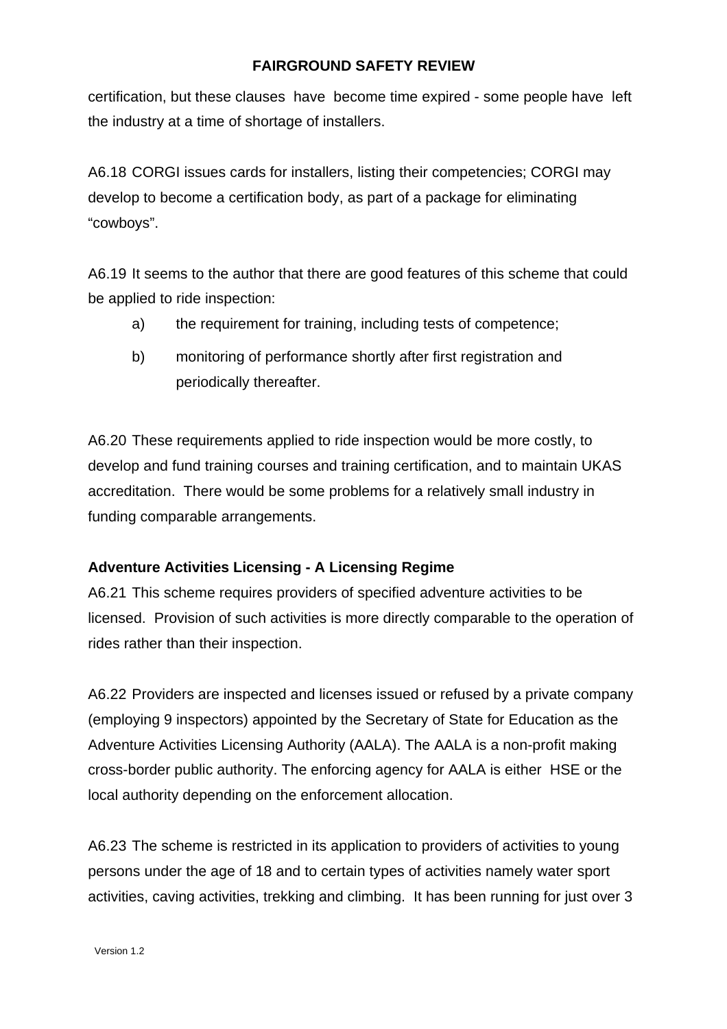certification, but these clauses have become time expired - some people have left the industry at a time of shortage of installers.

A6.18 CORGI issues cards for installers, listing their competencies; CORGI may develop to become a certification body, as part of a package for eliminating "cowboys".

A6.19 It seems to the author that there are good features of this scheme that could be applied to ride inspection:

a) the requirement for training, including tests of competence;

b) monitoring of performance shortly after first registration and periodically thereafter.

A6.20 These requirements applied to ride inspection would be more costly, to develop and fund training courses and training certification, and to maintain UKAS accreditation. There would be some problems for a relatively small industry in funding comparable arrangements.

**Adventure Activities Licensing - A Licensing Regime**

A6.21 This scheme requires providers of specified adventure activities to be licensed. Provision of such activities is more directly comparable to the operation of rides rather than their inspection.

A6.22 Providers are inspected and licenses issued or refused by a private company (employing 9 inspectors) appointed by the Secretary of State for Education as the Adventure Activities Licensing Authority (AALA). The AALA is a non-profit making cross-border public authority. The enforcing agency for AALA is either HSE or the local authority depending on the enforcement allocation.

A6.23 The scheme is restricted in its application to providers of activities to young persons under the age of 18 and to certain types of activities namely water sport activities, caving activities, trekking and climbing. It has been running for just over 3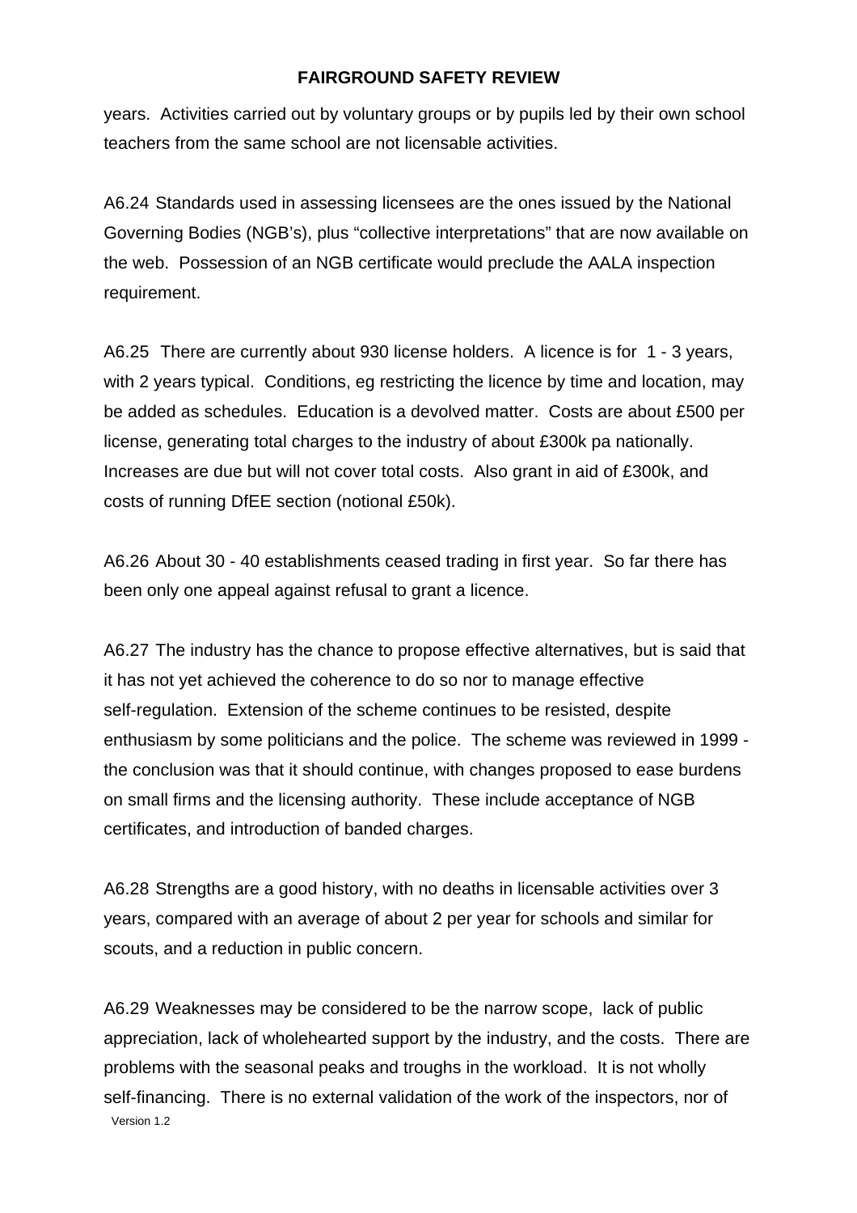years.  Activities carried out by voluntary groups or by pupils led by their own school teachers from the same school are not licensable activities.

A6.24 Standards used in assessing licensees are the ones issued by the National Governing Bodies (NGB's), plus "collective interpretations" that are now available on the web.  Possession of an NGB certificate would preclude the AALA inspection requirement.

A6.25  There are currently about 930 license holders.  A licence is for  1 - 3 years, with 2 years typical.  Conditions, eg restricting the licence by time and location, may be added as schedules.  Education is a devolved matter.  Costs are about £500 per license, generating total charges to the industry of about £300k pa nationally.  Increases are due but will not cover total costs.  Also grant in aid of £300k, and costs of running DfEE section (notional £50k).

A6.26 About 30 - 40 establishments ceased trading in first year.  So far there has been only one appeal against refusal to grant a licence.

A6.27 The industry has the chance to propose effective alternatives, but is said that it has not yet achieved the coherence to do so nor to manage effective self-regulation.  Extension of the scheme continues to be resisted, despite enthusiasm by some politicians and the police.  The scheme was reviewed in 1999 - the conclusion was that it should continue, with changes proposed to ease burdens on small firms and the licensing authority.  These include acceptance of NGB certificates, and introduction of banded charges.

A6.28 Strengths are a good history, with no deaths in licensable activities over 3 years, compared with an average of about 2 per year for schools and similar for scouts, and a reduction in public concern.

A6.29 Weaknesses may be considered to be the narrow scope,  lack of public appreciation, lack of wholehearted support by the industry, and the costs.  There are problems with the seasonal peaks and troughs in the workload.  It is not wholly self-financing.  There is no external validation of the work of the inspectors, nor of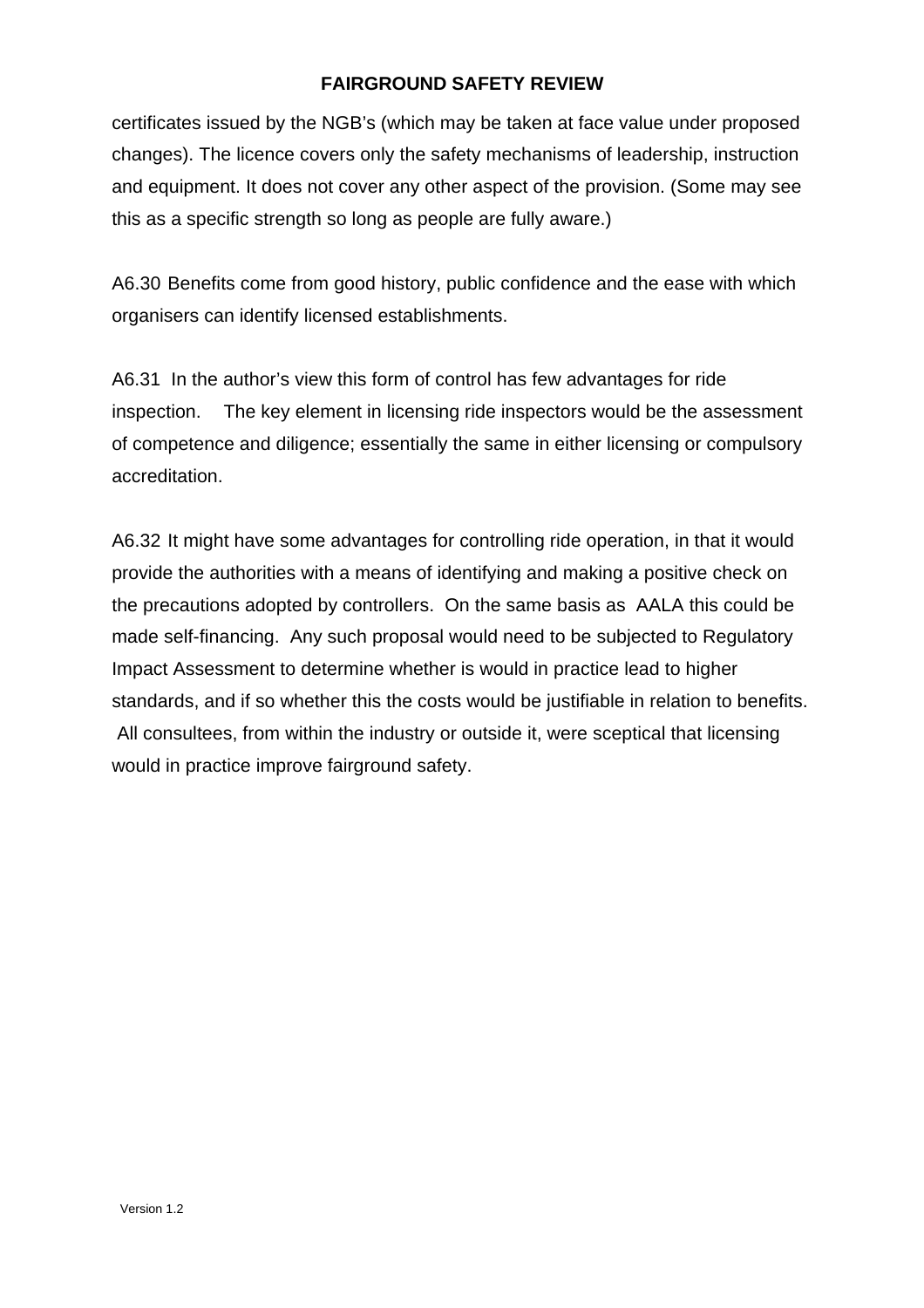certificates issued by the NGB's (which may be taken at face value under proposed changes). The licence covers only the safety mechanisms of leadership, instruction and equipment. It does not cover any other aspect of the provision. (Some may see this as a specific strength so long as people are fully aware.)

A6.30 Benefits come from good history, public confidence and the ease with which organisers can identify licensed establishments.

A6.31 In the author's view this form of control has few advantages for ride inspection. The key element in licensing ride inspectors would be the assessment of competence and diligence; essentially the same in either licensing or compulsory accreditation.

A6.32 It might have some advantages for controlling ride operation, in that it would provide the authorities with a means of identifying and making a positive check on the precautions adopted by controllers. On the same basis as AALA this could be made self-financing. Any such proposal would need to be subjected to Regulatory Impact Assessment to determine whether is would in practice lead to higher standards, and if so whether this the costs would be justifiable in relation to benefits. All consultees, from within the industry or outside it, were sceptical that licensing would in practice improve fairground safety.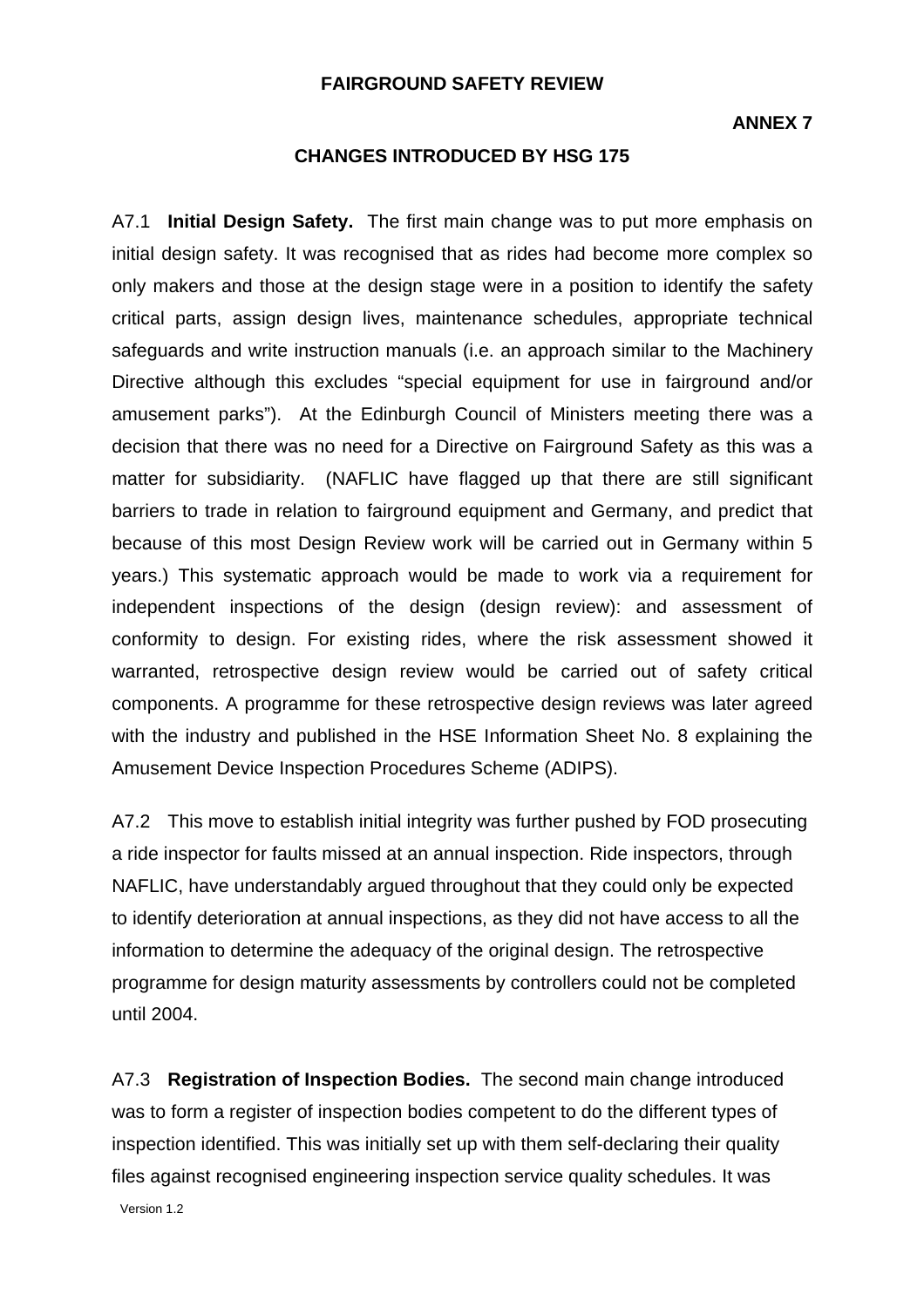**FAIRGROUND SAFETY REVIEW**

**ANNEX 7**

**CHANGES INTRODUCED BY HSG 175**

A7.1 **Initial Design Safety.** The first main change was to put more emphasis on initial design safety. It was recognised that as rides had become more complex so only makers and those at the design stage were in a position to identify the safety critical parts, assign design lives, maintenance schedules, appropriate technical safeguards and write instruction manuals (i.e. an approach similar to the Machinery Directive although this excludes "special equipment for use in fairground and/or amusement parks"). At the Edinburgh Council of Ministers meeting there was a decision that there was no need for a Directive on Fairground Safety as this was a matter for subsidiarity. (NAFLIC have flagged up that there are still significant barriers to trade in relation to fairground equipment and Germany, and predict that because of this most Design Review work will be carried out in Germany within 5 years.) This systematic approach would be made to work via a requirement for independent inspections of the design (design review): and assessment of conformity to design. For existing rides, where the risk assessment showed it warranted, retrospective design review would be carried out of safety critical components. A programme for these retrospective design reviews was later agreed with the industry and published in the HSE Information Sheet No. 8 explaining the Amusement Device Inspection Procedures Scheme (ADIPS).

A7.2 This move to establish initial integrity was further pushed by FOD prosecuting a ride inspector for faults missed at an annual inspection. Ride inspectors, through NAFLIC, have understandably argued throughout that they could only be expected to identify deterioration at annual inspections, as they did not have access to all the information to determine the adequacy of the original design. The retrospective programme for design maturity assessments by controllers could not be completed until 2004.

A7.3 **Registration of Inspection Bodies.** The second main change introduced was to form a register of inspection bodies competent to do the different types of inspection identified. This was initially set up with them self-declaring their quality files against recognised engineering inspection service quality schedules. It was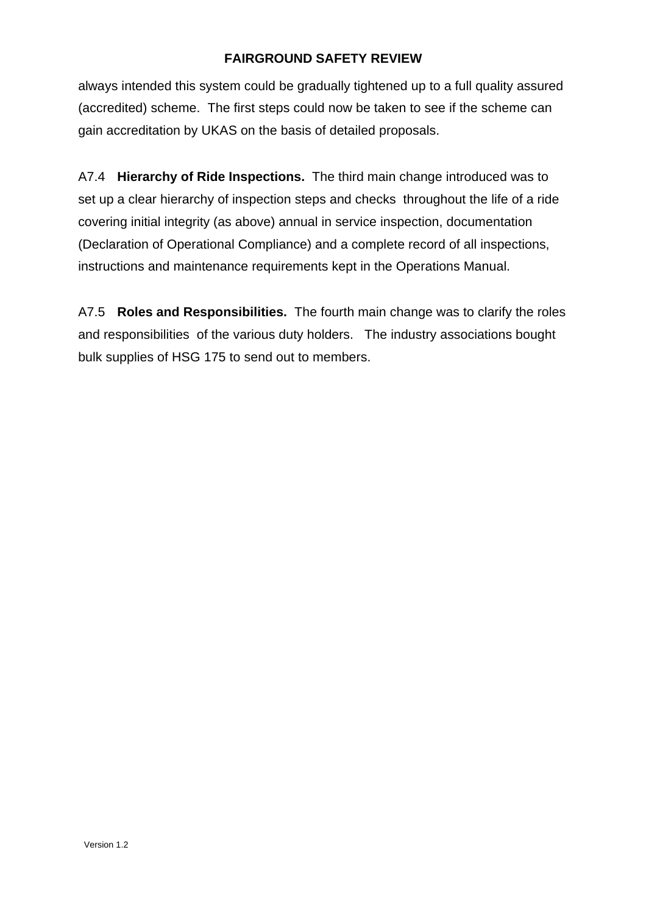always intended this system could be gradually tightened up to a full quality assured (accredited) scheme.  The first steps could now be taken to see if the scheme can gain accreditation by UKAS on the basis of detailed proposals.

A7.4   **Hierarchy of Ride Inspections.**  The third main change introduced was to set up a clear hierarchy of inspection steps and checks  throughout the life of a ride covering initial integrity (as above) annual in service inspection, documentation (Declaration of Operational Compliance) and a complete record of all inspections, instructions and maintenance requirements kept in the Operations Manual.

A7.5   **Roles and Responsibilities.**  The fourth main change was to clarify the roles and responsibilities  of the various duty holders.   The industry associations bought bulk supplies of HSG 175 to send out to members.